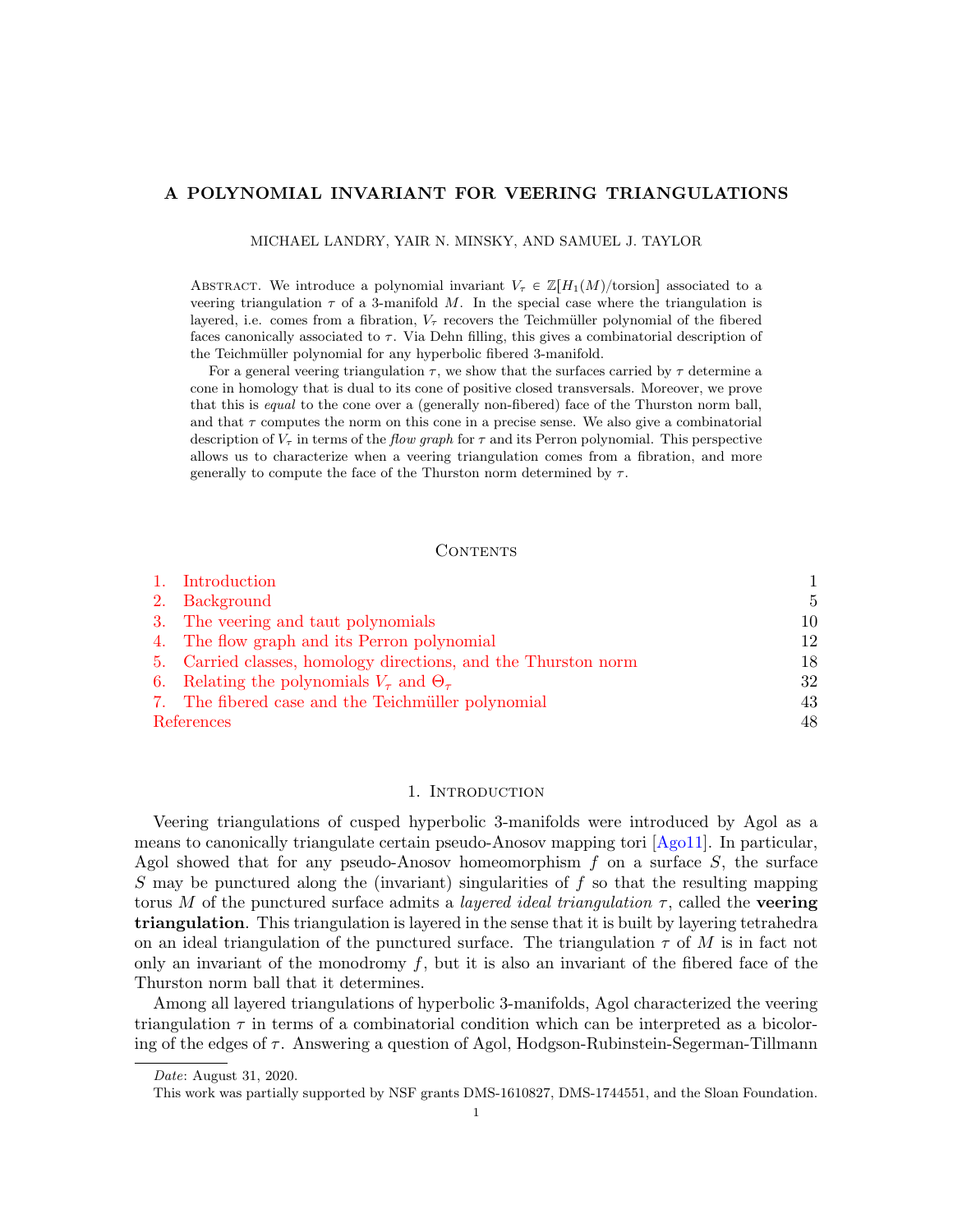# A POLYNOMIAL INVARIANT FOR VEERING TRIANGULATIONS

MICHAEL LANDRY, YAIR N. MINSKY, AND SAMUEL J. TAYLOR

Abstract. We introduce a polynomial invariant $V_\tau \in \mathbb{Z}[H_1(M)/\text{torsion}]$ associated to a veering triangulation $\tau$ of a 3-manifold $M$. In the special case where the triangulation is layered, i.e. comes from a fibration, $V_\tau$ recovers the Teichmüller polynomial of the fibered faces canonically associated to $\tau$. Via Dehn filling, this gives a combinatorial description of the Teichmüller polynomial for any hyperbolic fibered 3-manifold.

For a general veering triangulation $\tau$, we show that the surfaces carried by $\tau$ determine a cone in homology that is dual to its cone of positive closed transversals. Moreover, we prove that this is *equal* to the cone over a (generally non-fibered) face of the Thurston norm ball, and that $\tau$ computes the norm on this cone in a precise sense. We also give a combinatorial description of $V_\tau$ in terms of the *flow graph* for $\tau$ and its Perron polynomial. This perspective allows us to characterize when a veering triangulation comes from a fibration, and more generally to compute the face of the Thurston norm determined by $\tau$.

## Contents

1. Introduction — 1
2. Background — 5
3. The veering and taut polynomials — 10
4. The flow graph and its Perron polynomial — 12
5. Carried classes, homology directions, and the Thurston norm — 18
6. Relating the polynomials $V_\tau$ and $\Theta_\tau$ — 32
7. The fibered case and the Teichmüller polynomial — 43

References — 48

## 1. Introduction

Veering triangulations of cusped hyperbolic 3-manifolds were introduced by Agol as a means to canonically triangulate certain pseudo-Anosov mapping tori [Ago11]. In particular, Agol showed that for any pseudo-Anosov homeomorphism $f$ on a surface $S$, the surface $S$ may be punctured along the (invariant) singularities of $f$ so that the resulting mapping torus $M$ of the punctured surface admits a *layered ideal triangulation* $\tau$, called the **veering triangulation**. This triangulation is layered in the sense that it is built by layering tetrahedra on an ideal triangulation of the punctured surface. The triangulation $\tau$ of $M$ is in fact not only an invariant of the monodromy $f$, but it is also an invariant of the fibered face of the Thurston norm ball that it determines.

Among all layered triangulations of hyperbolic 3-manifolds, Agol characterized the veering triangulation $\tau$ in terms of a combinatorial condition which can be interpreted as a bicoloring of the edges of $\tau$. Answering a question of Agol, Hodgson-Rubinstein-Segerman-Tillmann

*Date*: August 31, 2020.

This work was partially supported by NSF grants DMS-1610827, DMS-1744551, and the Sloan Foundation.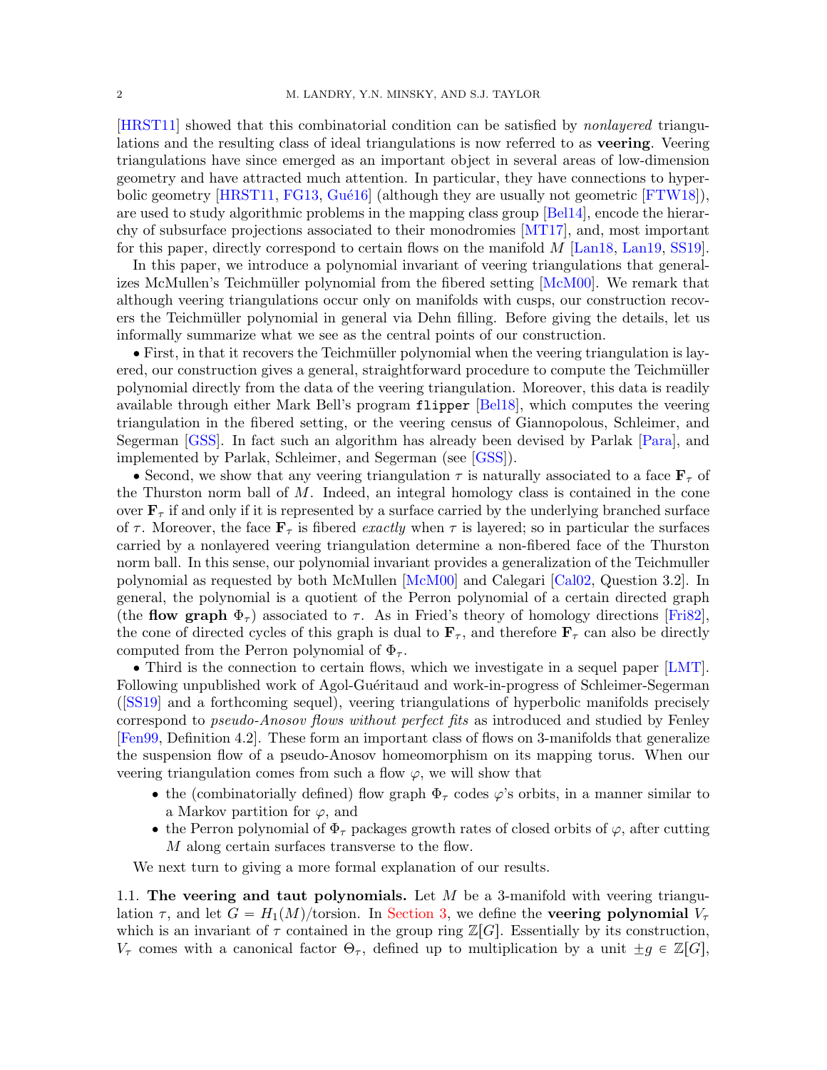[HRST11] showed that this combinatorial condition can be satisfied by *nonlayered* triangulations and the resulting class of ideal triangulations is now referred to as **veering**. Veering triangulations have since emerged as an important object in several areas of low-dimension geometry and have attracted much attention. In particular, they have connections to hyperbolic geometry [HRST11, FG13, Gué16] (although they are usually not geometric [FTW18]), are used to study algorithmic problems in the mapping class group [Bel14], encode the hierarchy of subsurface projections associated to their monodromies [MT17], and, most important for this paper, directly correspond to certain flows on the manifold $M$ [Lan18, Lan19, SS19].

In this paper, we introduce a polynomial invariant of veering triangulations that generalizes McMullen's Teichmüller polynomial from the fibered setting [McM00]. We remark that although veering triangulations occur only on manifolds with cusps, our construction recovers the Teichmüller polynomial in general via Dehn filling. Before giving the details, let us informally summarize what we see as the central points of our construction.

• First, in that it recovers the Teichmüller polynomial when the veering triangulation is layered, our construction gives a general, straightforward procedure to compute the Teichmüller polynomial directly from the data of the veering triangulation. Moreover, this data is readily available through either Mark Bell's program `flipper` [Bel18], which computes the veering triangulation in the fibered setting, or the veering census of Giannopolous, Schleimer, and Segerman [GSS]. In fact such an algorithm has already been devised by Parlak [Para], and implemented by Parlak, Schleimer, and Segerman (see [GSS]).

• Second, we show that any veering triangulation $\tau$ is naturally associated to a face $\mathbf{F}_\tau$ of the Thurston norm ball of $M$. Indeed, an integral homology class is contained in the cone over $\mathbf{F}_\tau$ if and only if it is represented by a surface carried by the underlying branched surface of $\tau$. Moreover, the face $\mathbf{F}_\tau$ is fibered *exactly* when $\tau$ is layered; so in particular the surfaces carried by a nonlayered veering triangulation determine a non-fibered face of the Thurston norm ball. In this sense, our polynomial invariant provides a generalization of the Teichmuller polynomial as requested by both McMullen [McM00] and Calegari [Cal02, Question 3.2]. In general, the polynomial is a quotient of the Perron polynomial of a certain directed graph (the **flow graph** $\Phi_\tau$) associated to $\tau$. As in Fried's theory of homology directions [Fri82], the cone of directed cycles of this graph is dual to $\mathbf{F}_\tau$, and therefore $\mathbf{F}_\tau$ can also be directly computed from the Perron polynomial of $\Phi_\tau$.

• Third is the connection to certain flows, which we investigate in a sequel paper [LMT]. Following unpublished work of Agol-Guéritaud and work-in-progress of Schleimer-Segerman ([SS19] and a forthcoming sequel), veering triangulations of hyperbolic manifolds precisely correspond to *pseudo-Anosov flows without perfect fits* as introduced and studied by Fenley [Fen99, Definition 4.2]. These form an important class of flows on 3-manifolds that generalize the suspension flow of a pseudo-Anosov homeomorphism on its mapping torus. When our veering triangulation comes from such a flow $\varphi$, we will show that

- the (combinatorially defined) flow graph $\Phi_\tau$ codes $\varphi$'s orbits, in a manner similar to a Markov partition for $\varphi$, and
- the Perron polynomial of $\Phi_\tau$ packages growth rates of closed orbits of $\varphi$, after cutting $M$ along certain surfaces transverse to the flow.

We next turn to giving a more formal explanation of our results.

## 1.1. The veering and taut polynomials.

Let $M$ be a 3-manifold with veering triangulation $\tau$, and let $G = H_1(M)/\text{torsion}$. In Section 3, we define the **veering polynomial** $V_\tau$ which is an invariant of $\tau$ contained in the group ring $\mathbb{Z}[G]$. Essentially by its construction, $V_\tau$ comes with a canonical factor $\Theta_\tau$, defined up to multiplication by a unit $\pm g \in \mathbb{Z}[G]$,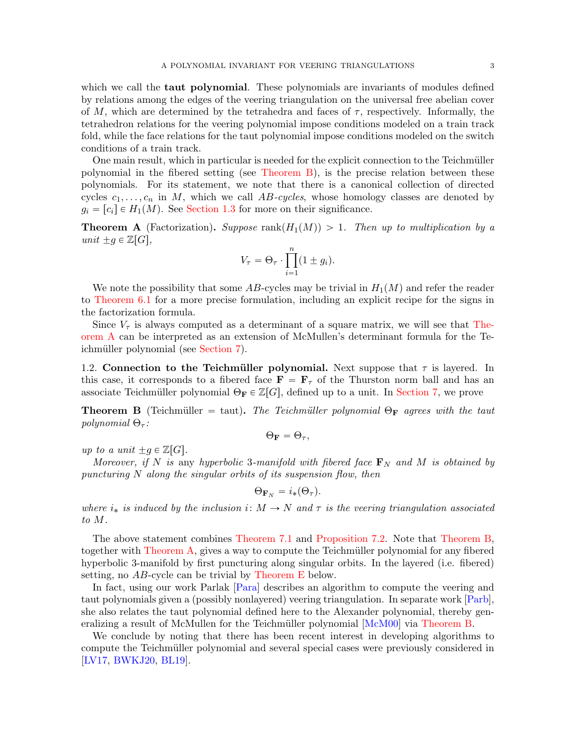which we call the **taut polynomial**. These polynomials are invariants of modules defined by relations among the edges of the veering triangulation on the universal free abelian cover of $M$, which are determined by the tetrahedra and faces of $\tau$, respectively. Informally, the tetrahedron relations for the veering polynomial impose conditions modeled on a train track fold, while the face relations for the taut polynomial impose conditions modeled on the switch conditions of a train track.

One main result, which in particular is needed for the explicit connection to the Teichmüller polynomial in the fibered setting (see Theorem B), is the precise relation between these polynomials. For its statement, we note that there is a canonical collection of directed cycles $c_1, \ldots, c_n$ in $M$, which we call *AB-cycles*, whose homology classes are denoted by $g_i = [c_i] \in H_1(M)$. See Section 1.3 for more on their significance.

**Theorem A** (Factorization)**.** *Suppose* $\mathrm{rank}(H_1(M)) > 1$. *Then up to multiplication by a unit* $\pm g \in \mathbb{Z}[G]$,

$$V_\tau = \Theta_\tau \cdot \prod_{i=1}^{n} (1 \pm g_i).$$

We note the possibility that some $AB$-cycles may be trivial in $H_1(M)$ and refer the reader to Theorem 6.1 for a more precise formulation, including an explicit recipe for the signs in the factorization formula.

Since $V_\tau$ is always computed as a determinant of a square matrix, we will see that Theorem A can be interpreted as an extension of McMullen's determinant formula for the Teichmüller polynomial (see Section 7).

1.2. **Connection to the Teichmüller polynomial.** Next suppose that $\tau$ is layered. In this case, it corresponds to a fibered face $\mathbf{F} = \mathbf{F}_\tau$ of the Thurston norm ball and has an associate Teichmüller polynomial $\Theta_{\mathbf{F}} \in \mathbb{Z}[G]$, defined up to a unit. In Section 7, we prove

**Theorem B** (Teichmüller = taut)**.** *The Teichmüller polynomial* $\Theta_{\mathbf{F}}$ *agrees with the taut polynomial* $\Theta_\tau$*:*

$$\Theta_{\mathbf{F}} = \Theta_\tau,$$

*up to a unit* $\pm g \in \mathbb{Z}[G]$.

*Moreover, if* $N$ *is* any *hyperbolic* 3*-manifold with fibered face* $\mathbf{F}_N$ *and* $M$ *is obtained by puncturing* $N$ *along the singular orbits of its suspension flow, then*

$$\Theta_{\mathbf{F}_N} = i_*(\Theta_\tau).$$

*where* $i_*$ *is induced by the inclusion* $i \colon M \to N$ *and* $\tau$ *is the veering triangulation associated to* $M$.

The above statement combines Theorem 7.1 and Proposition 7.2. Note that Theorem B, together with Theorem A, gives a way to compute the Teichmüller polynomial for any fibered hyperbolic 3-manifold by first puncturing along singular orbits. In the layered (i.e. fibered) setting, no $AB$-cycle can be trivial by Theorem E below.

In fact, using our work Parlak [Para] describes an algorithm to compute the veering and taut polynomials given a (possibly nonlayered) veering triangulation. In separate work [Parb], she also relates the taut polynomial defined here to the Alexander polynomial, thereby generalizing a result of McMullen for the Teichmüller polynomial [McM00] via Theorem B.

We conclude by noting that there has been recent interest in developing algorithms to compute the Teichmüller polynomial and several special cases were previously considered in [LV17, BWKJ20, BL19].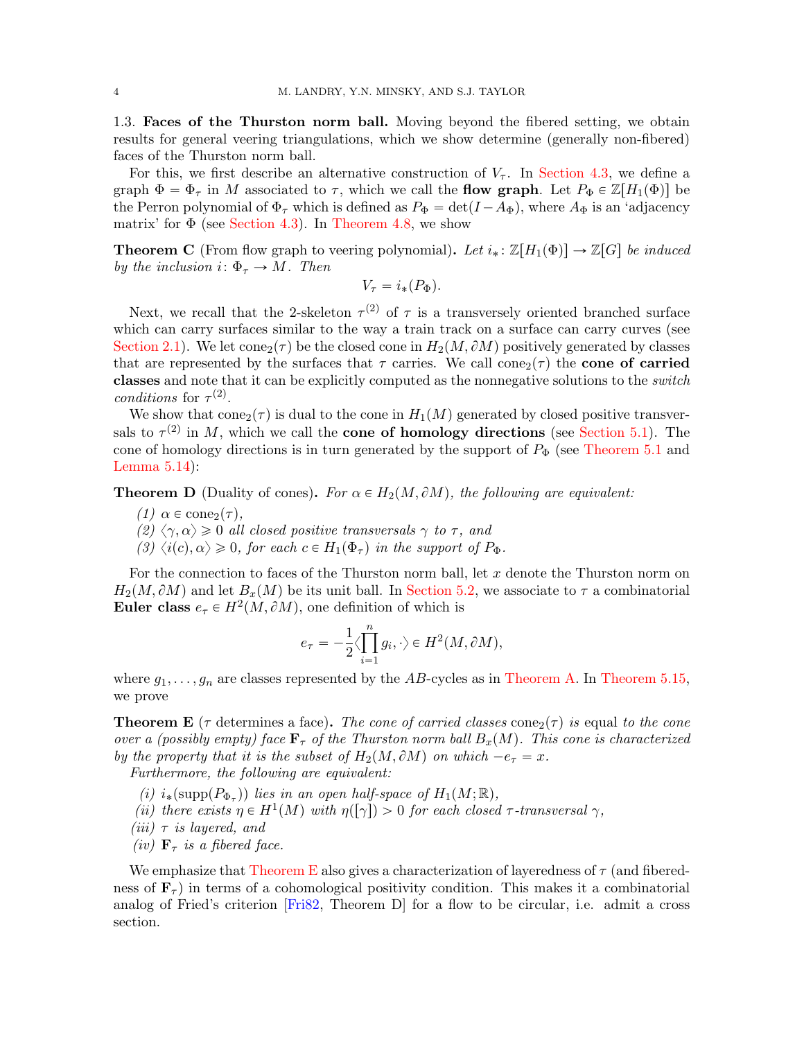### 1.3. Faces of the Thurston norm ball.

Moving beyond the fibered setting, we obtain results for general veering triangulations, which we show determine (generally non-fibered) faces of the Thurston norm ball.

For this, we first describe an alternative construction of $V_\tau$. In Section 4.3, we define a graph $\Phi = \Phi_\tau$ in $M$ associated to $\tau$, which we call the **flow graph**. Let $P_\Phi \in \mathbb{Z}[H_1(\Phi)]$ be the Perron polynomial of $\Phi_\tau$ which is defined as $P_\Phi = \det(I - A_\Phi)$, where $A_\Phi$ is an 'adjacency matrix' for $\Phi$ (see Section 4.3). In Theorem 4.8, we show

**Theorem C** (From flow graph to veering polynomial)**.** *Let $i_* \colon \mathbb{Z}[H_1(\Phi)] \to \mathbb{Z}[G]$ be induced by the inclusion $i \colon \Phi_\tau \to M$. Then*

$$V_\tau = i_*(P_\Phi).$$

Next, we recall that the 2-skeleton $\tau^{(2)}$ of $\tau$ is a transversely oriented branched surface which can carry surfaces similar to the way a train track on a surface can carry curves (see Section 2.1). We let $\mathrm{cone}_2(\tau)$ be the closed cone in $H_2(M, \partial M)$ positively generated by classes that are represented by the surfaces that $\tau$ carries. We call $\mathrm{cone}_2(\tau)$ the **cone of carried classes** and note that it can be explicitly computed as the nonnegative solutions to the *switch conditions* for $\tau^{(2)}$.

We show that $\mathrm{cone}_2(\tau)$ is dual to the cone in $H_1(M)$ generated by closed positive transversals to $\tau^{(2)}$ in $M$, which we call the **cone of homology directions** (see Section 5.1). The cone of homology directions is in turn generated by the support of $P_\Phi$ (see Theorem 5.1 and Lemma 5.14):

**Theorem D** (Duality of cones)**.** *For $\alpha \in H_2(M, \partial M)$, the following are equivalent:*

*(1) $\alpha \in \mathrm{cone}_2(\tau)$,*
*(2) $\langle \gamma, \alpha \rangle \geqslant 0$ all closed positive transversals $\gamma$ to $\tau$, and*
*(3) $\langle i(c), \alpha \rangle \geqslant 0$, for each $c \in H_1(\Phi_\tau)$ in the support of $P_\Phi$.*

For the connection to faces of the Thurston norm ball, let $x$ denote the Thurston norm on $H_2(M, \partial M)$ and let $B_x(M)$ be its unit ball. In Section 5.2, we associate to $\tau$ a combinatorial **Euler class** $e_\tau \in H^2(M, \partial M)$, one definition of which is

$$e_\tau = -\frac{1}{2}\langle \prod_{i=1}^{n} g_i, \cdot \rangle \in H^2(M, \partial M),$$

where $g_1, \ldots, g_n$ are classes represented by the $AB$-cycles as in Theorem A. In Theorem 5.15, we prove

**Theorem E** ($\tau$ determines a face)**.** *The cone of carried classes $\mathrm{cone}_2(\tau)$ is equal to the cone over a (possibly empty) face $\mathbf{F}_\tau$ of the Thurston norm ball $B_x(M)$. This cone is characterized by the property that it is the subset of $H_2(M, \partial M)$ on which $-e_\tau = x$.*

*Furthermore, the following are equivalent:*

*(i) $i_*(\mathrm{supp}(P_{\Phi_\tau}))$ lies in an open half-space of $H_1(M; \mathbb{R})$,*
*(ii) there exists $\eta \in H^1(M)$ with $\eta([\gamma]) > 0$ for each closed $\tau$-transversal $\gamma$,*
*(iii) $\tau$ is layered, and*
*(iv) $\mathbf{F}_\tau$ is a fibered face.*

We emphasize that Theorem E also gives a characterization of layeredness of $\tau$ (and fiberedness of $\mathbf{F}_\tau$) in terms of a cohomological positivity condition. This makes it a combinatorial analog of Fried's criterion [Fri82, Theorem D] for a flow to be circular, i.e. admit a cross section.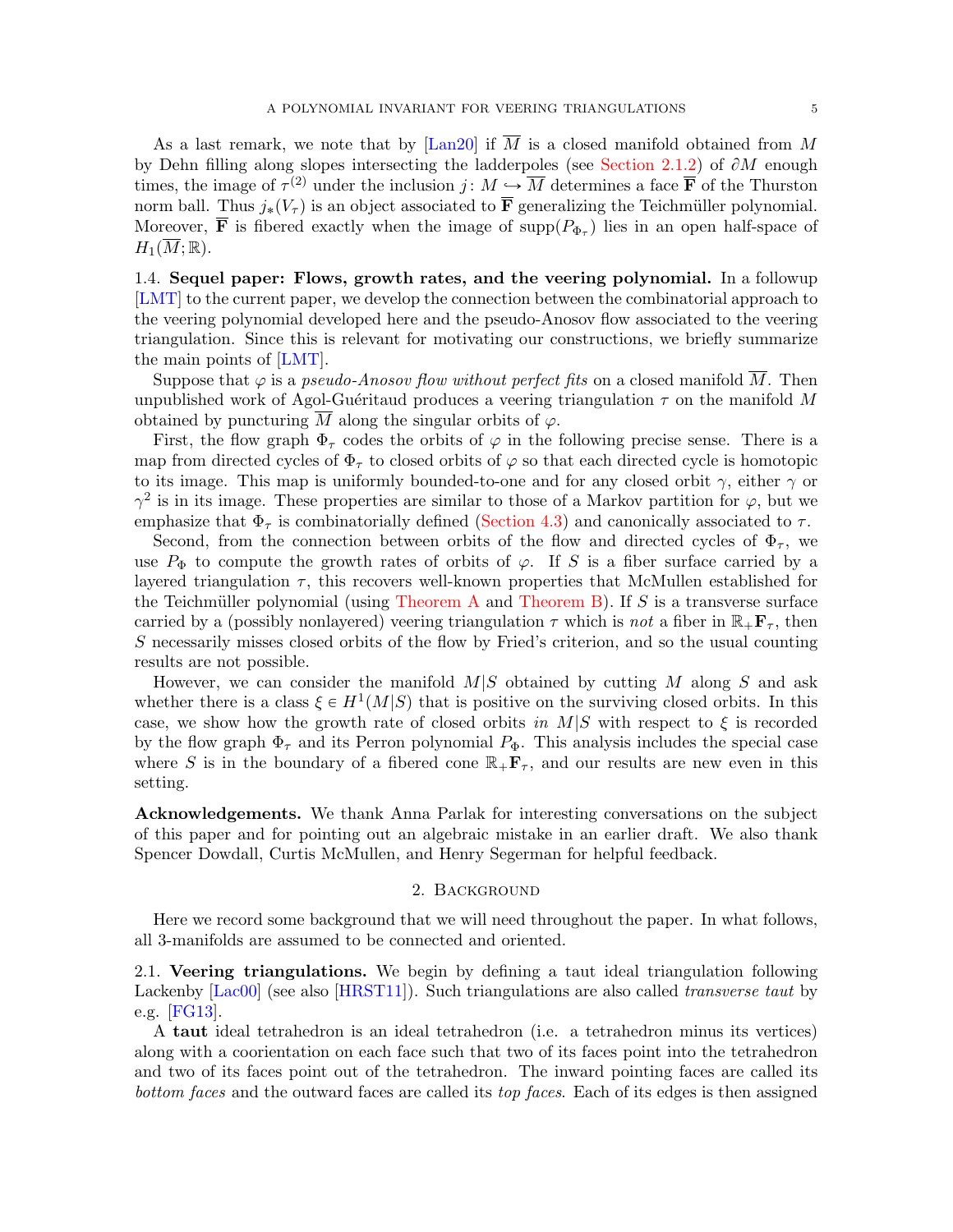As a last remark, we note that by [Lan20] if $\overline{M}$ is a closed manifold obtained from $M$ by Dehn filling along slopes intersecting the ladderpoles (see Section 2.1.2) of $\partial M$ enough times, the image of $\tau^{(2)}$ under the inclusion $j \colon M \hookrightarrow \overline{M}$ determines a face $\overline{\mathbf{F}}$ of the Thurston norm ball. Thus $j_*(V_\tau)$ is an object associated to $\overline{\mathbf{F}}$ generalizing the Teichmüller polynomial. Moreover, $\overline{\mathbf{F}}$ is fibered exactly when the image of $\mathrm{supp}(P_{\Phi_\tau})$ lies in an open half-space of $H_1(\overline{M};\mathbb{R})$.

### 1.4. Sequel paper: Flows, growth rates, and the veering polynomial.

In a followup [LMT] to the current paper, we develop the connection between the combinatorial approach to the veering polynomial developed here and the pseudo-Anosov flow associated to the veering triangulation. Since this is relevant for motivating our constructions, we briefly summarize the main points of [LMT].

Suppose that $\varphi$ is a *pseudo-Anosov flow without perfect fits* on a closed manifold $\overline{M}$. Then unpublished work of Agol-Guéritaud produces a veering triangulation $\tau$ on the manifold $M$ obtained by puncturing $\overline{M}$ along the singular orbits of $\varphi$.

First, the flow graph $\Phi_\tau$ codes the orbits of $\varphi$ in the following precise sense. There is a map from directed cycles of $\Phi_\tau$ to closed orbits of $\varphi$ so that each directed cycle is homotopic to its image. This map is uniformly bounded-to-one and for any closed orbit $\gamma$, either $\gamma$ or $\gamma^2$ is in its image. These properties are similar to those of a Markov partition for $\varphi$, but we emphasize that $\Phi_\tau$ is combinatorially defined (Section 4.3) and canonically associated to $\tau$.

Second, from the connection between orbits of the flow and directed cycles of $\Phi_\tau$, we use $P_\Phi$ to compute the growth rates of orbits of $\varphi$. If $S$ is a fiber surface carried by a layered triangulation $\tau$, this recovers well-known properties that McMullen established for the Teichmüller polynomial (using Theorem A and Theorem B). If $S$ is a transverse surface carried by a (possibly nonlayered) veering triangulation $\tau$ which is *not* a fiber in $\mathbb{R}_+\mathbf{F}_\tau$, then $S$ necessarily misses closed orbits of the flow by Fried's criterion, and so the usual counting results are not possible.

However, we can consider the manifold $M|S$ obtained by cutting $M$ along $S$ and ask whether there is a class $\xi \in H^1(M|S)$ that is positive on the surviving closed orbits. In this case, we show how the growth rate of closed orbits *in* $M|S$ with respect to $\xi$ is recorded by the flow graph $\Phi_\tau$ and its Perron polynomial $P_\Phi$. This analysis includes the special case where $S$ is in the boundary of a fibered cone $\mathbb{R}_+\mathbf{F}_\tau$, and our results are new even in this setting.

**Acknowledgements.** We thank Anna Parlak for interesting conversations on the subject of this paper and for pointing out an algebraic mistake in an earlier draft. We also thank Spencer Dowdall, Curtis McMullen, and Henry Segerman for helpful feedback.

## 2. Background

Here we record some background that we will need throughout the paper. In what follows, all 3-manifolds are assumed to be connected and oriented.

### 2.1. Veering triangulations.

We begin by defining a taut ideal triangulation following Lackenby [Lac00] (see also [HRST11]). Such triangulations are also called *transverse taut* by e.g. [FG13].

A **taut** ideal tetrahedron is an ideal tetrahedron (i.e. a tetrahedron minus its vertices) along with a coorientation on each face such that two of its faces point into the tetrahedron and two of its faces point out of the tetrahedron. The inward pointing faces are called its *bottom faces* and the outward faces are called its *top faces*. Each of its edges is then assigned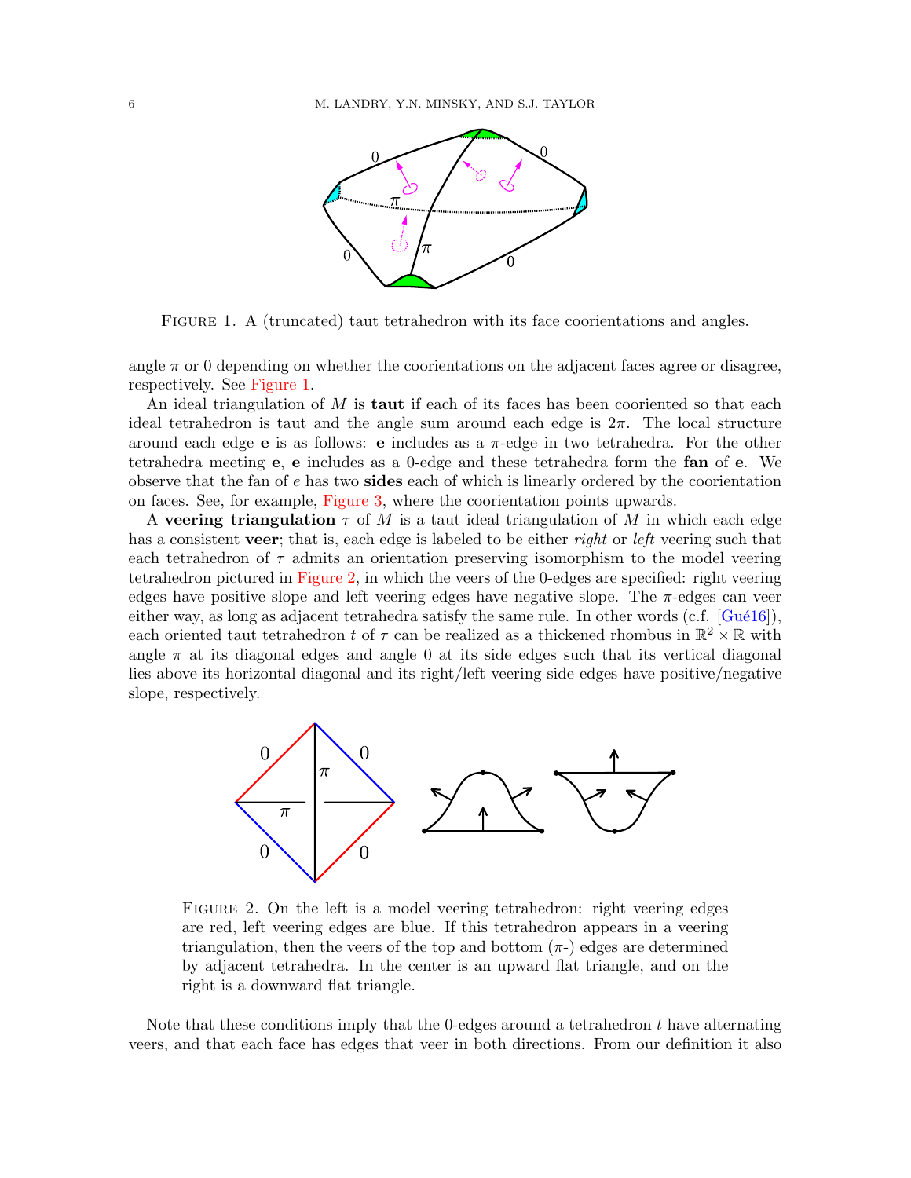FIGURE 1. A (truncated) taut tetrahedron with its face coorientations and angles.

angle $\pi$ or 0 depending on whether the coorientations on the adjacent faces agree or disagree, respectively. See Figure 1.

An ideal triangulation of $M$ is **taut** if each of its faces has been cooriented so that each ideal tetrahedron is taut and the angle sum around each edge is $2\pi$. The local structure around each edge $\mathbf{e}$ is as follows: $\mathbf{e}$ includes as a $\pi$-edge in two tetrahedra. For the other tetrahedra meeting $\mathbf{e}$, $\mathbf{e}$ includes as a 0-edge and these tetrahedra form the **fan** of $\mathbf{e}$. We observe that the fan of $e$ has two **sides** each of which is linearly ordered by the coorientation on faces. See, for example, Figure 3, where the coorientation points upwards.

A **veering triangulation** $\tau$ of $M$ is a taut ideal triangulation of $M$ in which each edge has a consistent **veer**; that is, each edge is labeled to be either *right* or *left* veering such that each tetrahedron of $\tau$ admits an orientation preserving isomorphism to the model veering tetrahedron pictured in Figure 2, in which the veers of the 0-edges are specified: right veering edges have positive slope and left veering edges have negative slope. The $\pi$-edges can veer either way, as long as adjacent tetrahedra satisfy the same rule. In other words (c.f. [Gué16]), each oriented taut tetrahedron $t$ of $\tau$ can be realized as a thickened rhombus in $\mathbb{R}^2 \times \mathbb{R}$ with angle $\pi$ at its diagonal edges and angle 0 at its side edges such that its vertical diagonal lies above its horizontal diagonal and its right/left veering side edges have positive/negative slope, respectively.

FIGURE 2. On the left is a model veering tetrahedron: right veering edges are red, left veering edges are blue. If this tetrahedron appears in a veering triangulation, then the veers of the top and bottom ($\pi$-) edges are determined by adjacent tetrahedra. In the center is an upward flat triangle, and on the right is a downward flat triangle.

Note that these conditions imply that the 0-edges around a tetrahedron $t$ have alternating veers, and that each face has edges that veer in both directions. From our definition it also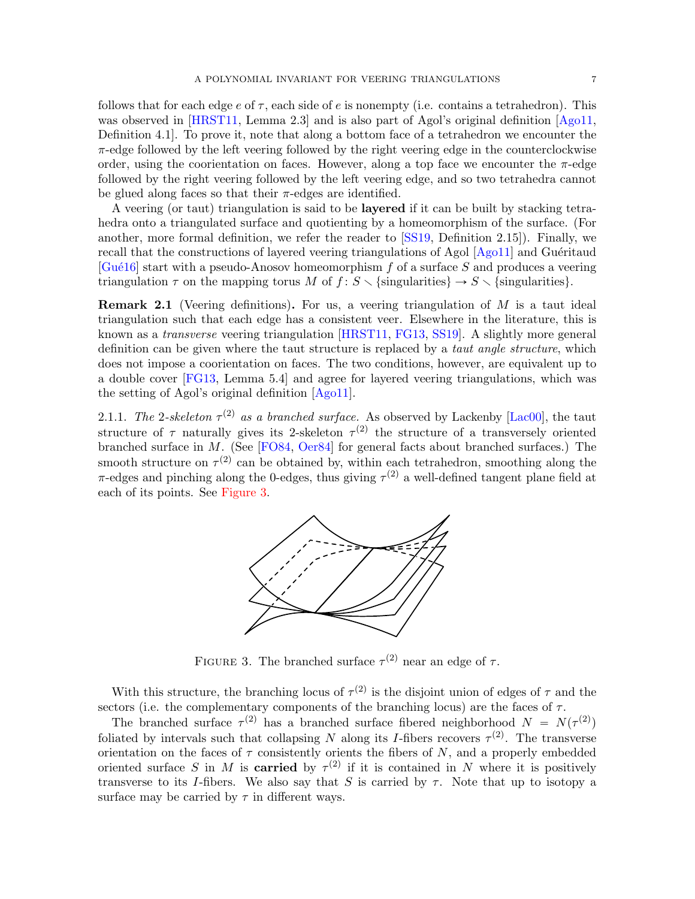follows that for each edge $e$ of $\tau$, each side of $e$ is nonempty (i.e. contains a tetrahedron). This was observed in [HRST11, Lemma 2.3] and is also part of Agol's original definition [Ago11, Definition 4.1]. To prove it, note that along a bottom face of a tetrahedron we encounter the $\pi$-edge followed by the left veering followed by the right veering edge in the counterclockwise order, using the coorientation on faces. However, along a top face we encounter the $\pi$-edge followed by the right veering followed by the left veering edge, and so two tetrahedra cannot be glued along faces so that their $\pi$-edges are identified.

A veering (or taut) triangulation is said to be **layered** if it can be built by stacking tetrahedra onto a triangulated surface and quotienting by a homeomorphism of the surface. (For another, more formal definition, we refer the reader to [SS19, Definition 2.15]). Finally, we recall that the constructions of layered veering triangulations of Agol [Ago11] and Guéritaud [Gué16] start with a pseudo-Anosov homeomorphism $f$ of a surface $S$ and produces a veering triangulation $\tau$ on the mapping torus $M$ of $f\colon S \setminus \{\text{singularities}\} \to S \setminus \{\text{singularities}\}$.

**Remark 2.1** (Veering definitions)**.** For us, a veering triangulation of $M$ is a taut ideal triangulation such that each edge has a consistent veer. Elsewhere in the literature, this is known as a *transverse* veering triangulation [HRST11, FG13, SS19]. A slightly more general definition can be given where the taut structure is replaced by a *taut angle structure*, which does not impose a coorientation on faces. The two conditions, however, are equivalent up to a double cover [FG13, Lemma 5.4] and agree for layered veering triangulations, which was the setting of Agol's original definition [Ago11].

2.1.1. *The 2-skeleton $\tau^{(2)}$ as a branched surface.* As observed by Lackenby [Lac00], the taut structure of $\tau$ naturally gives its 2-skeleton $\tau^{(2)}$ the structure of a transversely oriented branched surface in $M$. (See [FO84, Oer84] for general facts about branched surfaces.) The smooth structure on $\tau^{(2)}$ can be obtained by, within each tetrahedron, smoothing along the $\pi$-edges and pinching along the 0-edges, thus giving $\tau^{(2)}$ a well-defined tangent plane field at each of its points. See Figure 3.

FIGURE 3. The branched surface $\tau^{(2)}$ near an edge of $\tau$.

With this structure, the branching locus of $\tau^{(2)}$ is the disjoint union of edges of $\tau$ and the sectors (i.e. the complementary components of the branching locus) are the faces of $\tau$.

The branched surface $\tau^{(2)}$ has a branched surface fibered neighborhood $N = N(\tau^{(2)})$ foliated by intervals such that collapsing $N$ along its $I$-fibers recovers $\tau^{(2)}$. The transverse orientation on the faces of $\tau$ consistently orients the fibers of $N$, and a properly embedded oriented surface $S$ in $M$ is **carried** by $\tau^{(2)}$ if it is contained in $N$ where it is positively transverse to its $I$-fibers. We also say that $S$ is carried by $\tau$. Note that up to isotopy a surface may be carried by $\tau$ in different ways.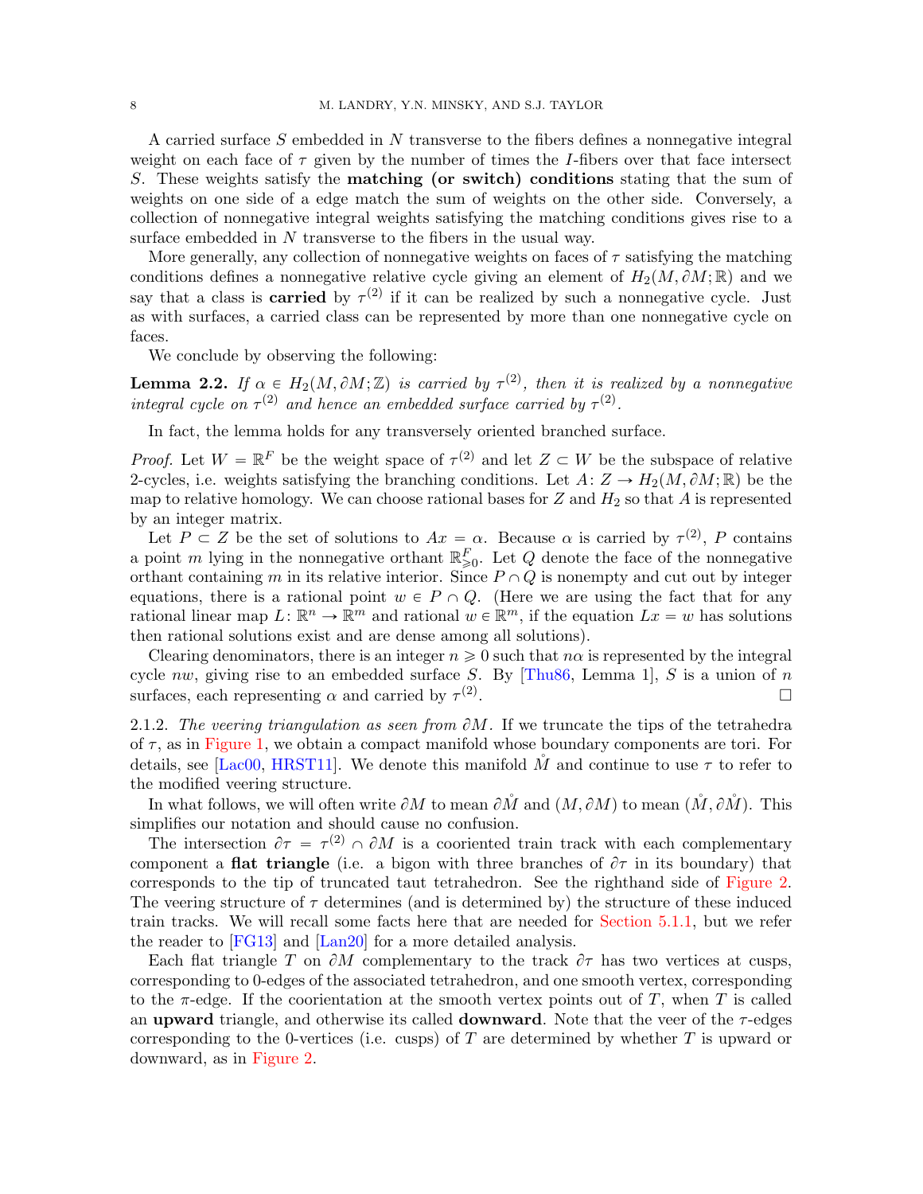A carried surface $S$ embedded in $N$ transverse to the fibers defines a nonnegative integral weight on each face of $\tau$ given by the number of times the $I$-fibers over that face intersect $S$. These weights satisfy the **matching (or switch) conditions** stating that the sum of weights on one side of a edge match the sum of weights on the other side. Conversely, a collection of nonnegative integral weights satisfying the matching conditions gives rise to a surface embedded in $N$ transverse to the fibers in the usual way.

More generally, any collection of nonnegative weights on faces of $\tau$ satisfying the matching conditions defines a nonnegative relative cycle giving an element of $H_2(M, \partial M; \mathbb{R})$ and we say that a class is **carried** by $\tau^{(2)}$ if it can be realized by such a nonnegative cycle. Just as with surfaces, a carried class can be represented by more than one nonnegative cycle on faces.

We conclude by observing the following:

**Lemma 2.2.** *If $\alpha \in H_2(M, \partial M; \mathbb{Z})$ is carried by $\tau^{(2)}$, then it is realized by a nonnegative integral cycle on $\tau^{(2)}$ and hence an embedded surface carried by $\tau^{(2)}$.*

In fact, the lemma holds for any transversely oriented branched surface.

*Proof.* Let $W = \mathbb{R}^F$ be the weight space of $\tau^{(2)}$ and let $Z \subset W$ be the subspace of relative 2-cycles, i.e. weights satisfying the branching conditions. Let $A\colon Z \to H_2(M, \partial M; \mathbb{R})$ be the map to relative homology. We can choose rational bases for $Z$ and $H_2$ so that $A$ is represented by an integer matrix.

Let $P \subset Z$ be the set of solutions to $Ax = \alpha$. Because $\alpha$ is carried by $\tau^{(2)}$, $P$ contains a point $m$ lying in the nonnegative orthant $\mathbb{R}^F_{\geqslant 0}$. Let $Q$ denote the face of the nonnegative orthant containing $m$ in its relative interior. Since $P \cap Q$ is nonempty and cut out by integer equations, there is a rational point $w \in P \cap Q$. (Here we are using the fact that for any rational linear map $L\colon \mathbb{R}^n \to \mathbb{R}^m$ and rational $w \in \mathbb{R}^m$, if the equation $Lx = w$ has solutions then rational solutions exist and are dense among all solutions).

Clearing denominators, there is an integer $n \geqslant 0$ such that $n\alpha$ is represented by the integral cycle $nw$, giving rise to an embedded surface $S$. By [Thu86, Lemma 1], $S$ is a union of $n$ surfaces, each representing $\alpha$ and carried by $\tau^{(2)}$. $\square$

2.1.2. *The veering triangulation as seen from $\partial M$.* If we truncate the tips of the tetrahedra of $\tau$, as in Figure 1, we obtain a compact manifold whose boundary components are tori. For details, see [Lac00, HRST11]. We denote this manifold $\mathring{M}$ and continue to use $\tau$ to refer to the modified veering structure.

In what follows, we will often write $\partial M$ to mean $\partial \mathring{M}$ and $(M, \partial M)$ to mean $(\mathring{M}, \partial \mathring{M})$. This simplifies our notation and should cause no confusion.

The intersection $\partial \tau = \tau^{(2)} \cap \partial M$ is a cooriented train track with each complementary component a **flat triangle** (i.e. a bigon with three branches of $\partial \tau$ in its boundary) that corresponds to the tip of truncated taut tetrahedron. See the righthand side of Figure 2. The veering structure of $\tau$ determines (and is determined by) the structure of these induced train tracks. We will recall some facts here that are needed for Section 5.1.1, but we refer the reader to [FG13] and [Lan20] for a more detailed analysis.

Each flat triangle $T$ on $\partial M$ complementary to the track $\partial \tau$ has two vertices at cusps, corresponding to 0-edges of the associated tetrahedron, and one smooth vertex, corresponding to the $\pi$-edge. If the coorientation at the smooth vertex points out of $T$, when $T$ is called an **upward** triangle, and otherwise its called **downward**. Note that the veer of the $\tau$-edges corresponding to the 0-vertices (i.e. cusps) of $T$ are determined by whether $T$ is upward or downward, as in Figure 2.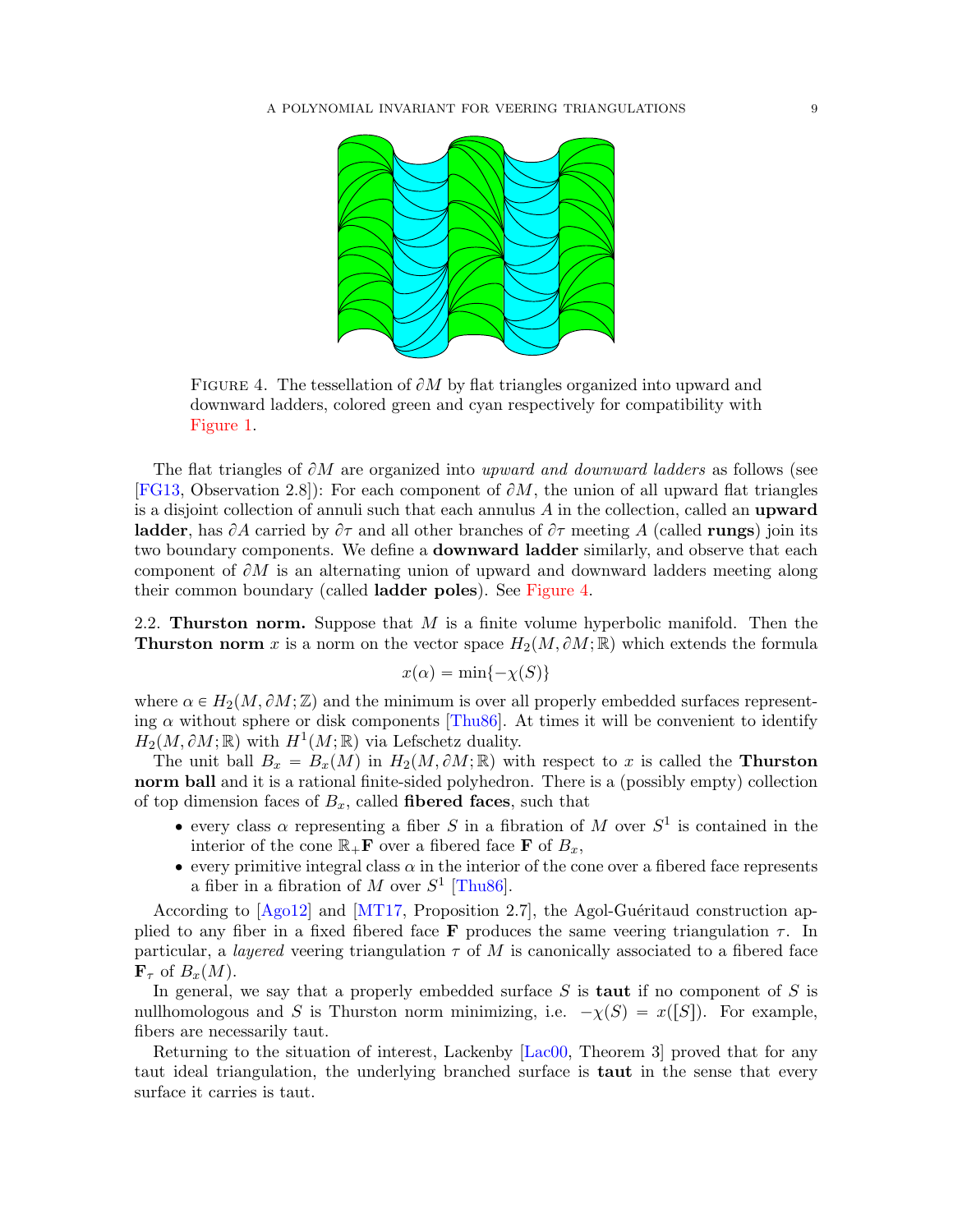FIGURE 4. The tessellation of $\partial M$ by flat triangles organized into upward and downward ladders, colored green and cyan respectively for compatibility with Figure 1.

The flat triangles of $\partial M$ are organized into *upward and downward ladders* as follows (see [FG13, Observation 2.8]): For each component of $\partial M$, the union of all upward flat triangles is a disjoint collection of annuli such that each annulus $A$ in the collection, called an **upward ladder**, has $\partial A$ carried by $\partial\tau$ and all other branches of $\partial\tau$ meeting $A$ (called **rungs**) join its two boundary components. We define a **downward ladder** similarly, and observe that each component of $\partial M$ is an alternating union of upward and downward ladders meeting along their common boundary (called **ladder poles**). See Figure 4.

2.2. **Thurston norm.** Suppose that $M$ is a finite volume hyperbolic manifold. Then the **Thurston norm** $x$ is a norm on the vector space $H_2(M, \partial M; \mathbb{R})$ which extends the formula

$$x(\alpha) = \min\{-\chi(S)\}$$

where $\alpha \in H_2(M, \partial M; \mathbb{Z})$ and the minimum is over all properly embedded surfaces representing $\alpha$ without sphere or disk components [Thu86]. At times it will be convenient to identify $H_2(M, \partial M; \mathbb{R})$ with $H^1(M; \mathbb{R})$ via Lefschetz duality.

The unit ball $B_x = B_x(M)$ in $H_2(M, \partial M; \mathbb{R})$ with respect to $x$ is called the **Thurston norm ball** and it is a rational finite-sided polyhedron. There is a (possibly empty) collection of top dimension faces of $B_x$, called **fibered faces**, such that

- every class $\alpha$ representing a fiber $S$ in a fibration of $M$ over $S^1$ is contained in the interior of the cone $\mathbb{R}_+\mathbf{F}$ over a fibered face $\mathbf{F}$ of $B_x$,
- every primitive integral class $\alpha$ in the interior of the cone over a fibered face represents a fiber in a fibration of $M$ over $S^1$ [Thu86].

According to [Ago12] and [MT17, Proposition 2.7], the Agol-Guéritaud construction applied to any fiber in a fixed fibered face $\mathbf{F}$ produces the same veering triangulation $\tau$. In particular, a *layered* veering triangulation $\tau$ of $M$ is canonically associated to a fibered face $\mathbf{F}_\tau$ of $B_x(M)$.

In general, we say that a properly embedded surface $S$ is **taut** if no component of $S$ is nullhomologous and $S$ is Thurston norm minimizing, i.e. $-\chi(S) = x([S])$. For example, fibers are necessarily taut.

Returning to the situation of interest, Lackenby [Lac00, Theorem 3] proved that for any taut ideal triangulation, the underlying branched surface is **taut** in the sense that every surface it carries is taut.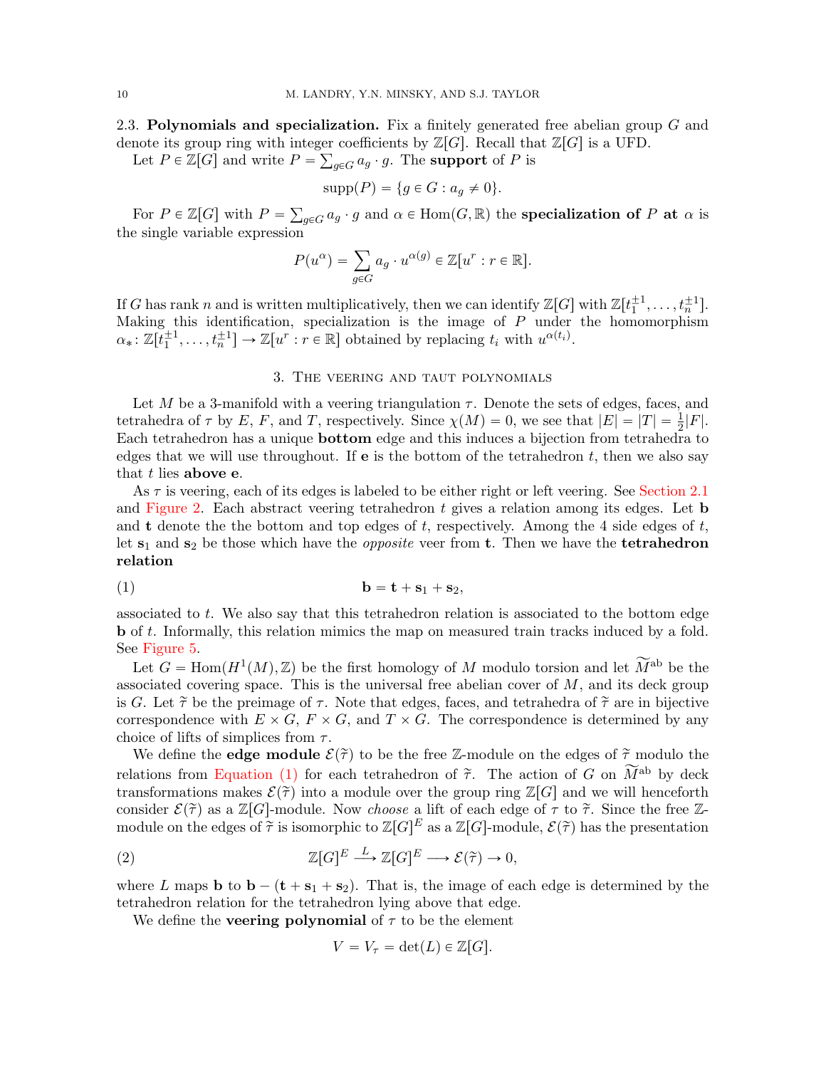### 2.3. Polynomials and specialization.

Fix a finitely generated free abelian group $G$ and denote its group ring with integer coefficients by $\mathbb{Z}[G]$. Recall that $\mathbb{Z}[G]$ is a UFD.

Let $P \in \mathbb{Z}[G]$ and write $P = \sum_{g \in G} a_g \cdot g$. The **support** of $P$ is

$$\operatorname{supp}(P) = \{g \in G : a_g \neq 0\}.$$

For $P \in \mathbb{Z}[G]$ with $P = \sum_{g \in G} a_g \cdot g$ and $\alpha \in \operatorname{Hom}(G, \mathbb{R})$ the **specialization of $P$ at $\alpha$** is the single variable expression

$$P(u^\alpha) = \sum_{g \in G} a_g \cdot u^{\alpha(g)} \in \mathbb{Z}[u^r : r \in \mathbb{R}].$$

If $G$ has rank $n$ and is written multiplicatively, then we can identify $\mathbb{Z}[G]$ with $\mathbb{Z}[t_1^{\pm 1}, \ldots, t_n^{\pm 1}]$. Making this identification, specialization is the image of $P$ under the homomorphism $\alpha_* \colon \mathbb{Z}[t_1^{\pm 1}, \ldots, t_n^{\pm 1}] \to \mathbb{Z}[u^r : r \in \mathbb{R}]$ obtained by replacing $t_i$ with $u^{\alpha(t_i)}$.

## 3. The veering and taut polynomials

Let $M$ be a 3-manifold with a veering triangulation $\tau$. Denote the sets of edges, faces, and tetrahedra of $\tau$ by $E$, $F$, and $T$, respectively. Since $\chi(M) = 0$, we see that $|E| = |T| = \frac{1}{2}|F|$. Each tetrahedron has a unique **bottom** edge and this induces a bijection from tetrahedra to edges that we will use throughout. If $\mathbf{e}$ is the bottom of the tetrahedron $t$, then we also say that $t$ lies **above e**.

As $\tau$ is veering, each of its edges is labeled to be either right or left veering. See Section 2.1 and Figure 2. Each abstract veering tetrahedron $t$ gives a relation among its edges. Let $\mathbf{b}$ and $\mathbf{t}$ denote the the bottom and top edges of $t$, respectively. Among the 4 side edges of $t$, let $\mathbf{s}_1$ and $\mathbf{s}_2$ be those which have the *opposite* veer from $\mathbf{t}$. Then we have the **tetrahedron relation**

$$\mathbf{b} = \mathbf{t} + \mathbf{s}_1 + \mathbf{s}_2, \tag{1}$$

associated to $t$. We also say that this tetrahedron relation is associated to the bottom edge $\mathbf{b}$ of $t$. Informally, this relation mimics the map on measured train tracks induced by a fold. See Figure 5.

Let $G = \operatorname{Hom}(H^1(M), \mathbb{Z})$ be the first homology of $M$ modulo torsion and let $\widetilde{M}^{\text{ab}}$ be the associated covering space. This is the universal free abelian cover of $M$, and its deck group is $G$. Let $\widetilde{\tau}$ be the preimage of $\tau$. Note that edges, faces, and tetrahedra of $\widetilde{\tau}$ are in bijective correspondence with $E \times G$, $F \times G$, and $T \times G$. The correspondence is determined by any choice of lifts of simplices from $\tau$.

We define the **edge module** $\mathcal{E}(\widetilde{\tau})$ to be the free $\mathbb{Z}$-module on the edges of $\widetilde{\tau}$ modulo the relations from Equation (1) for each tetrahedron of $\widetilde{\tau}$. The action of $G$ on $\widetilde{M}^{\text{ab}}$ by deck transformations makes $\mathcal{E}(\widetilde{\tau})$ into a module over the group ring $\mathbb{Z}[G]$ and we will henceforth consider $\mathcal{E}(\widetilde{\tau})$ as a $\mathbb{Z}[G]$-module. Now *choose* a lift of each edge of $\tau$ to $\widetilde{\tau}$. Since the free $\mathbb{Z}$-module on the edges of $\widetilde{\tau}$ is isomorphic to $\mathbb{Z}[G]^E$ as a $\mathbb{Z}[G]$-module, $\mathcal{E}(\widetilde{\tau})$ has the presentation

$$\mathbb{Z}[G]^E \xrightarrow{\ L\ } \mathbb{Z}[G]^E \longrightarrow \mathcal{E}(\widetilde{\tau}) \to 0, \tag{2}$$

where $L$ maps $\mathbf{b}$ to $\mathbf{b} - (\mathbf{t} + \mathbf{s}_1 + \mathbf{s}_2)$. That is, the image of each edge is determined by the tetrahedron relation for the tetrahedron lying above that edge.

We define the **veering polynomial** of $\tau$ to be the element

$$V = V_\tau = \det(L) \in \mathbb{Z}[G].$$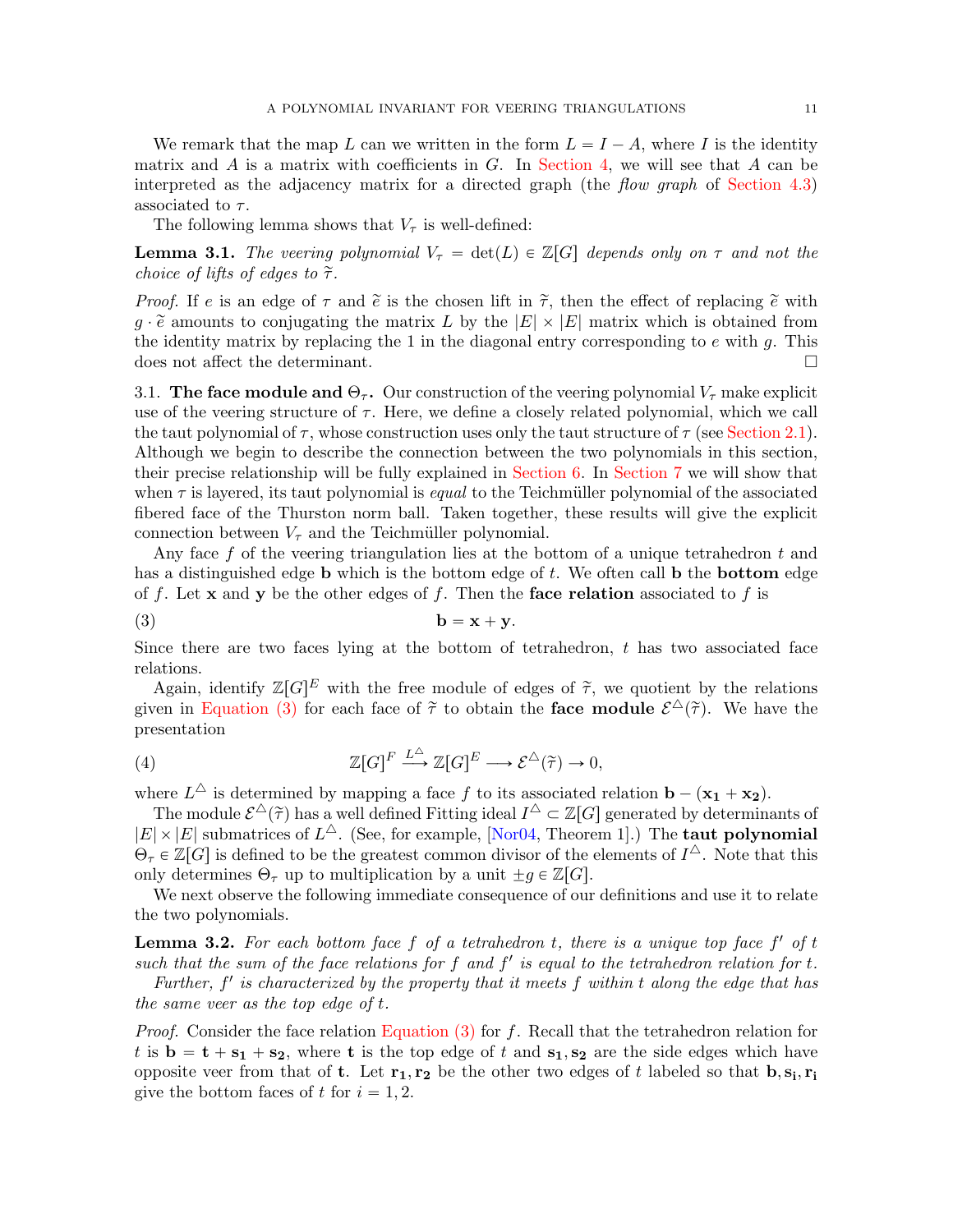We remark that the map $L$ can we written in the form $L = I - A$, where $I$ is the identity matrix and $A$ is a matrix with coefficients in $G$. In Section 4, we will see that $A$ can be interpreted as the adjacency matrix for a directed graph (the *flow graph* of Section 4.3) associated to $\tau$.

The following lemma shows that $V_\tau$ is well-defined:

**Lemma 3.1.** *The veering polynomial $V_\tau = \det(L) \in \mathbb{Z}[G]$ depends only on $\tau$ and not the choice of lifts of edges to $\widetilde{\tau}$.*

*Proof.* If $e$ is an edge of $\tau$ and $\widetilde{e}$ is the chosen lift in $\widetilde{\tau}$, then the effect of replacing $\widetilde{e}$ with $g \cdot \widetilde{e}$ amounts to conjugating the matrix $L$ by the $|E| \times |E|$ matrix which is obtained from the identity matrix by replacing the 1 in the diagonal entry corresponding to $e$ with $g$. This does not affect the determinant. □

3.1. **The face module and $\Theta_\tau$.** Our construction of the veering polynomial $V_\tau$ make explicit use of the veering structure of $\tau$. Here, we define a closely related polynomial, which we call the taut polynomial of $\tau$, whose construction uses only the taut structure of $\tau$ (see Section 2.1). Although we begin to describe the connection between the two polynomials in this section, their precise relationship will be fully explained in Section 6. In Section 7 we will show that when $\tau$ is layered, its taut polynomial is *equal* to the Teichmüller polynomial of the associated fibered face of the Thurston norm ball. Taken together, these results will give the explicit connection between $V_\tau$ and the Teichmüller polynomial.

Any face $f$ of the veering triangulation lies at the bottom of a unique tetrahedron $t$ and has a distinguished edge $\mathbf{b}$ which is the bottom edge of $t$. We often call $\mathbf{b}$ the **bottom** edge of $f$. Let $\mathbf{x}$ and $\mathbf{y}$ be the other edges of $f$. Then the **face relation** associated to $f$ is

$$\mathbf{b} = \mathbf{x} + \mathbf{y}. \tag{3}$$

Since there are two faces lying at the bottom of tetrahedron, $t$ has two associated face relations.

Again, identify $\mathbb{Z}[G]^E$ with the free module of edges of $\widetilde{\tau}$, we quotient by the relations given in Equation (3) for each face of $\widetilde{\tau}$ to obtain the **face module** $\mathcal{E}^\triangle(\widetilde{\tau})$. We have the presentation

$$\mathbb{Z}[G]^F \xrightarrow{L^\triangle} \mathbb{Z}[G]^E \longrightarrow \mathcal{E}^\triangle(\widetilde{\tau}) \to 0, \tag{4}$$

where $L^\triangle$ is determined by mapping a face $f$ to its associated relation $\mathbf{b} - (\mathbf{x_1} + \mathbf{x_2})$.

The module $\mathcal{E}^\triangle(\widetilde{\tau})$ has a well defined Fitting ideal $I^\triangle \subset \mathbb{Z}[G]$ generated by determinants of $|E| \times |E|$ submatrices of $L^\triangle$. (See, for example, [Nor04, Theorem 1].) The **taut polynomial** $\Theta_\tau \in \mathbb{Z}[G]$ is defined to be the greatest common divisor of the elements of $I^\triangle$. Note that this only determines $\Theta_\tau$ up to multiplication by a unit $\pm g \in \mathbb{Z}[G]$.

We next observe the following immediate consequence of our definitions and use it to relate the two polynomials.

**Lemma 3.2.** *For each bottom face $f$ of a tetrahedron $t$, there is a unique top face $f'$ of $t$ such that the sum of the face relations for $f$ and $f'$ is equal to the tetrahedron relation for $t$.*

*Further, $f'$ is characterized by the property that it meets $f$ within $t$ along the edge that has the same veer as the top edge of $t$.*

*Proof.* Consider the face relation Equation (3) for $f$. Recall that the tetrahedron relation for $t$ is $\mathbf{b} = \mathbf{t} + \mathbf{s_1} + \mathbf{s_2}$, where $\mathbf{t}$ is the top edge of $t$ and $\mathbf{s_1}, \mathbf{s_2}$ are the side edges which have opposite veer from that of $\mathbf{t}$. Let $\mathbf{r_1}, \mathbf{r_2}$ be the other two edges of $t$ labeled so that $\mathbf{b}, \mathbf{s_i}, \mathbf{r_i}$ give the bottom faces of $t$ for $i = 1, 2$.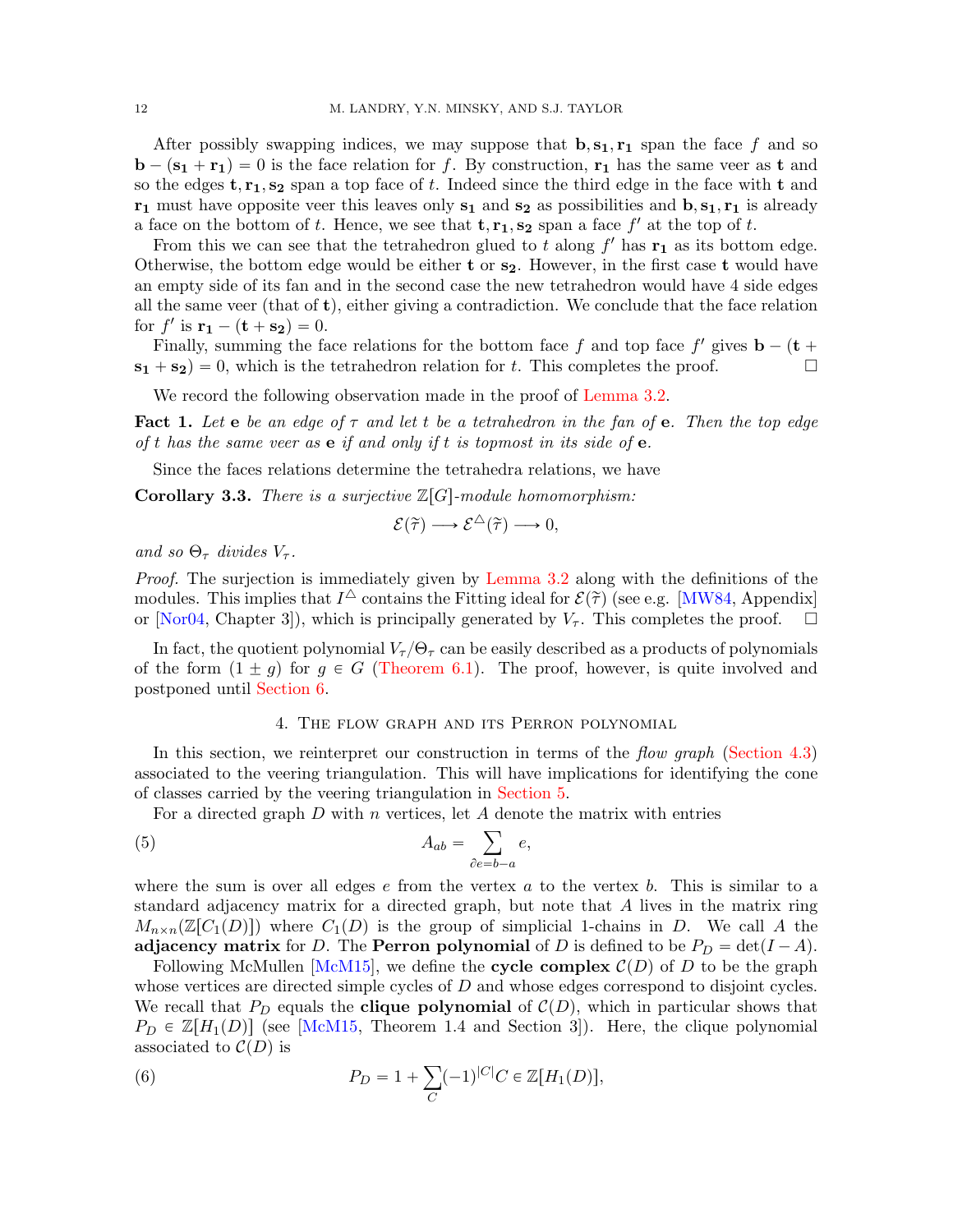After possibly swapping indices, we may suppose that $\mathbf{b}, \mathbf{s_1}, \mathbf{r_1}$ span the face $f$ and so $\mathbf{b} - (\mathbf{s_1} + \mathbf{r_1}) = 0$ is the face relation for $f$. By construction, $\mathbf{r_1}$ has the same veer as $\mathbf{t}$ and so the edges $\mathbf{t}, \mathbf{r_1}, \mathbf{s_2}$ span a top face of $t$. Indeed since the third edge in the face with $\mathbf{t}$ and $\mathbf{r_1}$ must have opposite veer this leaves only $\mathbf{s_1}$ and $\mathbf{s_2}$ as possibilities and $\mathbf{b}, \mathbf{s_1}, \mathbf{r_1}$ is already a face on the bottom of $t$. Hence, we see that $\mathbf{t}, \mathbf{r_1}, \mathbf{s_2}$ span a face $f'$ at the top of $t$.

From this we can see that the tetrahedron glued to $t$ along $f'$ has $\mathbf{r_1}$ as its bottom edge. Otherwise, the bottom edge would be either $\mathbf{t}$ or $\mathbf{s_2}$. However, in the first case $\mathbf{t}$ would have an empty side of its fan and in the second case the new tetrahedron would have 4 side edges all the same veer (that of $\mathbf{t}$), either giving a contradiction. We conclude that the face relation for $f'$ is $\mathbf{r_1} - (\mathbf{t} + \mathbf{s_2}) = 0$.

Finally, summing the face relations for the bottom face $f$ and top face $f'$ gives $\mathbf{b} - (\mathbf{t} + \mathbf{s_1} + \mathbf{s_2}) = 0$, which is the tetrahedron relation for $t$. This completes the proof. ∎

We record the following observation made in the proof of Lemma 3.2.

**Fact 1.** *Let $\mathbf{e}$ be an edge of $\tau$ and let $t$ be a tetrahedron in the fan of $\mathbf{e}$. Then the top edge of $t$ has the same veer as $\mathbf{e}$ if and only if $t$ is topmost in its side of $\mathbf{e}$.*

Since the faces relations determine the tetrahedra relations, we have

**Corollary 3.3.** *There is a surjective $\mathbb{Z}[G]$-module homomorphism:*

$$\mathcal{E}(\widetilde{\tau}) \longrightarrow \mathcal{E}^{\triangle}(\widetilde{\tau}) \longrightarrow 0,$$

*and so $\Theta_\tau$ divides $V_\tau$.*

*Proof.* The surjection is immediately given by Lemma 3.2 along with the definitions of the modules. This implies that $I^{\triangle}$ contains the Fitting ideal for $\mathcal{E}(\widetilde{\tau})$ (see e.g. [MW84, Appendix] or [Nor04, Chapter 3]), which is principally generated by $V_\tau$. This completes the proof. ∎

In fact, the quotient polynomial $V_\tau/\Theta_\tau$ can be easily described as a products of polynomials of the form $(1 \pm g)$ for $g \in G$ (Theorem 6.1). The proof, however, is quite involved and postponed until Section 6.

## 4. The flow graph and its Perron polynomial

In this section, we reinterpret our construction in terms of the *flow graph* (Section 4.3) associated to the veering triangulation. This will have implications for identifying the cone of classes carried by the veering triangulation in Section 5.

For a directed graph $D$ with $n$ vertices, let $A$ denote the matrix with entries

$$A_{ab} = \sum_{\partial e = b - a} e, \tag{5}$$

where the sum is over all edges $e$ from the vertex $a$ to the vertex $b$. This is similar to a standard adjacency matrix for a directed graph, but note that $A$ lives in the matrix ring $M_{n\times n}(\mathbb{Z}[C_1(D)])$ where $C_1(D)$ is the group of simplicial 1-chains in $D$. We call $A$ the **adjacency matrix** for $D$. The **Perron polynomial** of $D$ is defined to be $P_D = \det(I - A)$.

Following McMullen [McM15], we define the **cycle complex** $\mathcal{C}(D)$ of $D$ to be the graph whose vertices are directed simple cycles of $D$ and whose edges correspond to disjoint cycles. We recall that $P_D$ equals the **clique polynomial** of $\mathcal{C}(D)$, which in particular shows that $P_D \in \mathbb{Z}[H_1(D)]$ (see [McM15, Theorem 1.4 and Section 3]). Here, the clique polynomial associated to $\mathcal{C}(D)$ is

$$P_D = 1 + \sum_C (-1)^{|C|} C \in \mathbb{Z}[H_1(D)], \tag{6}$$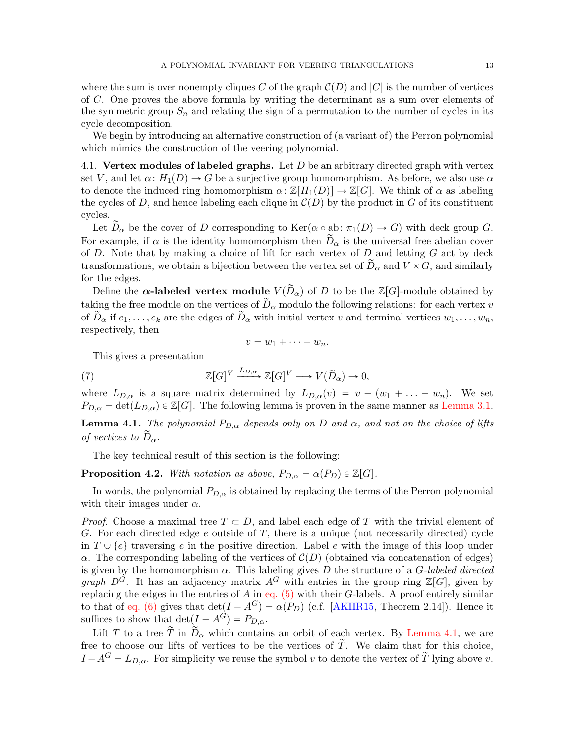where the sum is over nonempty cliques $C$ of the graph $\mathcal{C}(D)$ and $|C|$ is the number of vertices of $C$. One proves the above formula by writing the determinant as a sum over elements of the symmetric group $S_n$ and relating the sign of a permutation to the number of cycles in its cycle decomposition.

We begin by introducing an alternative construction of (a variant of) the Perron polynomial which mimics the construction of the veering polynomial.

4.1. **Vertex modules of labeled graphs.** Let $D$ be an arbitrary directed graph with vertex set $V$, and let $\alpha\colon H_1(D) \to G$ be a surjective group homomorphism. As before, we also use $\alpha$ to denote the induced ring homomorphism $\alpha\colon \mathbb{Z}[H_1(D)] \to \mathbb{Z}[G]$. We think of $\alpha$ as labeling the cycles of $D$, and hence labeling each clique in $\mathcal{C}(D)$ by the product in $G$ of its constituent cycles.

Let $\widetilde{D}_\alpha$ be the cover of $D$ corresponding to $\mathrm{Ker}(\alpha \circ \mathrm{ab}\colon \pi_1(D) \to G)$ with deck group $G$. For example, if $\alpha$ is the identity homomorphism then $\widetilde{D}_\alpha$ is the universal free abelian cover of $D$. Note that by making a choice of lift for each vertex of $D$ and letting $G$ act by deck transformations, we obtain a bijection between the vertex set of $\widetilde{D}_\alpha$ and $V \times G$, and similarly for the edges.

Define the ***α*-labeled vertex module** $V(\widetilde{D}_\alpha)$ of $D$ to be the $\mathbb{Z}[G]$-module obtained by taking the free module on the vertices of $\widetilde{D}_\alpha$ modulo the following relations: for each vertex $v$ of $\widetilde{D}_\alpha$ if $e_1, \ldots, e_k$ are the edges of $\widetilde{D}_\alpha$ with initial vertex $v$ and terminal vertices $w_1, \ldots, w_n$, respectively, then

$$v = w_1 + \cdots + w_n.$$

This gives a presentation

$$\mathbb{Z}[G]^V \xrightarrow{L_{D,\alpha}} \mathbb{Z}[G]^V \longrightarrow V(\widetilde{D}_\alpha) \to 0, \tag{7}$$

where $L_{D,\alpha}$ is a square matrix determined by $L_{D,\alpha}(v) = v - (w_1 + \ldots + w_n)$. We set $P_{D,\alpha} = \det(L_{D,\alpha}) \in \mathbb{Z}[G]$. The following lemma is proven in the same manner as Lemma 3.1.

**Lemma 4.1.** *The polynomial $P_{D,\alpha}$ depends only on $D$ and $\alpha$, and not on the choice of lifts of vertices to $\widetilde{D}_\alpha$.*

The key technical result of this section is the following:

**Proposition 4.2.** *With notation as above, $P_{D,\alpha} = \alpha(P_D) \in \mathbb{Z}[G]$.*

In words, the polynomial $P_{D,\alpha}$ is obtained by replacing the terms of the Perron polynomial with their images under $\alpha$.

*Proof.* Choose a maximal tree $T \subset D$, and label each edge of $T$ with the trivial element of $G$. For each directed edge $e$ outside of $T$, there is a unique (not necessarily directed) cycle in $T \cup \{e\}$ traversing $e$ in the positive direction. Label $e$ with the image of this loop under $\alpha$. The corresponding labeling of the vertices of $\mathcal{C}(D)$ (obtained via concatenation of edges) is given by the homomorphism $\alpha$. This labeling gives $D$ the structure of a *$G$-labeled directed graph* $D^G$. It has an adjacency matrix $A^G$ with entries in the group ring $\mathbb{Z}[G]$, given by replacing the edges in the entries of $A$ in eq. (5) with their $G$-labels. A proof entirely similar to that of eq. (6) gives that $\det(I - A^G) = \alpha(P_D)$ (c.f. [AKHR15, Theorem 2.14]). Hence it suffices to show that $\det(I - A^G) = P_{D,\alpha}$.

Lift $T$ to a tree $\widetilde{T}$ in $\widetilde{D}_\alpha$ which contains an orbit of each vertex. By Lemma 4.1, we are free to choose our lifts of vertices to be the vertices of $\widetilde{T}$. We claim that for this choice, $I - A^G = L_{D,\alpha}$. For simplicity we reuse the symbol $v$ to denote the vertex of $\widetilde{T}$ lying above $v$.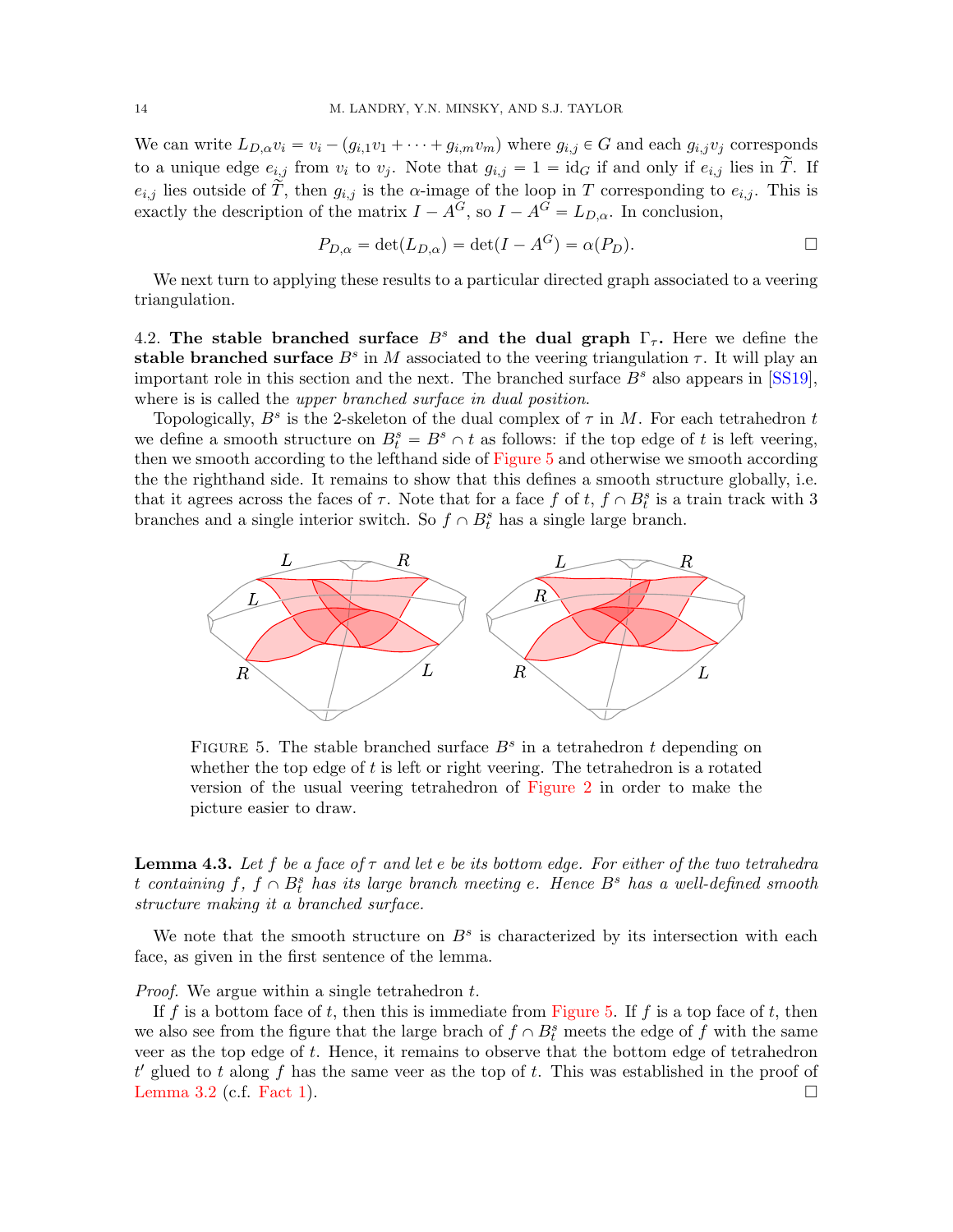We can write $L_{D,\alpha} v_i = v_i - (g_{i,1} v_1 + \cdots + g_{i,m} v_m)$ where $g_{i,j} \in G$ and each $g_{i,j} v_j$ corresponds to a unique edge $e_{i,j}$ from $v_i$ to $v_j$. Note that $g_{i,j} = 1 = \mathrm{id}_G$ if and only if $e_{i,j}$ lies in $\widetilde{T}$. If $e_{i,j}$ lies outside of $\widetilde{T}$, then $g_{i,j}$ is the $\alpha$-image of the loop in $T$ corresponding to $e_{i,j}$. This is exactly the description of the matrix $I - A^G$, so $I - A^G = L_{D,\alpha}$. In conclusion,

$$P_{D,\alpha} = \det(L_{D,\alpha}) = \det(I - A^G) = \alpha(P_D). \qquad \square$$

We next turn to applying these results to a particular directed graph associated to a veering triangulation.

**4.2. The stable branched surface $B^s$ and the dual graph $\Gamma_\tau$.** Here we define the **stable branched surface** $B^s$ in $M$ associated to the veering triangulation $\tau$. It will play an important role in this section and the next. The branched surface $B^s$ also appears in [SS19], where is is called the *upper branched surface in dual position.*

Topologically, $B^s$ is the 2-skeleton of the dual complex of $\tau$ in $M$. For each tetrahedron $t$ we define a smooth structure on $B^s_t = B^s \cap t$ as follows: if the top edge of $t$ is left veering, then we smooth according to the lefthand side of Figure 5 and otherwise we smooth according the the righthand side. It remains to show that this defines a smooth structure globally, i.e. that it agrees across the faces of $\tau$. Note that for a face $f$ of $t$, $f \cap B^s_t$ is a train track with 3 branches and a single interior switch. So $f \cap B^s_t$ has a single large branch.

FIGURE 5. The stable branched surface $B^s$ in a tetrahedron $t$ depending on whether the top edge of $t$ is left or right veering. The tetrahedron is a rotated version of the usual veering tetrahedron of Figure 2 in order to make the picture easier to draw.

**Lemma 4.3.** *Let $f$ be a face of $\tau$ and let $e$ be its bottom edge. For either of the two tetrahedra $t$ containing $f$, $f \cap B^s_t$ has its large branch meeting $e$. Hence $B^s$ has a well-defined smooth structure making it a branched surface.*

We note that the smooth structure on $B^s$ is characterized by its intersection with each face, as given in the first sentence of the lemma.

*Proof.* We argue within a single tetrahedron $t$.

If $f$ is a bottom face of $t$, then this is immediate from Figure 5. If $f$ is a top face of $t$, then we also see from the figure that the large brach of $f \cap B^s_t$ meets the edge of $f$ with the same veer as the top edge of $t$. Hence, it remains to observe that the bottom edge of tetrahedron $t'$ glued to $t$ along $f$ has the same veer as the top of $t$. This was established in the proof of Lemma 3.2 (c.f. Fact 1). $\square$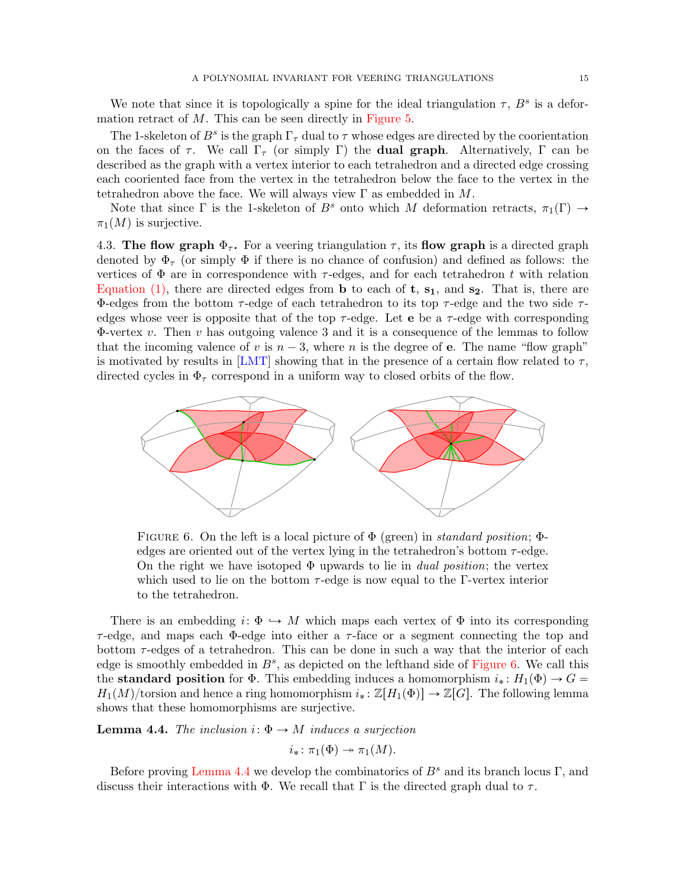We note that since it is topologically a spine for the ideal triangulation $\tau$, $B^s$ is a deformation retract of $M$. This can be seen directly in Figure 5.

The 1-skeleton of $B^s$ is the graph $\Gamma_\tau$ dual to $\tau$ whose edges are directed by the coorientation on the faces of $\tau$. We call $\Gamma_\tau$ (or simply $\Gamma$) the **dual graph**. Alternatively, $\Gamma$ can be described as the graph with a vertex interior to each tetrahedron and a directed edge crossing each cooriented face from the vertex in the tetrahedron below the face to the vertex in the tetrahedron above the face. We will always view $\Gamma$ as embedded in $M$.

Note that since $\Gamma$ is the 1-skeleton of $B^s$ onto which $M$ deformation retracts, $\pi_1(\Gamma) \to \pi_1(M)$ is surjective.

**4.3. The flow graph $\Phi_\tau$.** For a veering triangulation $\tau$, its **flow graph** is a directed graph denoted by $\Phi_\tau$ (or simply $\Phi$ if there is no chance of confusion) and defined as follows: the vertices of $\Phi$ are in correspondence with $\tau$-edges, and for each tetrahedron $t$ with relation Equation (1), there are directed edges from $\mathbf{b}$ to each of $\mathbf{t}$, $\mathbf{s_1}$, and $\mathbf{s_2}$. That is, there are $\Phi$-edges from the bottom $\tau$-edge of each tetrahedron to its top $\tau$-edge and the two side $\tau$-edges whose veer is opposite that of the top $\tau$-edge. Let $\mathbf{e}$ be a $\tau$-edge with corresponding $\Phi$-vertex $v$. Then $v$ has outgoing valence 3 and it is a consequence of the lemmas to follow that the incoming valence of $v$ is $n-3$, where $n$ is the degree of $\mathbf{e}$. The name "flow graph" is motivated by results in [LMT] showing that in the presence of a certain flow related to $\tau$, directed cycles in $\Phi_\tau$ correspond in a uniform way to closed orbits of the flow.

FIGURE 6. On the left is a local picture of $\Phi$ (green) in *standard position*; $\Phi$-edges are oriented out of the vertex lying in the tetrahedron's bottom $\tau$-edge. On the right we have isotoped $\Phi$ upwards to lie in *dual position*; the vertex which used to lie on the bottom $\tau$-edge is now equal to the $\Gamma$-vertex interior to the tetrahedron.

There is an embedding $i\colon \Phi \hookrightarrow M$ which maps each vertex of $\Phi$ into its corresponding $\tau$-edge, and maps each $\Phi$-edge into either a $\tau$-face or a segment connecting the top and bottom $\tau$-edges of a tetrahedron. This can be done in such a way that the interior of each edge is smoothly embedded in $B^s$, as depicted on the lefthand side of Figure 6. We call this the **standard position** for $\Phi$. This embedding induces a homomorphism $i_*\colon H_1(\Phi) \to G = H_1(M)/\text{torsion}$ and hence a ring homomorphism $i_*\colon \mathbb{Z}[H_1(\Phi)] \to \mathbb{Z}[G]$. The following lemma shows that these homomorphisms are surjective.

**Lemma 4.4.** *The inclusion $i\colon \Phi \to M$ induces a surjection*

$$i_*\colon \pi_1(\Phi) \twoheadrightarrow \pi_1(M).$$

Before proving Lemma 4.4 we develop the combinatorics of $B^s$ and its branch locus $\Gamma$, and discuss their interactions with $\Phi$. We recall that $\Gamma$ is the directed graph dual to $\tau$.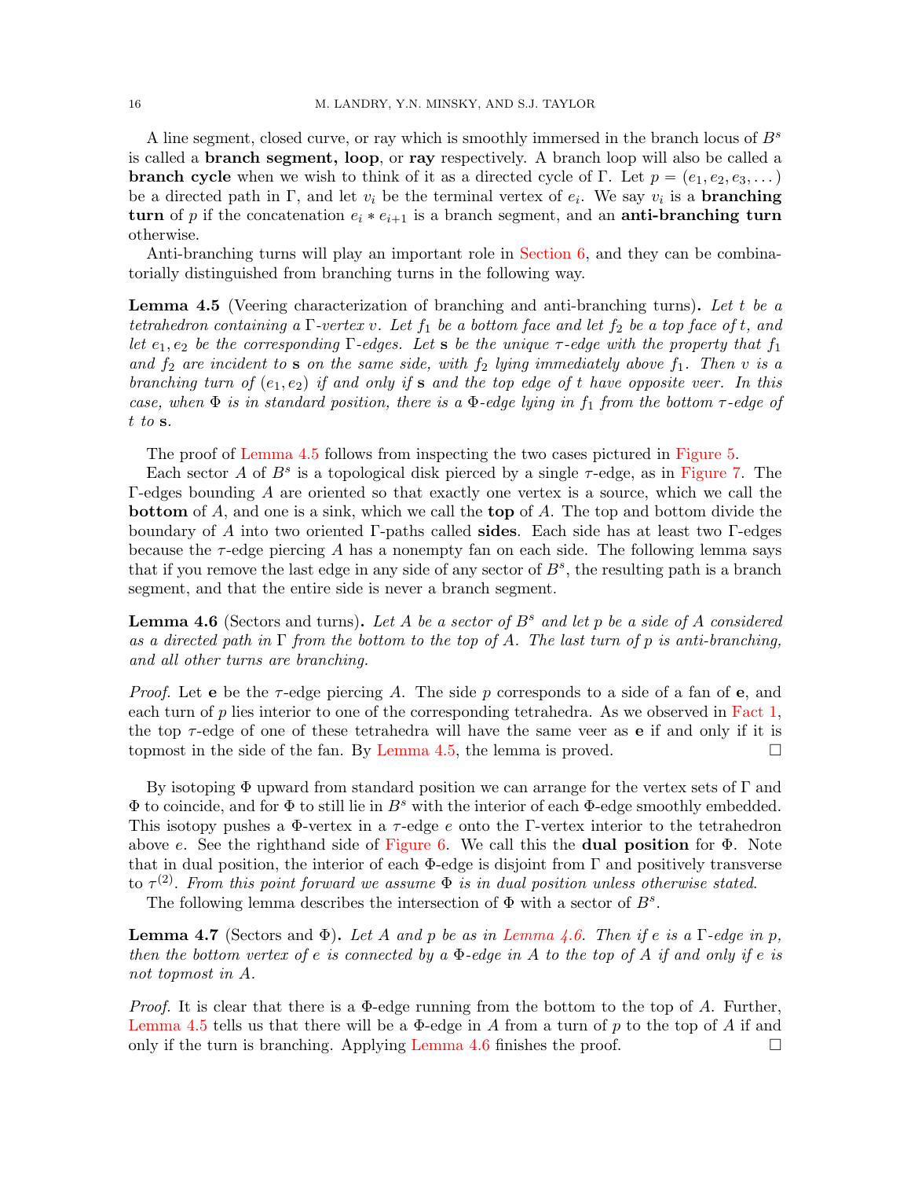A line segment, closed curve, or ray which is smoothly immersed in the branch locus of $B^s$ is called a **branch segment, loop**, or **ray** respectively. A branch loop will also be called a **branch cycle** when we wish to think of it as a directed cycle of $\Gamma$. Let $p = (e_1, e_2, e_3, \dots)$ be a directed path in $\Gamma$, and let $v_i$ be the terminal vertex of $e_i$. We say $v_i$ is a **branching turn** of $p$ if the concatenation $e_i * e_{i+1}$ is a branch segment, and an **anti-branching turn** otherwise.

Anti-branching turns will play an important role in Section 6, and they can be combinatorially distinguished from branching turns in the following way.

**Lemma 4.5** (Veering characterization of branching and anti-branching turns)**.** *Let $t$ be a tetrahedron containing a $\Gamma$-vertex $v$. Let $f_1$ be a bottom face and let $f_2$ be a top face of $t$, and let $e_1, e_2$ be the corresponding $\Gamma$-edges. Let $\mathbf{s}$ be the unique $\tau$-edge with the property that $f_1$ and $f_2$ are incident to $\mathbf{s}$ on the same side, with $f_2$ lying immediately above $f_1$. Then $v$ is a branching turn of $(e_1, e_2)$ if and only if $\mathbf{s}$ and the top edge of $t$ have opposite veer. In this case, when $\Phi$ is in standard position, there is a $\Phi$-edge lying in $f_1$ from the bottom $\tau$-edge of $t$ to $\mathbf{s}$.*

The proof of Lemma 4.5 follows from inspecting the two cases pictured in Figure 5.

Each sector $A$ of $B^s$ is a topological disk pierced by a single $\tau$-edge, as in Figure 7. The $\Gamma$-edges bounding $A$ are oriented so that exactly one vertex is a source, which we call the **bottom** of $A$, and one is a sink, which we call the **top** of $A$. The top and bottom divide the boundary of $A$ into two oriented $\Gamma$-paths called **sides**. Each side has at least two $\Gamma$-edges because the $\tau$-edge piercing $A$ has a nonempty fan on each side. The following lemma says that if you remove the last edge in any side of any sector of $B^s$, the resulting path is a branch segment, and that the entire side is never a branch segment.

**Lemma 4.6** (Sectors and turns)**.** *Let $A$ be a sector of $B^s$ and let $p$ be a side of $A$ considered as a directed path in $\Gamma$ from the bottom to the top of $A$. The last turn of $p$ is anti-branching, and all other turns are branching.*

*Proof.* Let $\mathbf{e}$ be the $\tau$-edge piercing $A$. The side $p$ corresponds to a side of a fan of $\mathbf{e}$, and each turn of $p$ lies interior to one of the corresponding tetrahedra. As we observed in Fact 1, the top $\tau$-edge of one of these tetrahedra will have the same veer as $\mathbf{e}$ if and only if it is topmost in the side of the fan. By Lemma 4.5, the lemma is proved. □

By isotoping $\Phi$ upward from standard position we can arrange for the vertex sets of $\Gamma$ and $\Phi$ to coincide, and for $\Phi$ to still lie in $B^s$ with the interior of each $\Phi$-edge smoothly embedded. This isotopy pushes a $\Phi$-vertex in a $\tau$-edge $e$ onto the $\Gamma$-vertex interior to the tetrahedron above $e$. See the righthand side of Figure 6. We call this the **dual position** for $\Phi$. Note that in dual position, the interior of each $\Phi$-edge is disjoint from $\Gamma$ and positively transverse to $\tau^{(2)}$. *From this point forward we assume $\Phi$ is in dual position unless otherwise stated.*

The following lemma describes the intersection of $\Phi$ with a sector of $B^s$.

**Lemma 4.7** (Sectors and $\Phi$)**.** *Let $A$ and $p$ be as in Lemma 4.6. Then if $e$ is a $\Gamma$-edge in $p$, then the bottom vertex of $e$ is connected by a $\Phi$-edge in $A$ to the top of $A$ if and only if $e$ is not topmost in $A$.*

*Proof.* It is clear that there is a $\Phi$-edge running from the bottom to the top of $A$. Further, Lemma 4.5 tells us that there will be a $\Phi$-edge in $A$ from a turn of $p$ to the top of $A$ if and only if the turn is branching. Applying Lemma 4.6 finishes the proof. □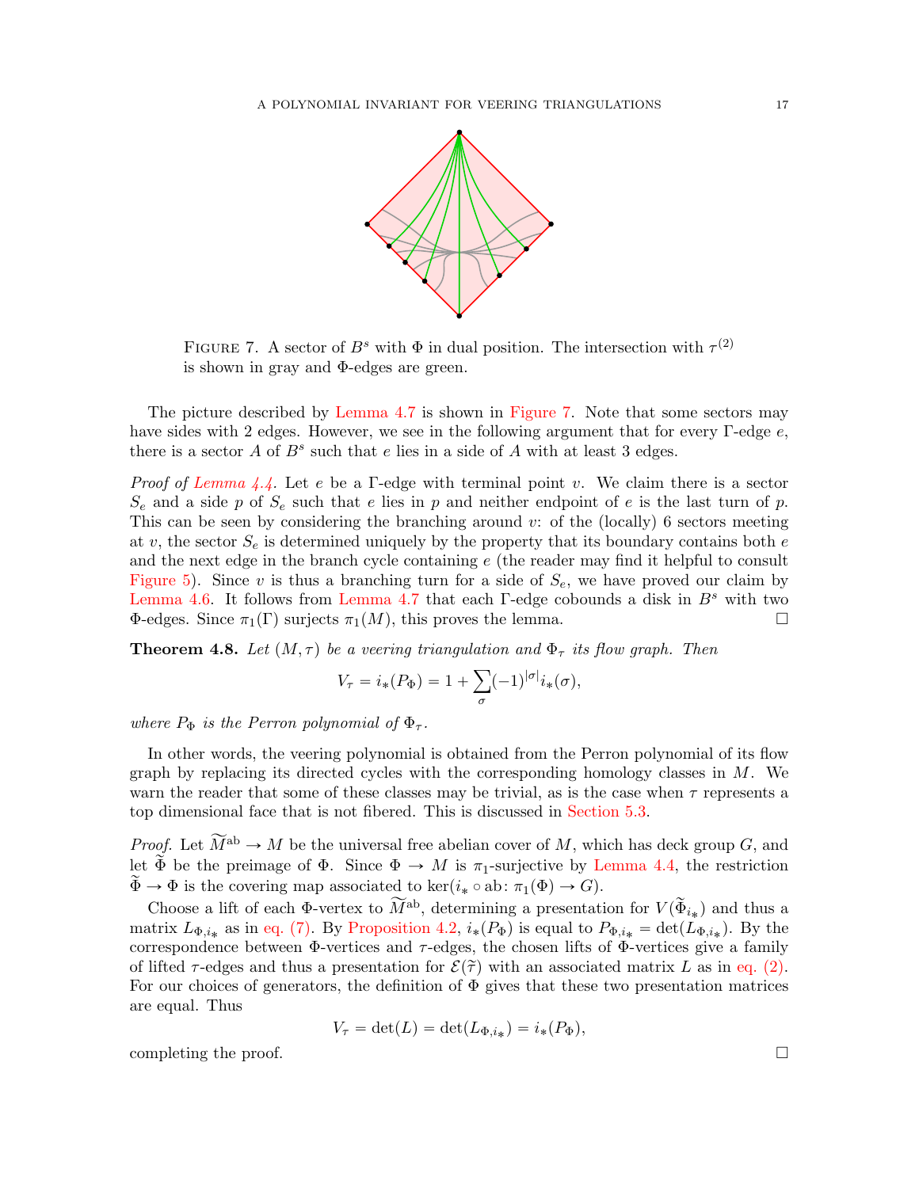FIGURE 7. A sector of $B^s$ with $\Phi$ in dual position. The intersection with $\tau^{(2)}$ is shown in gray and $\Phi$-edges are green.

The picture described by Lemma 4.7 is shown in Figure 7. Note that some sectors may have sides with 2 edges. However, we see in the following argument that for every $\Gamma$-edge $e$, there is a sector $A$ of $B^s$ such that $e$ lies in a side of $A$ with at least 3 edges.

*Proof of Lemma 4.4.* Let $e$ be a $\Gamma$-edge with terminal point $v$. We claim there is a sector $S_e$ and a side $p$ of $S_e$ such that $e$ lies in $p$ and neither endpoint of $e$ is the last turn of $p$. This can be seen by considering the branching around $v$: of the (locally) 6 sectors meeting at $v$, the sector $S_e$ is determined uniquely by the property that its boundary contains both $e$ and the next edge in the branch cycle containing $e$ (the reader may find it helpful to consult Figure 5). Since $v$ is thus a branching turn for a side of $S_e$, we have proved our claim by Lemma 4.6. It follows from Lemma 4.7 that each $\Gamma$-edge cobounds a disk in $B^s$ with two $\Phi$-edges. Since $\pi_1(\Gamma)$ surjects $\pi_1(M)$, this proves the lemma. $\square$

**Theorem 4.8.** *Let $(M, \tau)$ be a veering triangulation and $\Phi_\tau$ its flow graph. Then*

$$V_\tau = i_*(P_\Phi) = 1 + \sum_\sigma (-1)^{|\sigma|} i_*(\sigma),$$

*where $P_\Phi$ is the Perron polynomial of $\Phi_\tau$.*

In other words, the veering polynomial is obtained from the Perron polynomial of its flow graph by replacing its directed cycles with the corresponding homology classes in $M$. We warn the reader that some of these classes may be trivial, as is the case when $\tau$ represents a top dimensional face that is not fibered. This is discussed in Section 5.3.

*Proof.* Let $\widetilde{M}^{\text{ab}} \to M$ be the universal free abelian cover of $M$, which has deck group $G$, and let $\widetilde{\Phi}$ be the preimage of $\Phi$. Since $\Phi \to M$ is $\pi_1$-surjective by Lemma 4.4, the restriction $\widetilde{\Phi} \to \Phi$ is the covering map associated to $\ker(i_* \circ \text{ab} \colon \pi_1(\Phi) \to G)$.

Choose a lift of each $\Phi$-vertex to $\widetilde{M}^{\text{ab}}$, determining a presentation for $V(\widetilde{\Phi}_{i_*})$ and thus a matrix $L_{\Phi, i_*}$ as in eq. (7). By Proposition 4.2, $i_*(P_\Phi)$ is equal to $P_{\Phi, i_*} = \det(L_{\Phi, i_*})$. By the correspondence between $\Phi$-vertices and $\tau$-edges, the chosen lifts of $\Phi$-vertices give a family of lifted $\tau$-edges and thus a presentation for $\mathcal{E}(\widetilde{\tau})$ with an associated matrix $L$ as in eq. (2). For our choices of generators, the definition of $\Phi$ gives that these two presentation matrices are equal. Thus

$$V_\tau = \det(L) = \det(L_{\Phi, i_*}) = i_*(P_\Phi),$$

completing the proof. $\square$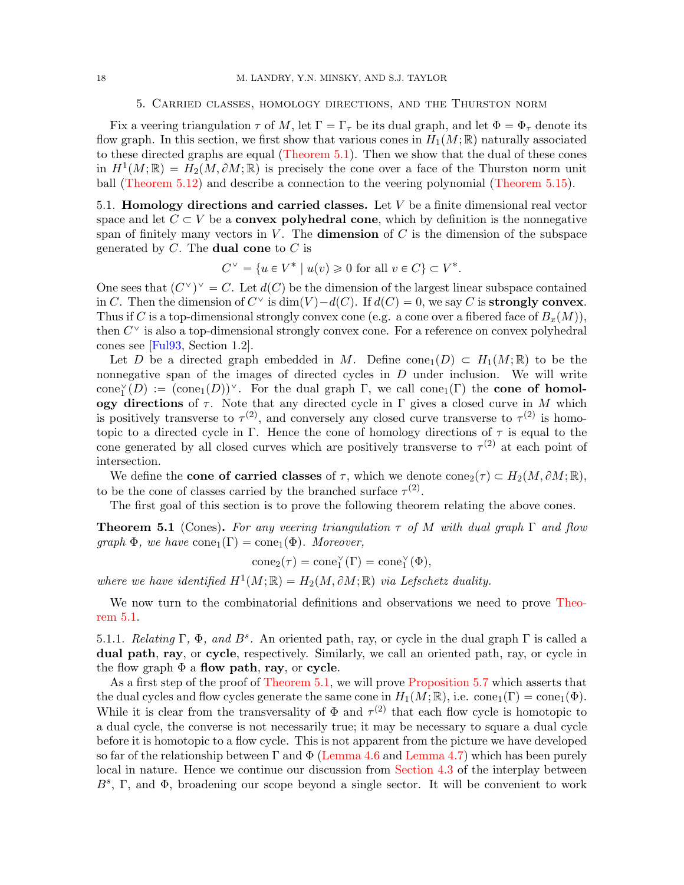## 5. Carried classes, homology directions, and the Thurston norm

Fix a veering triangulation $\tau$ of $M$, let $\Gamma = \Gamma_\tau$ be its dual graph, and let $\Phi = \Phi_\tau$ denote its flow graph. In this section, we first show that various cones in $H_1(M;\mathbb{R})$ naturally associated to these directed graphs are equal (Theorem 5.1). Then we show that the dual of these cones in $H^1(M;\mathbb{R}) = H_2(M,\partial M;\mathbb{R})$ is precisely the cone over a face of the Thurston norm unit ball (Theorem 5.12) and describe a connection to the veering polynomial (Theorem 5.15).

5.1. **Homology directions and carried classes.** Let $V$ be a finite dimensional real vector space and let $C \subset V$ be a **convex polyhedral cone**, which by definition is the nonnegative span of finitely many vectors in $V$. The **dimension** of $C$ is the dimension of the subspace generated by $C$. The **dual cone** to $C$ is

$$C^\vee = \{u \in V^* \mid u(v) \geqslant 0 \text{ for all } v \in C\} \subset V^*.$$

One sees that $(C^\vee)^\vee = C$. Let $d(C)$ be the dimension of the largest linear subspace contained in $C$. Then the dimension of $C^\vee$ is $\dim(V) - d(C)$. If $d(C) = 0$, we say $C$ is **strongly convex**. Thus if $C$ is a top-dimensional strongly convex cone (e.g. a cone over a fibered face of $B_x(M)$), then $C^\vee$ is also a top-dimensional strongly convex cone. For a reference on convex polyhedral cones see [Ful93, Section 1.2].

Let $D$ be a directed graph embedded in $M$. Define $\mathrm{cone}_1(D) \subset H_1(M;\mathbb{R})$ to be the nonnegative span of the images of directed cycles in $D$ under inclusion. We will write $\mathrm{cone}_1^\vee(D) := (\mathrm{cone}_1(D))^\vee$. For the dual graph $\Gamma$, we call $\mathrm{cone}_1(\Gamma)$ the **cone of homology directions** of $\tau$. Note that any directed cycle in $\Gamma$ gives a closed curve in $M$ which is positively transverse to $\tau^{(2)}$, and conversely any closed curve transverse to $\tau^{(2)}$ is homotopic to a directed cycle in $\Gamma$. Hence the cone of homology directions of $\tau$ is equal to the cone generated by all closed curves which are positively transverse to $\tau^{(2)}$ at each point of intersection.

We define the **cone of carried classes** of $\tau$, which we denote $\mathrm{cone}_2(\tau) \subset H_2(M,\partial M;\mathbb{R})$, to be the cone of classes carried by the branched surface $\tau^{(2)}$.

The first goal of this section is to prove the following theorem relating the above cones.

**Theorem 5.1** (Cones). *For any veering triangulation $\tau$ of $M$ with dual graph $\Gamma$ and flow graph $\Phi$, we have $\mathrm{cone}_1(\Gamma) = \mathrm{cone}_1(\Phi)$. Moreover,*

$$\mathrm{cone}_2(\tau) = \mathrm{cone}_1^\vee(\Gamma) = \mathrm{cone}_1^\vee(\Phi),$$

*where we have identified $H^1(M;\mathbb{R}) = H_2(M,\partial M;\mathbb{R})$ via Lefschetz duality.*

We now turn to the combinatorial definitions and observations we need to prove Theorem 5.1.

5.1.1. *Relating $\Gamma$, $\Phi$, and $B^s$.* An oriented path, ray, or cycle in the dual graph $\Gamma$ is called a **dual path**, **ray**, or **cycle**, respectively. Similarly, we call an oriented path, ray, or cycle in the flow graph $\Phi$ a **flow path**, **ray**, or **cycle**.

As a first step of the proof of Theorem 5.1, we will prove Proposition 5.7 which asserts that the dual cycles and flow cycles generate the same cone in $H_1(M;\mathbb{R})$, i.e. $\mathrm{cone}_1(\Gamma) = \mathrm{cone}_1(\Phi)$. While it is clear from the transversality of $\Phi$ and $\tau^{(2)}$ that each flow cycle is homotopic to a dual cycle, the converse is not necessarily true; it may be necessary to square a dual cycle before it is homotopic to a flow cycle. This is not apparent from the picture we have developed so far of the relationship between $\Gamma$ and $\Phi$ (Lemma 4.6 and Lemma 4.7) which has been purely local in nature. Hence we continue our discussion from Section 4.3 of the interplay between $B^s$, $\Gamma$, and $\Phi$, broadening our scope beyond a single sector. It will be convenient to work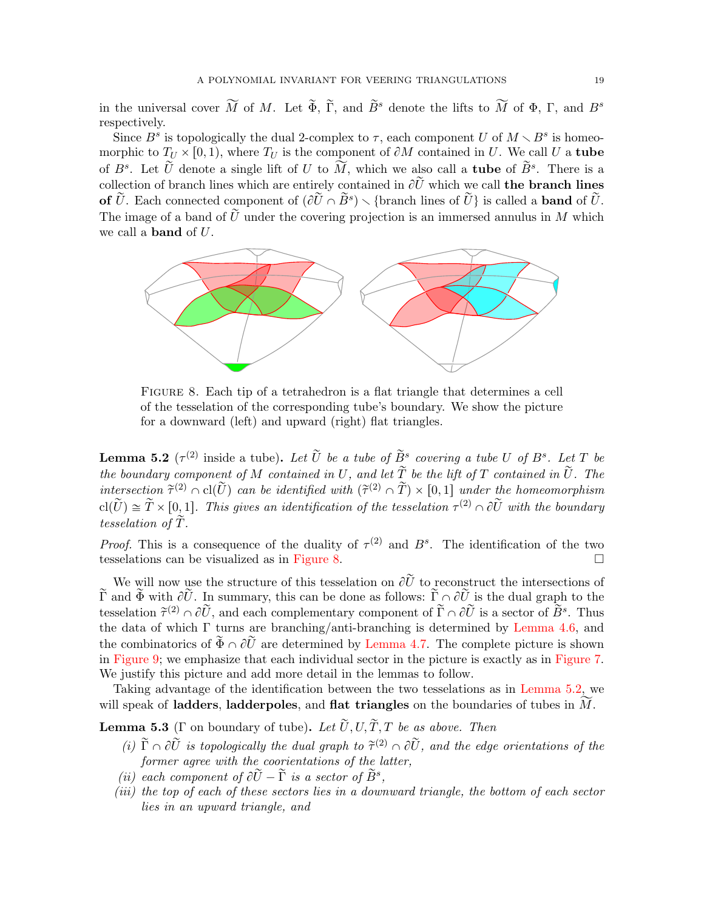in the universal cover $\widetilde{M}$ of $M$. Let $\widetilde{\Phi}$, $\widetilde{\Gamma}$, and $\widetilde{B}^s$ denote the lifts to $\widetilde{M}$ of $\Phi$, $\Gamma$, and $B^s$ respectively.

Since $B^s$ is topologically the dual 2-complex to $\tau$, each component $U$ of $M \setminus B^s$ is homeomorphic to $T_U \times [0, 1)$, where $T_U$ is the component of $\partial M$ contained in $U$. We call $U$ a **tube** of $B^s$. Let $\widetilde{U}$ denote a single lift of $U$ to $\widetilde{M}$, which we also call a **tube** of $\widetilde{B}^s$. There is a collection of branch lines which are entirely contained in $\partial\widetilde{U}$ which we call **the branch lines of** $\widetilde{U}$. Each connected component of $(\partial\widetilde{U} \cap \widetilde{B}^s) \setminus \{\text{branch lines of } \widetilde{U}\}$ is called a **band** of $\widetilde{U}$. The image of a band of $\widetilde{U}$ under the covering projection is an immersed annulus in $M$ which we call a **band** of $U$.

Figure 8. Each tip of a tetrahedron is a flat triangle that determines a cell of the tesselation of the corresponding tube's boundary. We show the picture for a downward (left) and upward (right) flat triangles.

**Lemma 5.2** ($\tau^{(2)}$ inside a tube)**.** *Let $\widetilde{U}$ be a tube of $\widetilde{B}^s$ covering a tube $U$ of $B^s$. Let $T$ be the boundary component of $M$ contained in $U$, and let $\widetilde{T}$ be the lift of $T$ contained in $\widetilde{U}$. The intersection $\widetilde{\tau}^{(2)} \cap \mathrm{cl}(\widetilde{U})$ can be identified with $(\widetilde{\tau}^{(2)} \cap \widetilde{T}) \times [0, 1]$ under the homeomorphism $\mathrm{cl}(\widetilde{U}) \cong \widetilde{T} \times [0, 1]$. This gives an identification of the tesselation $\tau^{(2)} \cap \partial\widetilde{U}$ with the boundary tesselation of $\widetilde{T}$.*

*Proof.* This is a consequence of the duality of $\tau^{(2)}$ and $B^s$. The identification of the two tesselations can be visualized as in Figure 8. □

We will now use the structure of this tesselation on $\partial\widetilde{U}$ to reconstruct the intersections of $\widetilde{\Gamma}$ and $\widetilde{\Phi}$ with $\partial\widetilde{U}$. In summary, this can be done as follows: $\widetilde{\Gamma} \cap \partial\widetilde{U}$ is the dual graph to the tesselation $\widetilde{\tau}^{(2)} \cap \partial\widetilde{U}$, and each complementary component of $\widetilde{\Gamma} \cap \partial\widetilde{U}$ is a sector of $\widetilde{B}^s$. Thus the data of which $\Gamma$ turns are branching/anti-branching is determined by Lemma 4.6, and the combinatorics of $\widetilde{\Phi} \cap \partial\widetilde{U}$ are determined by Lemma 4.7. The complete picture is shown in Figure 9; we emphasize that each individual sector in the picture is exactly as in Figure 7. We justify this picture and add more detail in the lemmas to follow.

Taking advantage of the identification between the two tesselations as in Lemma 5.2, we will speak of **ladders**, **ladderpoles**, and **flat triangles** on the boundaries of tubes in $\widetilde{M}$.

**Lemma 5.3** ($\Gamma$ on boundary of tube)**.** *Let $\widetilde{U}, U, \widetilde{T}, T$ be as above. Then*

*(i) $\widetilde{\Gamma} \cap \partial\widetilde{U}$ is topologically the dual graph to $\widetilde{\tau}^{(2)} \cap \partial\widetilde{U}$, and the edge orientations of the former agree with the coorientations of the latter,*

*(ii) each component of $\partial\widetilde{U} - \widetilde{\Gamma}$ is a sector of $\widetilde{B}^s$,*

*(iii) the top of each of these sectors lies in a downward triangle, the bottom of each sector lies in an upward triangle, and*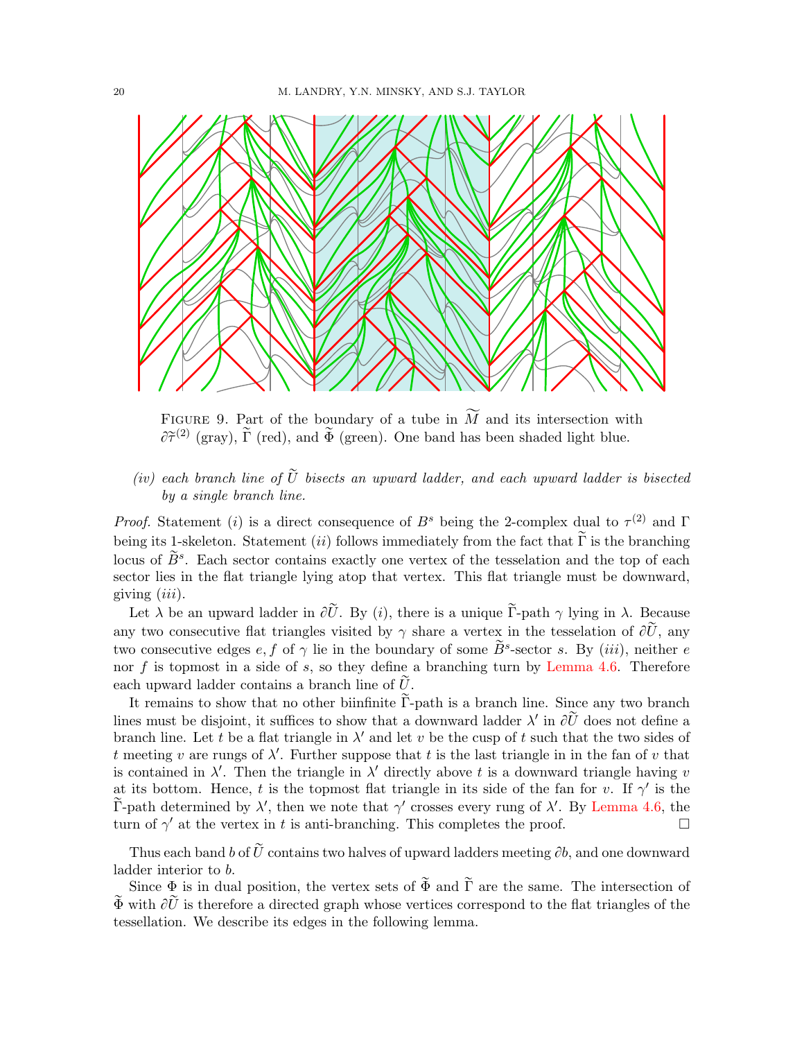FIGURE 9. Part of the boundary of a tube in $\widetilde{M}$ and its intersection with $\partial\widetilde{\tau}^{(2)}$ (gray), $\widetilde{\Gamma}$ (red), and $\widetilde{\Phi}$ (green). One band has been shaded light blue.

*(iv) each branch line of $\widetilde{U}$ bisects an upward ladder, and each upward ladder is bisected by a single branch line.*

*Proof.* Statement $(i)$ is a direct consequence of $B^s$ being the 2-complex dual to $\tau^{(2)}$ and $\Gamma$ being its 1-skeleton. Statement $(ii)$ follows immediately from the fact that $\widetilde{\Gamma}$ is the branching locus of $\widetilde{B}^s$. Each sector contains exactly one vertex of the tesselation and the top of each sector lies in the flat triangle lying atop that vertex. This flat triangle must be downward, giving $(iii)$.

Let $\lambda$ be an upward ladder in $\partial\widetilde{U}$. By $(i)$, there is a unique $\widetilde{\Gamma}$-path $\gamma$ lying in $\lambda$. Because any two consecutive flat triangles visited by $\gamma$ share a vertex in the tesselation of $\partial\widetilde{U}$, any two consecutive edges $e, f$ of $\gamma$ lie in the boundary of some $\widetilde{B}^s$-sector $s$. By $(iii)$, neither $e$ nor $f$ is topmost in a side of $s$, so they define a branching turn by Lemma 4.6. Therefore each upward ladder contains a branch line of $\widetilde{U}$.

It remains to show that no other biinfinite $\widetilde{\Gamma}$-path is a branch line. Since any two branch lines must be disjoint, it suffices to show that a downward ladder $\lambda'$ in $\partial\widetilde{U}$ does not define a branch line. Let $t$ be a flat triangle in $\lambda'$ and let $v$ be the cusp of $t$ such that the two sides of $t$ meeting $v$ are rungs of $\lambda'$. Further suppose that $t$ is the last triangle in in the fan of $v$ that is contained in $\lambda'$. Then the triangle in $\lambda'$ directly above $t$ is a downward triangle having $v$ at its bottom. Hence, $t$ is the topmost flat triangle in its side of the fan for $v$. If $\gamma'$ is the $\widetilde{\Gamma}$-path determined by $\lambda'$, then we note that $\gamma'$ crosses every rung of $\lambda'$. By Lemma 4.6, the turn of $\gamma'$ at the vertex in $t$ is anti-branching. This completes the proof. $\square$

Thus each band $b$ of $\widetilde{U}$ contains two halves of upward ladders meeting $\partial b$, and one downward ladder interior to $b$.

Since $\Phi$ is in dual position, the vertex sets of $\widetilde{\Phi}$ and $\widetilde{\Gamma}$ are the same. The intersection of $\widetilde{\Phi}$ with $\partial\widetilde{U}$ is therefore a directed graph whose vertices correspond to the flat triangles of the tessellation. We describe its edges in the following lemma.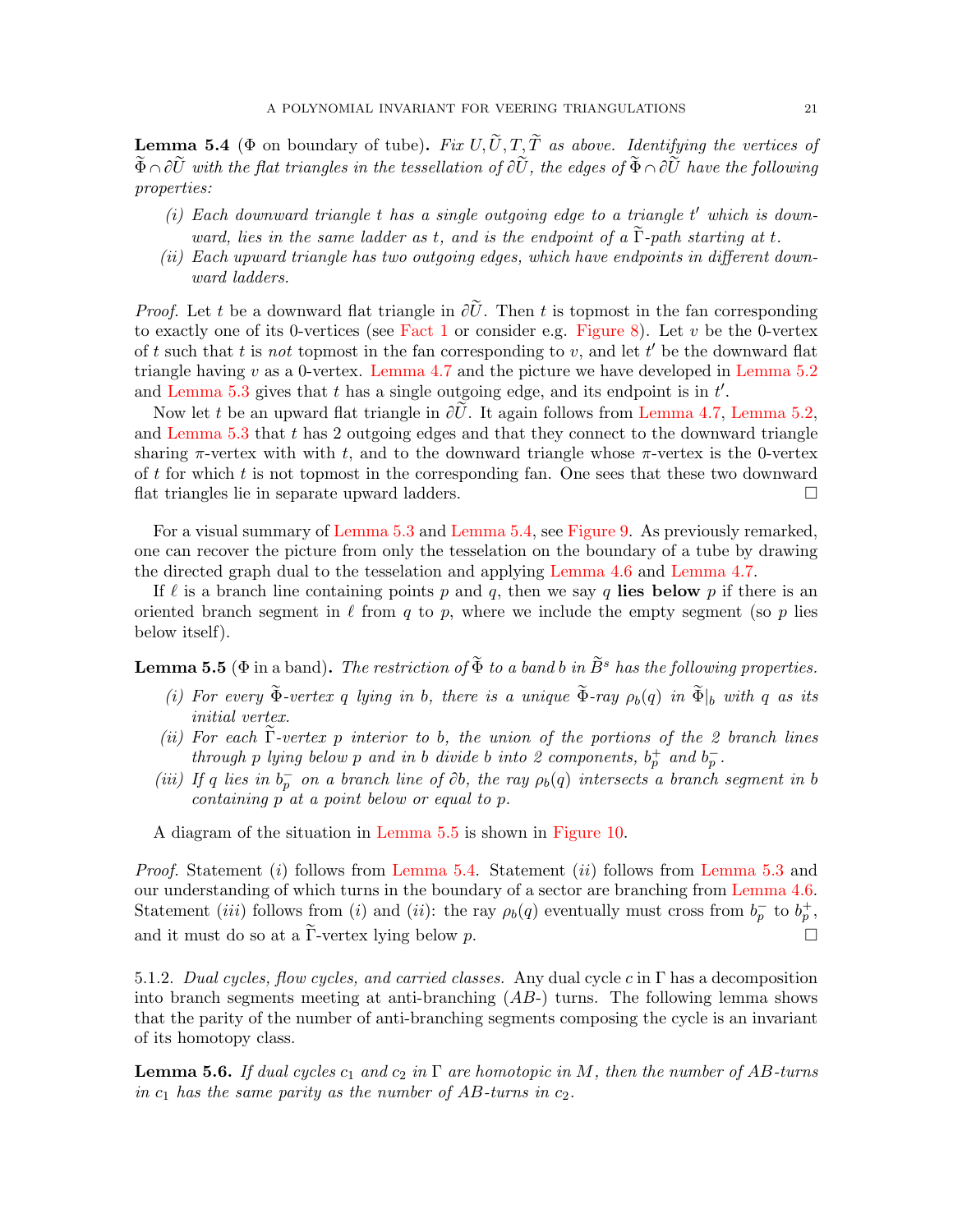**Lemma 5.4** ($\Phi$ on boundary of tube)**.** *Fix $U, \widetilde{U}, T, \widetilde{T}$ as above. Identifying the vertices of $\widetilde{\Phi} \cap \partial\widetilde{U}$ with the flat triangles in the tessellation of $\partial\widetilde{U}$, the edges of $\widetilde{\Phi} \cap \partial\widetilde{U}$ have the following properties:*

- *(i) Each downward triangle $t$ has a single outgoing edge to a triangle $t'$ which is downward, lies in the same ladder as $t$, and is the endpoint of a $\widetilde{\Gamma}$-path starting at $t$.*
- *(ii) Each upward triangle has two outgoing edges, which have endpoints in different downward ladders.*

*Proof.* Let $t$ be a downward flat triangle in $\partial\widetilde{U}$. Then $t$ is topmost in the fan corresponding to exactly one of its 0-vertices (see Fact 1 or consider e.g. Figure 8). Let $v$ be the 0-vertex of $t$ such that $t$ is *not* topmost in the fan corresponding to $v$, and let $t'$ be the downward flat triangle having $v$ as a 0-vertex. Lemma 4.7 and the picture we have developed in Lemma 5.2 and Lemma 5.3 gives that $t$ has a single outgoing edge, and its endpoint is in $t'$.

Now let $t$ be an upward flat triangle in $\partial\widetilde{U}$. It again follows from Lemma 4.7, Lemma 5.2, and Lemma 5.3 that $t$ has 2 outgoing edges and that they connect to the downward triangle sharing $\pi$-vertex with with $t$, and to the downward triangle whose $\pi$-vertex is the 0-vertex of $t$ for which $t$ is not topmost in the corresponding fan. One sees that these two downward flat triangles lie in separate upward ladders. □

For a visual summary of Lemma 5.3 and Lemma 5.4, see Figure 9. As previously remarked, one can recover the picture from only the tesselation on the boundary of a tube by drawing the directed graph dual to the tesselation and applying Lemma 4.6 and Lemma 4.7.

If $\ell$ is a branch line containing points $p$ and $q$, then we say $q$ **lies below** $p$ if there is an oriented branch segment in $\ell$ from $q$ to $p$, where we include the empty segment (so $p$ lies below itself).

**Lemma 5.5** ($\Phi$ in a band)**.** *The restriction of $\widetilde{\Phi}$ to a band $b$ in $\widetilde{B}^s$ has the following properties.*

- *(i) For every $\widetilde{\Phi}$-vertex $q$ lying in $b$, there is a unique $\widetilde{\Phi}$-ray $\rho_b(q)$ in $\widetilde{\Phi}|_b$ with $q$ as its initial vertex.*
- *(ii) For each $\widetilde{\Gamma}$-vertex $p$ interior to $b$, the union of the portions of the 2 branch lines through $p$ lying below $p$ and in $b$ divide $b$ into 2 components, $b_p^+$ and $b_p^-$.*
- *(iii) If $q$ lies in $b_p^-$ on a branch line of $\partial b$, the ray $\rho_b(q)$ intersects a branch segment in $b$ containing $p$ at a point below or equal to $p$.*

A diagram of the situation in Lemma 5.5 is shown in Figure 10.

*Proof.* Statement $(i)$ follows from Lemma 5.4. Statement $(ii)$ follows from Lemma 5.3 and our understanding of which turns in the boundary of a sector are branching from Lemma 4.6. Statement $(iii)$ follows from $(i)$ and $(ii)$: the ray $\rho_b(q)$ eventually must cross from $b_p^-$ to $b_p^+$, and it must do so at a $\widetilde{\Gamma}$-vertex lying below $p$. □

5.1.2. *Dual cycles, flow cycles, and carried classes.* Any dual cycle $c$ in $\Gamma$ has a decomposition into branch segments meeting at anti-branching ($AB$-) turns. The following lemma shows that the parity of the number of anti-branching segments composing the cycle is an invariant of its homotopy class.

**Lemma 5.6.** *If dual cycles $c_1$ and $c_2$ in $\Gamma$ are homotopic in $M$, then the number of $AB$-turns in $c_1$ has the same parity as the number of $AB$-turns in $c_2$.*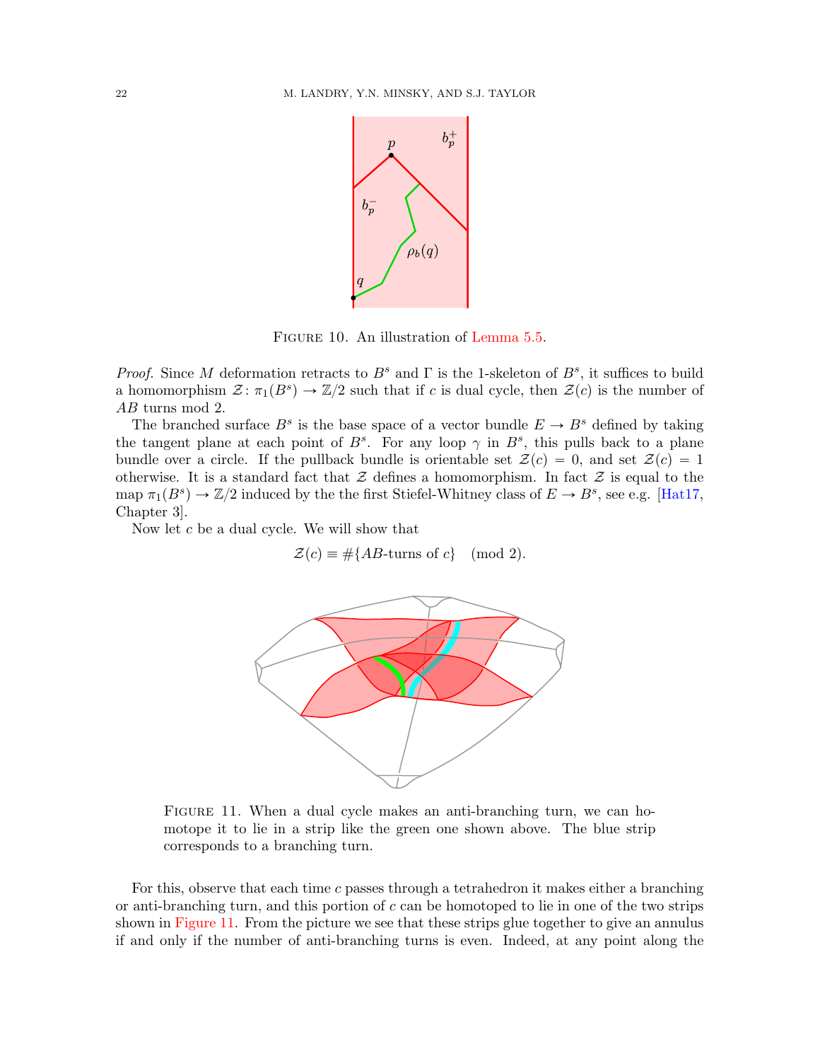FIGURE 10. An illustration of Lemma 5.5.

*Proof.* Since $M$ deformation retracts to $B^s$ and $\Gamma$ is the 1-skeleton of $B^s$, it suffices to build a homomorphism $\mathcal{Z}\colon \pi_1(B^s) \to \mathbb{Z}/2$ such that if $c$ is dual cycle, then $\mathcal{Z}(c)$ is the number of $AB$ turns mod 2.

The branched surface $B^s$ is the base space of a vector bundle $E \to B^s$ defined by taking the tangent plane at each point of $B^s$. For any loop $\gamma$ in $B^s$, this pulls back to a plane bundle over a circle. If the pullback bundle is orientable set $\mathcal{Z}(c) = 0$, and set $\mathcal{Z}(c) = 1$ otherwise. It is a standard fact that $\mathcal{Z}$ defines a homomorphism. In fact $\mathcal{Z}$ is equal to the map $\pi_1(B^s) \to \mathbb{Z}/2$ induced by the the first Stiefel-Whitney class of $E \to B^s$, see e.g. [Hat17, Chapter 3].

Now let $c$ be a dual cycle. We will show that

$$\mathcal{Z}(c) \equiv \#\{AB\text{-turns of } c\} \pmod 2.$$

FIGURE 11. When a dual cycle makes an anti-branching turn, we can homotope it to lie in a strip like the green one shown above. The blue strip corresponds to a branching turn.

For this, observe that each time $c$ passes through a tetrahedron it makes either a branching or anti-branching turn, and this portion of $c$ can be homotoped to lie in one of the two strips shown in Figure 11. From the picture we see that these strips glue together to give an annulus if and only if the number of anti-branching turns is even. Indeed, at any point along the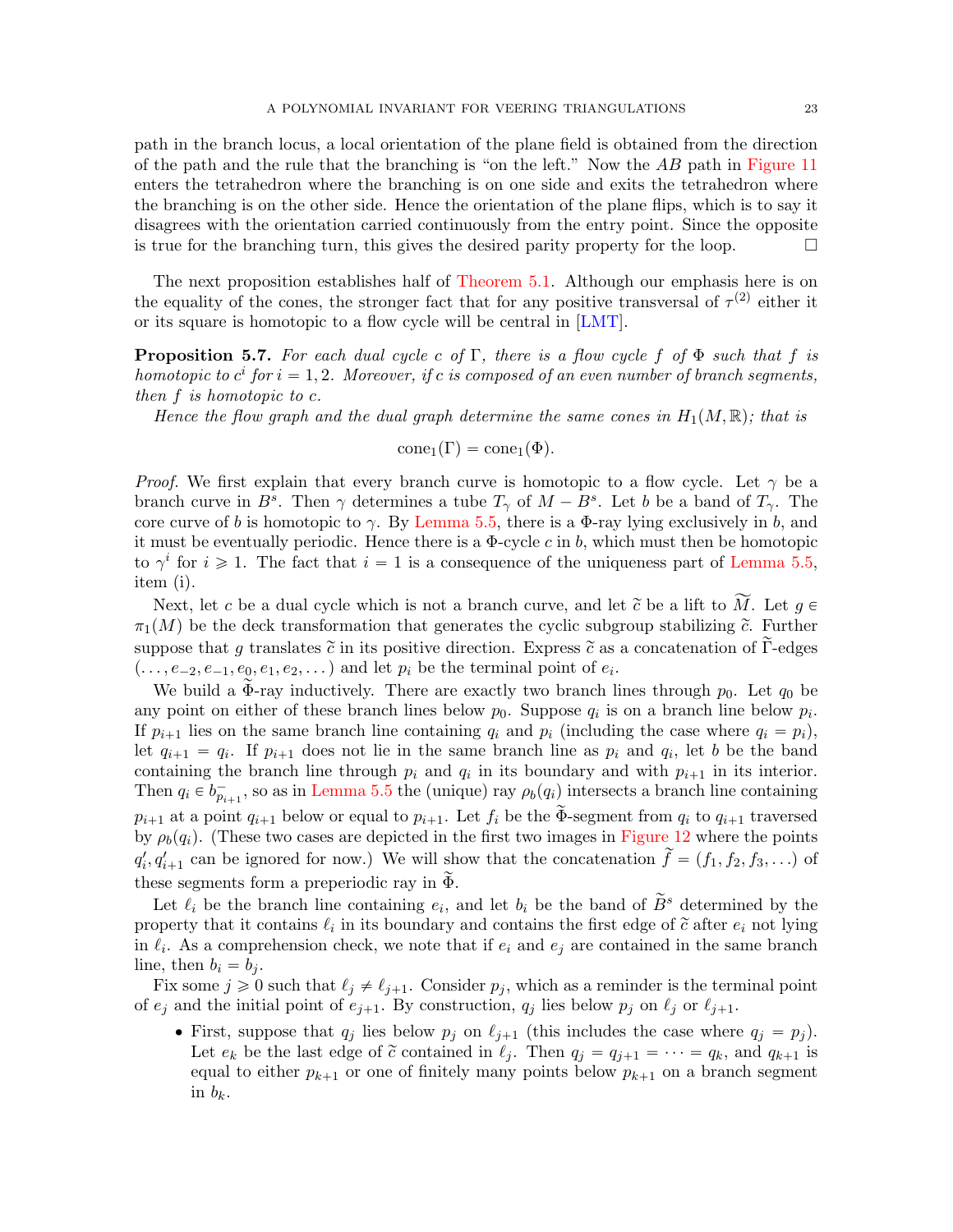path in the branch locus, a local orientation of the plane field is obtained from the direction of the path and the rule that the branching is "on the left." Now the $AB$ path in Figure 11 enters the tetrahedron where the branching is on one side and exits the tetrahedron where the branching is on the other side. Hence the orientation of the plane flips, which is to say it disagrees with the orientation carried continuously from the entry point. Since the opposite is true for the branching turn, this gives the desired parity property for the loop. ∎

The next proposition establishes half of Theorem 5.1. Although our emphasis here is on the equality of the cones, the stronger fact that for any positive transversal of $\tau^{(2)}$ either it or its square is homotopic to a flow cycle will be central in [LMT].

**Proposition 5.7.** *For each dual cycle $c$ of $\Gamma$, there is a flow cycle $f$ of $\Phi$ such that $f$ is homotopic to $c^i$ for $i = 1, 2$. Moreover, if $c$ is composed of an even number of branch segments, then $f$ is homotopic to $c$.*

*Hence the flow graph and the dual graph determine the same cones in $H_1(M, \mathbb{R})$; that is*

$$\mathrm{cone}_1(\Gamma) = \mathrm{cone}_1(\Phi).$$

*Proof.* We first explain that every branch curve is homotopic to a flow cycle. Let $\gamma$ be a branch curve in $B^s$. Then $\gamma$ determines a tube $T_\gamma$ of $M - B^s$. Let $b$ be a band of $T_\gamma$. The core curve of $b$ is homotopic to $\gamma$. By Lemma 5.5, there is a $\Phi$-ray lying exclusively in $b$, and it must be eventually periodic. Hence there is a $\Phi$-cycle $c$ in $b$, which must then be homotopic to $\gamma^i$ for $i \geqslant 1$. The fact that $i = 1$ is a consequence of the uniqueness part of Lemma 5.5, item (i).

Next, let $c$ be a dual cycle which is not a branch curve, and let $\widetilde{c}$ be a lift to $\widetilde{M}$. Let $g \in \pi_1(M)$ be the deck transformation that generates the cyclic subgroup stabilizing $\widetilde{c}$. Further suppose that $g$ translates $\widetilde{c}$ in its positive direction. Express $\widetilde{c}$ as a concatenation of $\widetilde{\Gamma}$-edges $(\ldots, e_{-2}, e_{-1}, e_0, e_1, e_2, \ldots)$ and let $p_i$ be the terminal point of $e_i$.

We build a $\widetilde{\Phi}$-ray inductively. There are exactly two branch lines through $p_0$. Let $q_0$ be any point on either of these branch lines below $p_0$. Suppose $q_i$ is on a branch line below $p_i$. If $p_{i+1}$ lies on the same branch line containing $q_i$ and $p_i$ (including the case where $q_i = p_i$), let $q_{i+1} = q_i$. If $p_{i+1}$ does not lie in the same branch line as $p_i$ and $q_i$, let $b$ be the band containing the branch line through $p_i$ and $q_i$ in its boundary and with $p_{i+1}$ in its interior. Then $q_i \in b^-_{p_{i+1}}$, so as in Lemma 5.5 the (unique) ray $\rho_b(q_i)$ intersects a branch line containing $p_{i+1}$ at a point $q_{i+1}$ below or equal to $p_{i+1}$. Let $f_i$ be the $\widetilde{\Phi}$-segment from $q_i$ to $q_{i+1}$ traversed by $\rho_b(q_i)$. (These two cases are depicted in the first two images in Figure 12 where the points $q'_i, q'_{i+1}$ can be ignored for now.) We will show that the concatenation $\widetilde{f} = (f_1, f_2, f_3, \ldots)$ of these segments form a preperiodic ray in $\widetilde{\Phi}$.

Let $\ell_i$ be the branch line containing $e_i$, and let $b_i$ be the band of $\widetilde{B}^s$ determined by the property that it contains $\ell_i$ in its boundary and contains the first edge of $\widetilde{c}$ after $e_i$ not lying in $\ell_i$. As a comprehension check, we note that if $e_i$ and $e_j$ are contained in the same branch line, then $b_i = b_j$.

Fix some $j \geqslant 0$ such that $\ell_j \neq \ell_{j+1}$. Consider $p_j$, which as a reminder is the terminal point of $e_j$ and the initial point of $e_{j+1}$. By construction, $q_j$ lies below $p_j$ on $\ell_j$ or $\ell_{j+1}$.

- First, suppose that $q_j$ lies below $p_j$ on $\ell_{j+1}$ (this includes the case where $q_j = p_j$). Let $e_k$ be the last edge of $\widetilde{c}$ contained in $\ell_j$. Then $q_j = q_{j+1} = \cdots = q_k$, and $q_{k+1}$ is equal to either $p_{k+1}$ or one of finitely many points below $p_{k+1}$ on a branch segment in $b_k$.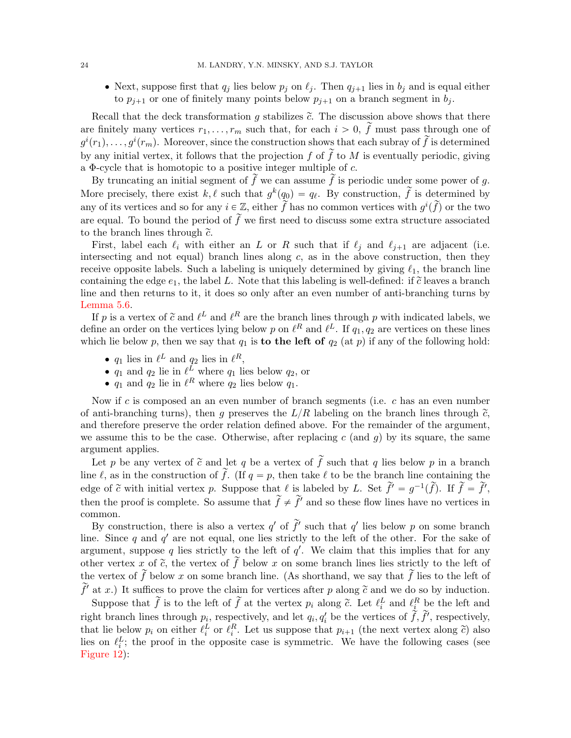- Next, suppose first that $q_j$ lies below $p_j$ on $\ell_j$. Then $q_{j+1}$ lies in $b_j$ and is equal either to $p_{j+1}$ or one of finitely many points below $p_{j+1}$ on a branch segment in $b_j$.

Recall that the deck transformation $g$ stabilizes $\widetilde{c}$. The discussion above shows that there are finitely many vertices $r_1, \ldots, r_m$ such that, for each $i > 0$, $\widetilde{f}$ must pass through one of $g^i(r_1), \ldots, g^i(r_m)$. Moreover, since the construction shows that each subray of $\widetilde{f}$ is determined by any initial vertex, it follows that the projection $f$ of $\widetilde{f}$ to $M$ is eventually periodic, giving a $\Phi$-cycle that is homotopic to a positive integer multiple of $c$.

By truncating an initial segment of $\widetilde{f}$ we can assume $\widetilde{f}$ is periodic under some power of $g$. More precisely, there exist $k, \ell$ such that $g^k(q_0) = q_\ell$. By construction, $\widetilde{f}$ is determined by any of its vertices and so for any $i \in \mathbb{Z}$, either $\widetilde{f}$ has no common vertices with $g^i(\widetilde{f})$ or the two are equal. To bound the period of $\widetilde{f}$ we first need to discuss some extra structure associated to the branch lines through $\widetilde{c}$.

First, label each $\ell_i$ with either an $L$ or $R$ such that if $\ell_j$ and $\ell_{j+1}$ are adjacent (i.e. intersecting and not equal) branch lines along $c$, as in the above construction, then they receive opposite labels. Such a labeling is uniquely determined by giving $\ell_1$, the branch line containing the edge $e_1$, the label $L$. Note that this labeling is well-defined: if $\widetilde{c}$ leaves a branch line and then returns to it, it does so only after an even number of anti-branching turns by Lemma 5.6.

If $p$ is a vertex of $\widetilde{c}$ and $\ell^L$ and $\ell^R$ are the branch lines through $p$ with indicated labels, we define an order on the vertices lying below $p$ on $\ell^R$ and $\ell^L$. If $q_1, q_2$ are vertices on these lines which lie below $p$, then we say that $q_1$ is **to the left of** $q_2$ (at $p$) if any of the following hold:

- $q_1$ lies in $\ell^L$ and $q_2$ lies in $\ell^R$,
- $q_1$ and $q_2$ lie in $\ell^L$ where $q_1$ lies below $q_2$, or
- $q_1$ and $q_2$ lie in $\ell^R$ where $q_2$ lies below $q_1$.

Now if $c$ is composed an an even number of branch segments (i.e. $c$ has an even number of anti-branching turns), then $g$ preserves the $L/R$ labeling on the branch lines through $\widetilde{c}$, and therefore preserve the order relation defined above. For the remainder of the argument, we assume this to be the case. Otherwise, after replacing $c$ (and $g$) by its square, the same argument applies.

Let $p$ be any vertex of $\widetilde{c}$ and let $q$ be a vertex of $\widetilde{f}$ such that $q$ lies below $p$ in a branch line $\ell$, as in the construction of $\widetilde{f}$. (If $q = p$, then take $\ell$ to be the branch line containing the edge of $\widetilde{c}$ with initial vertex $p$. Suppose that $\ell$ is labeled by $L$. Set $\widetilde{f}' = g^{-1}(\widetilde{f})$. If $\widetilde{f} = \widetilde{f}'$, then the proof is complete. So assume that $\widetilde{f} \neq \widetilde{f}'$ and so these flow lines have no vertices in common.

By construction, there is also a vertex $q'$ of $\widetilde{f}'$ such that $q'$ lies below $p$ on some branch line. Since $q$ and $q'$ are not equal, one lies strictly to the left of the other. For the sake of argument, suppose $q$ lies strictly to the left of $q'$. We claim that this implies that for any other vertex $x$ of $\widetilde{c}$, the vertex of $\widetilde{f}$ below $x$ on some branch lines lies strictly to the left of the vertex of $\widetilde{f}$ below $x$ on some branch line. (As shorthand, we say that $\widetilde{f}$ lies to the left of $\widetilde{f}'$ at $x$.) It suffices to prove the claim for vertices after $p$ along $\widetilde{c}$ and we do so by induction.

Suppose that $\widetilde{f}$ is to the left of $\widetilde{f}$ at the vertex $p_i$ along $\widetilde{c}$. Let $\ell_i^L$ and $\ell_i^R$ be the left and right branch lines through $p_i$, respectively, and let $q_i, q_i'$ be the vertices of $\widetilde{f}, \widetilde{f}'$, respectively, that lie below $p_i$ on either $\ell_i^L$ or $\ell_i^R$. Let us suppose that $p_{i+1}$ (the next vertex along $\widetilde{c}$) also lies on $\ell_i^L$; the proof in the opposite case is symmetric. We have the following cases (see Figure 12):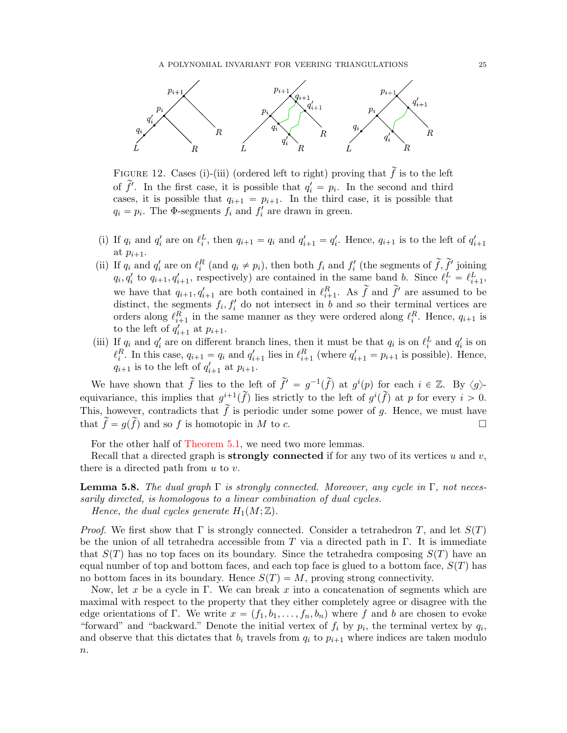FIGURE 12. Cases (i)-(iii) (ordered left to right) proving that $\widetilde{f}$ is to the left of $\widetilde{f}'$. In the first case, it is possible that $q_i' = p_i$. In the second and third cases, it is possible that $q_{i+1} = p_{i+1}$. In the third case, it is possible that $q_i = p_i$. The $\Phi$-segments $f_i$ and $f_i'$ are drawn in green.

(i) If $q_i$ and $q_i'$ are on $\ell_i^L$, then $q_{i+1} = q_i$ and $q_{i+1}' = q_i'$. Hence, $q_{i+1}$ is to the left of $q_{i+1}'$ at $p_{i+1}$.

(ii) If $q_i$ and $q_i'$ are on $\ell_i^R$ (and $q_i \neq p_i$), then both $f_i$ and $f_i'$ (the segments of $\widetilde{f}, \widetilde{f}'$ joining $q_i, q_i'$ to $q_{i+1}, q_{i+1}'$, respectively) are contained in the same band $b$. Since $\ell_i^L = \ell_{i+1}^L$, we have that $q_{i+1}, q_{i+1}'$ are both contained in $\ell_{i+1}^R$. As $\widetilde{f}$ and $\widetilde{f}'$ are assumed to be distinct, the segments $f_i, f_i'$ do not intersect in $b$ and so their terminal vertices are orders along $\ell_{i+1}^R$ in the same manner as they were ordered along $\ell_i^R$. Hence, $q_{i+1}$ is to the left of $q_{i+1}'$ at $p_{i+1}$.

(iii) If $q_i$ and $q_i'$ are on different branch lines, then it must be that $q_i$ is on $\ell_i^L$ and $q_i'$ is on $\ell_i^R$. In this case, $q_{i+1} = q_i$ and $q_{i+1}'$ lies in $\ell_{i+1}^R$ (where $q_{i+1}' = p_{i+1}$ is possible). Hence, $q_{i+1}$ is to the left of $q_{i+1}'$ at $p_{i+1}$.

We have shown that $\widetilde{f}$ lies to the left of $\widetilde{f}' = g^{-1}(\widetilde{f})$ at $g^i(p)$ for each $i \in \mathbb{Z}$. By $\langle g \rangle$-equivariance, this implies that $g^{i+1}(\widetilde{f})$ lies strictly to the left of $g^i(\widetilde{f})$ at $p$ for every $i > 0$. This, however, contradicts that $\widetilde{f}$ is periodic under some power of $g$. Hence, we must have that $\widetilde{f} = g(\widetilde{f})$ and so $f$ is homotopic in $M$ to $c$. $\square$

For the other half of Theorem 5.1, we need two more lemmas.

Recall that a directed graph is **strongly connected** if for any two of its vertices $u$ and $v$, there is a directed path from $u$ to $v$.

**Lemma 5.8.** *The dual graph $\Gamma$ is strongly connected. Moreover, any cycle in $\Gamma$, not necessarily directed, is homologous to a linear combination of dual cycles.*

*Hence, the dual cycles generate $H_1(M;\mathbb{Z})$.*

*Proof.* We first show that $\Gamma$ is strongly connected. Consider a tetrahedron $T$, and let $S(T)$ be the union of all tetrahedra accessible from $T$ via a directed path in $\Gamma$. It is immediate that $S(T)$ has no top faces on its boundary. Since the tetrahedra composing $S(T)$ have an equal number of top and bottom faces, and each top face is glued to a bottom face, $S(T)$ has no bottom faces in its boundary. Hence $S(T) = M$, proving strong connectivity.

Now, let $x$ be a cycle in $\Gamma$. We can break $x$ into a concatenation of segments which are maximal with respect to the property that they either completely agree or disagree with the edge orientations of $\Gamma$. We write $x = (f_1, b_1, \ldots, f_n, b_n)$ where $f$ and $b$ are chosen to evoke "forward" and "backward." Denote the initial vertex of $f_i$ by $p_i$, the terminal vertex by $q_i$, and observe that this dictates that $b_i$ travels from $q_i$ to $p_{i+1}$ where indices are taken modulo $n$.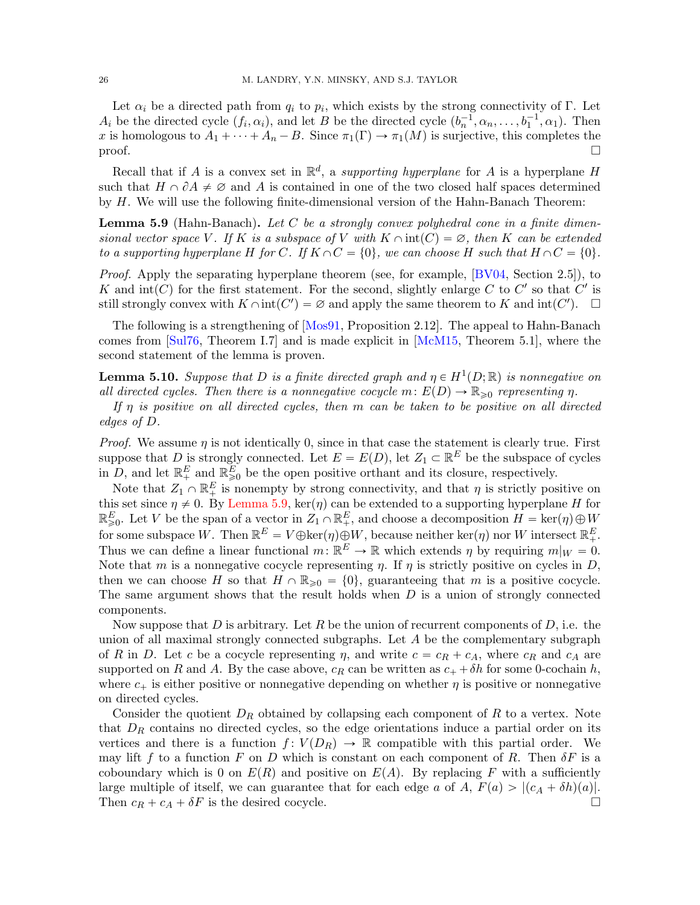Let $\alpha_i$ be a directed path from $q_i$ to $p_i$, which exists by the strong connectivity of $\Gamma$. Let $A_i$ be the directed cycle $(f_i, \alpha_i)$, and let $B$ be the directed cycle $(b_n^{-1}, \alpha_n, \ldots, b_1^{-1}, \alpha_1)$. Then $x$ is homologous to $A_1 + \cdots + A_n - B$. Since $\pi_1(\Gamma) \to \pi_1(M)$ is surjective, this completes the proof. $\square$

Recall that if $A$ is a convex set in $\mathbb{R}^d$, a *supporting hyperplane* for $A$ is a hyperplane $H$ such that $H \cap \partial A \neq \varnothing$ and $A$ is contained in one of the two closed half spaces determined by $H$. We will use the following finite-dimensional version of the Hahn-Banach Theorem:

**Lemma 5.9** (Hahn-Banach)**.** *Let $C$ be a strongly convex polyhedral cone in a finite dimensional vector space $V$. If $K$ is a subspace of $V$ with $K \cap \mathrm{int}(C) = \varnothing$, then $K$ can be extended to a supporting hyperplane $H$ for $C$. If $K \cap C = \{0\}$, we can choose $H$ such that $H \cap C = \{0\}$.*

*Proof.* Apply the separating hyperplane theorem (see, for example, [BV04, Section 2.5]), to $K$ and $\mathrm{int}(C)$ for the first statement. For the second, slightly enlarge $C$ to $C'$ so that $C'$ is still strongly convex with $K \cap \mathrm{int}(C') = \varnothing$ and apply the same theorem to $K$ and $\mathrm{int}(C')$. $\square$

The following is a strengthening of [Mos91, Proposition 2.12]. The appeal to Hahn-Banach comes from [Sul76, Theorem I.7] and is made explicit in [McM15, Theorem 5.1], where the second statement of the lemma is proven.

**Lemma 5.10.** *Suppose that $D$ is a finite directed graph and $\eta \in H^1(D; \mathbb{R})$ is nonnegative on all directed cycles. Then there is a nonnegative cocycle $m \colon E(D) \to \mathbb{R}_{\geqslant 0}$ representing $\eta$.*

*If $\eta$ is positive on all directed cycles, then $m$ can be taken to be positive on all directed edges of $D$.*

*Proof.* We assume $\eta$ is not identically 0, since in that case the statement is clearly true. First suppose that $D$ is strongly connected. Let $E = E(D)$, let $Z_1 \subset \mathbb{R}^E$ be the subspace of cycles in $D$, and let $\mathbb{R}^E_+$ and $\mathbb{R}^E_{\geqslant 0}$ be the open positive orthant and its closure, respectively.

Note that $Z_1 \cap \mathbb{R}^E_+$ is nonempty by strong connectivity, and that $\eta$ is strictly positive on this set since $\eta \neq 0$. By Lemma 5.9, $\ker(\eta)$ can be extended to a supporting hyperplane $H$ for $\mathbb{R}^E_{\geqslant 0}$. Let $V$ be the span of a vector in $Z_1 \cap \mathbb{R}^E_+$, and choose a decomposition $H = \ker(\eta) \oplus W$ for some subspace $W$. Then $\mathbb{R}^E = V \oplus \ker(\eta) \oplus W$, because neither $\ker(\eta)$ nor $W$ intersect $\mathbb{R}^E_+$. Thus we can define a linear functional $m \colon \mathbb{R}^E \to \mathbb{R}$ which extends $\eta$ by requiring $m|_W = 0$. Note that $m$ is a nonnegative cocycle representing $\eta$. If $\eta$ is strictly positive on cycles in $D$, then we can choose $H$ so that $H \cap \mathbb{R}_{\geqslant 0} = \{0\}$, guaranteeing that $m$ is a positive cocycle. The same argument shows that the result holds when $D$ is a union of strongly connected components.

Now suppose that $D$ is arbitrary. Let $R$ be the union of recurrent components of $D$, i.e. the union of all maximal strongly connected subgraphs. Let $A$ be the complementary subgraph of $R$ in $D$. Let $c$ be a cocycle representing $\eta$, and write $c = c_R + c_A$, where $c_R$ and $c_A$ are supported on $R$ and $A$. By the case above, $c_R$ can be written as $c_+ + \delta h$ for some 0-cochain $h$, where $c_+$ is either positive or nonnegative depending on whether $\eta$ is positive or nonnegative on directed cycles.

Consider the quotient $D_R$ obtained by collapsing each component of $R$ to a vertex. Note that $D_R$ contains no directed cycles, so the edge orientations induce a partial order on its vertices and there is a function $f \colon V(D_R) \to \mathbb{R}$ compatible with this partial order. We may lift $f$ to a function $F$ on $D$ which is constant on each component of $R$. Then $\delta F$ is a coboundary which is 0 on $E(R)$ and positive on $E(A)$. By replacing $F$ with a sufficiently large multiple of itself, we can guarantee that for each edge $a$ of $A$, $F(a) > |(c_A + \delta h)(a)|$. Then $c_R + c_A + \delta F$ is the desired cocycle. $\square$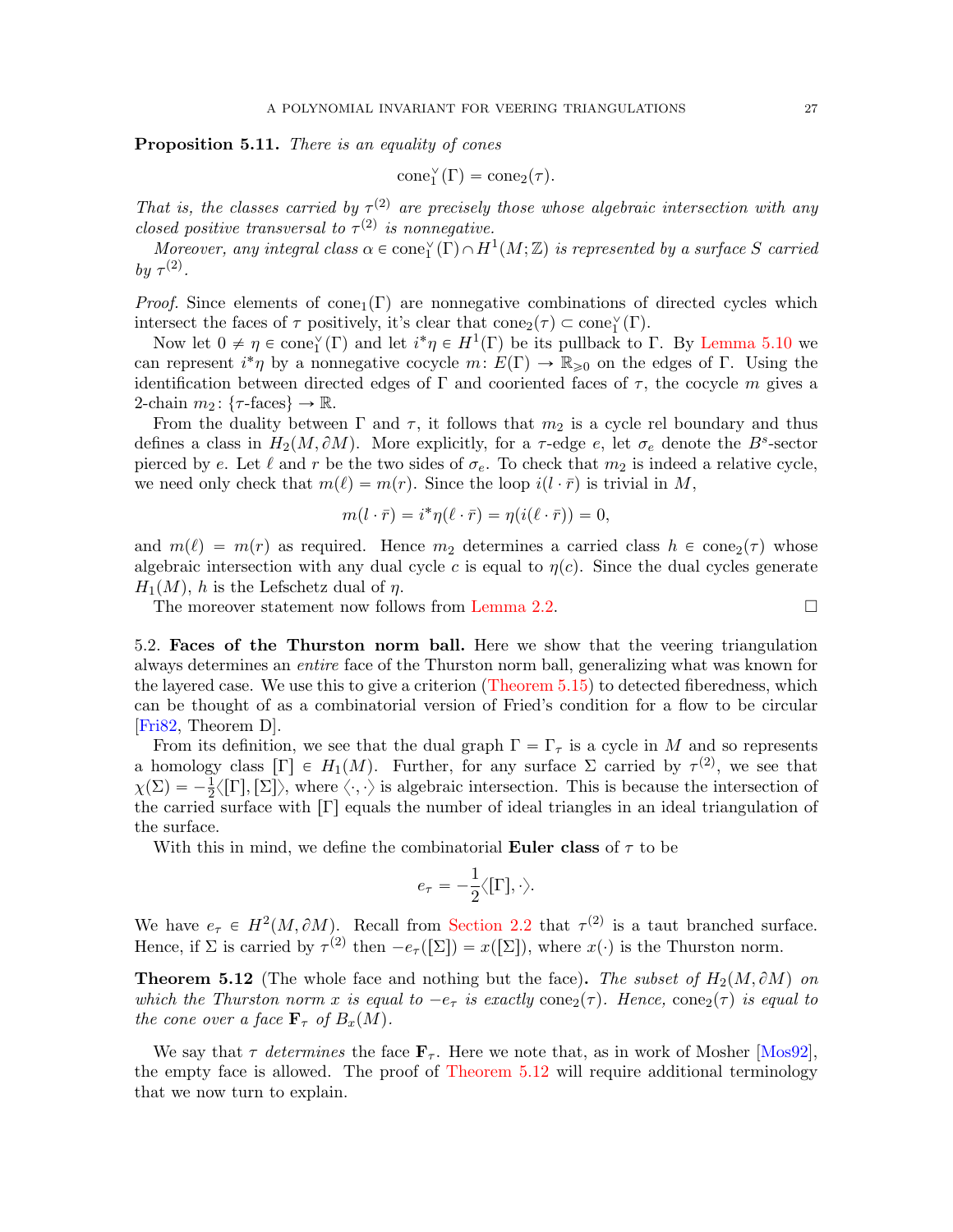**Proposition 5.11.** *There is an equality of cones*

$$\mathrm{cone}_1^\vee(\Gamma) = \mathrm{cone}_2(\tau).$$

*That is, the classes carried by $\tau^{(2)}$ are precisely those whose algebraic intersection with any closed positive transversal to $\tau^{(2)}$ is nonnegative.*

*Moreover, any integral class $\alpha \in \mathrm{cone}_1^\vee(\Gamma) \cap H^1(M;\mathbb{Z})$ is represented by a surface $S$ carried by $\tau^{(2)}$.*

*Proof.* Since elements of $\mathrm{cone}_1(\Gamma)$ are nonnegative combinations of directed cycles which intersect the faces of $\tau$ positively, it's clear that $\mathrm{cone}_2(\tau) \subset \mathrm{cone}_1^\vee(\Gamma)$.

Now let $0 \neq \eta \in \mathrm{cone}_1^\vee(\Gamma)$ and let $i^*\eta \in H^1(\Gamma)$ be its pullback to $\Gamma$. By Lemma 5.10 we can represent $i^*\eta$ by a nonnegative cocycle $m \colon E(\Gamma) \to \mathbb{R}_{\geqslant 0}$ on the edges of $\Gamma$. Using the identification between directed edges of $\Gamma$ and cooriented faces of $\tau$, the cocycle $m$ gives a 2-chain $m_2 \colon \{\tau\text{-faces}\} \to \mathbb{R}$.

From the duality between $\Gamma$ and $\tau$, it follows that $m_2$ is a cycle rel boundary and thus defines a class in $H_2(M, \partial M)$. More explicitly, for a $\tau$-edge $e$, let $\sigma_e$ denote the $B^s$-sector pierced by $e$. Let $\ell$ and $r$ be the two sides of $\sigma_e$. To check that $m_2$ is indeed a relative cycle, we need only check that $m(\ell) = m(r)$. Since the loop $i(l \cdot \bar{r})$ is trivial in $M$,

$$m(l \cdot \bar{r}) = i^*\eta(\ell \cdot \bar{r}) = \eta(i(\ell \cdot \bar{r})) = 0,$$

and $m(\ell) = m(r)$ as required. Hence $m_2$ determines a carried class $h \in \mathrm{cone}_2(\tau)$ whose algebraic intersection with any dual cycle $c$ is equal to $\eta(c)$. Since the dual cycles generate $H_1(M)$, $h$ is the Lefschetz dual of $\eta$.

The moreover statement now follows from Lemma 2.2. $\square$

5.2. **Faces of the Thurston norm ball.** Here we show that the veering triangulation always determines an *entire* face of the Thurston norm ball, generalizing what was known for the layered case. We use this to give a criterion (Theorem 5.15) to detected fiberedness, which can be thought of as a combinatorial version of Fried's condition for a flow to be circular [Fri82, Theorem D].

From its definition, we see that the dual graph $\Gamma = \Gamma_\tau$ is a cycle in $M$ and so represents a homology class $[\Gamma] \in H_1(M)$. Further, for any surface $\Sigma$ carried by $\tau^{(2)}$, we see that $\chi(\Sigma) = -\frac{1}{2}\langle [\Gamma], [\Sigma] \rangle$, where $\langle \cdot, \cdot \rangle$ is algebraic intersection. This is because the intersection of the carried surface with $[\Gamma]$ equals the number of ideal triangles in an ideal triangulation of the surface.

With this in mind, we define the combinatorial **Euler class** of $\tau$ to be

$$e_\tau = -\frac{1}{2}\langle [\Gamma], \cdot \rangle.$$

We have $e_\tau \in H^2(M, \partial M)$. Recall from Section 2.2 that $\tau^{(2)}$ is a taut branched surface. Hence, if $\Sigma$ is carried by $\tau^{(2)}$ then $-e_\tau([\Sigma]) = x([\Sigma])$, where $x(\cdot)$ is the Thurston norm.

**Theorem 5.12** (The whole face and nothing but the face)**.** *The subset of $H_2(M, \partial M)$ on which the Thurston norm $x$ is equal to $-e_\tau$ is exactly $\mathrm{cone}_2(\tau)$. Hence, $\mathrm{cone}_2(\tau)$ is equal to the cone over a face $\mathbf{F}_\tau$ of $B_x(M)$.*

We say that $\tau$ *determines* the face $\mathbf{F}_\tau$. Here we note that, as in work of Mosher [Mos92], the empty face is allowed. The proof of Theorem 5.12 will require additional terminology that we now turn to explain.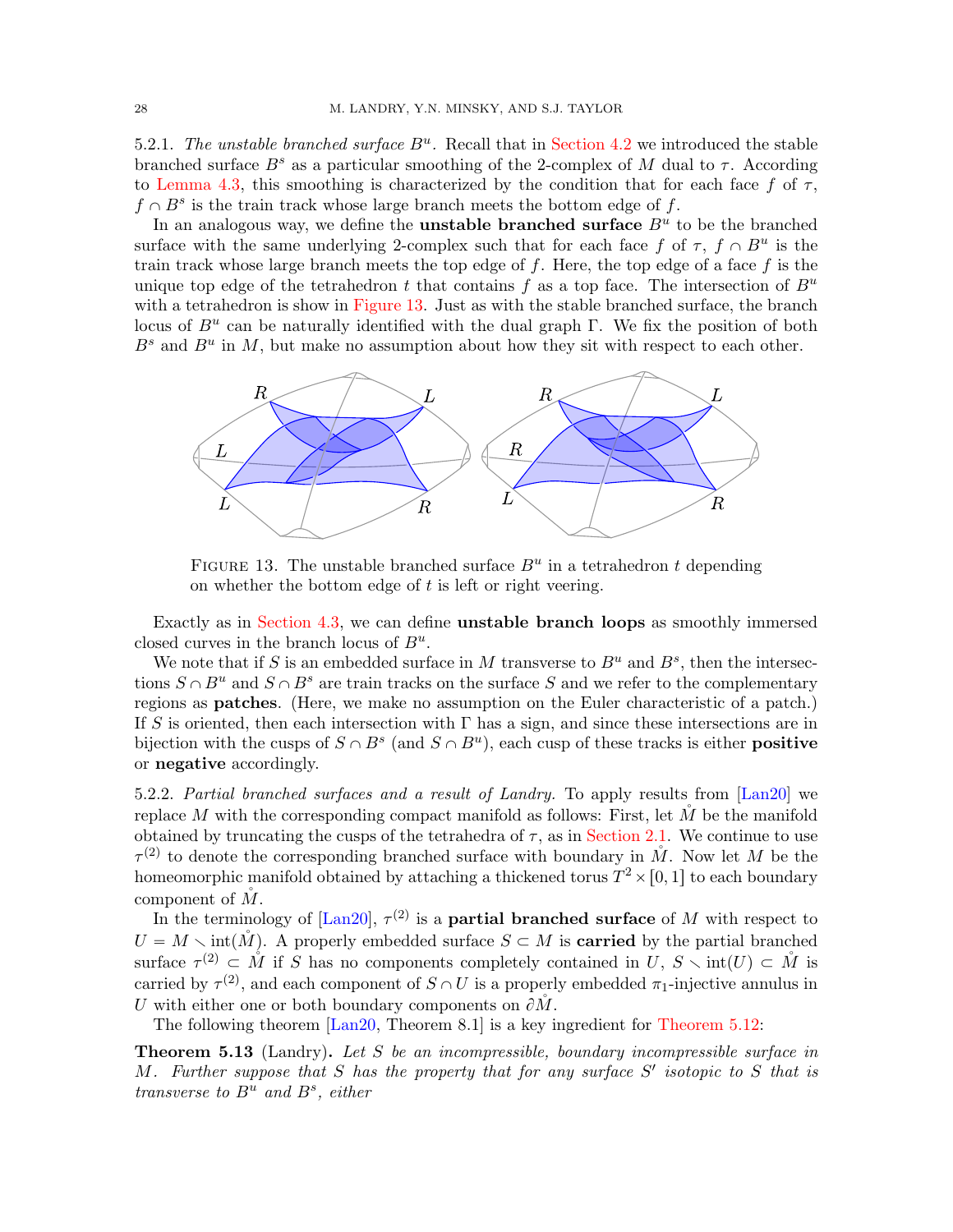5.2.1. *The unstable branched surface* $B^u$. Recall that in Section 4.2 we introduced the stable branched surface $B^s$ as a particular smoothing of the 2-complex of $M$ dual to $\tau$. According to Lemma 4.3, this smoothing is characterized by the condition that for each face $f$ of $\tau$, $f \cap B^s$ is the train track whose large branch meets the bottom edge of $f$.

In an analogous way, we define the **unstable branched surface** $B^u$ to be the branched surface with the same underlying 2-complex such that for each face $f$ of $\tau$, $f \cap B^u$ is the train track whose large branch meets the top edge of $f$. Here, the top edge of a face $f$ is the unique top edge of the tetrahedron $t$ that contains $f$ as a top face. The intersection of $B^u$ with a tetrahedron is show in Figure 13. Just as with the stable branched surface, the branch locus of $B^u$ can be naturally identified with the dual graph $\Gamma$. We fix the position of both $B^s$ and $B^u$ in $M$, but make no assumption about how they sit with respect to each other.

FIGURE 13. The unstable branched surface $B^u$ in a tetrahedron $t$ depending on whether the bottom edge of $t$ is left or right veering.

Exactly as in Section 4.3, we can define **unstable branch loops** as smoothly immersed closed curves in the branch locus of $B^u$.

We note that if $S$ is an embedded surface in $M$ transverse to $B^u$ and $B^s$, then the intersections $S \cap B^u$ and $S \cap B^s$ are train tracks on the surface $S$ and we refer to the complementary regions as **patches**. (Here, we make no assumption on the Euler characteristic of a patch.) If $S$ is oriented, then each intersection with $\Gamma$ has a sign, and since these intersections are in bijection with the cusps of $S \cap B^s$ (and $S \cap B^u$), each cusp of these tracks is either **positive** or **negative** accordingly.

5.2.2. *Partial branched surfaces and a result of Landry.* To apply results from [Lan20] we replace $M$ with the corresponding compact manifold as follows: First, let $\mathring{M}$ be the manifold obtained by truncating the cusps of the tetrahedra of $\tau$, as in Section 2.1. We continue to use $\tau^{(2)}$ to denote the corresponding branched surface with boundary in $\mathring{M}$. Now let $M$ be the homeomorphic manifold obtained by attaching a thickened torus $T^2 \times [0, 1]$ to each boundary component of $\mathring{M}$.

In the terminology of [Lan20], $\tau^{(2)}$ is a **partial branched surface** of $M$ with respect to $U = M \smallsetminus \mathrm{int}(\mathring{M})$. A properly embedded surface $S \subset M$ is **carried** by the partial branched surface $\tau^{(2)} \subset \mathring{M}$ if $S$ has no components completely contained in $U$, $S \smallsetminus \mathrm{int}(U) \subset \mathring{M}$ is carried by $\tau^{(2)}$, and each component of $S \cap U$ is a properly embedded $\pi_1$-injective annulus in $U$ with either one or both boundary components on $\partial \mathring{M}$.

The following theorem [Lan20, Theorem 8.1] is a key ingredient for Theorem 5.12:

**Theorem 5.13** (Landry)**.** *Let $S$ be an incompressible, boundary incompressible surface in $M$. Further suppose that $S$ has the property that for any surface $S'$ isotopic to $S$ that is transverse to $B^u$ and $B^s$, either*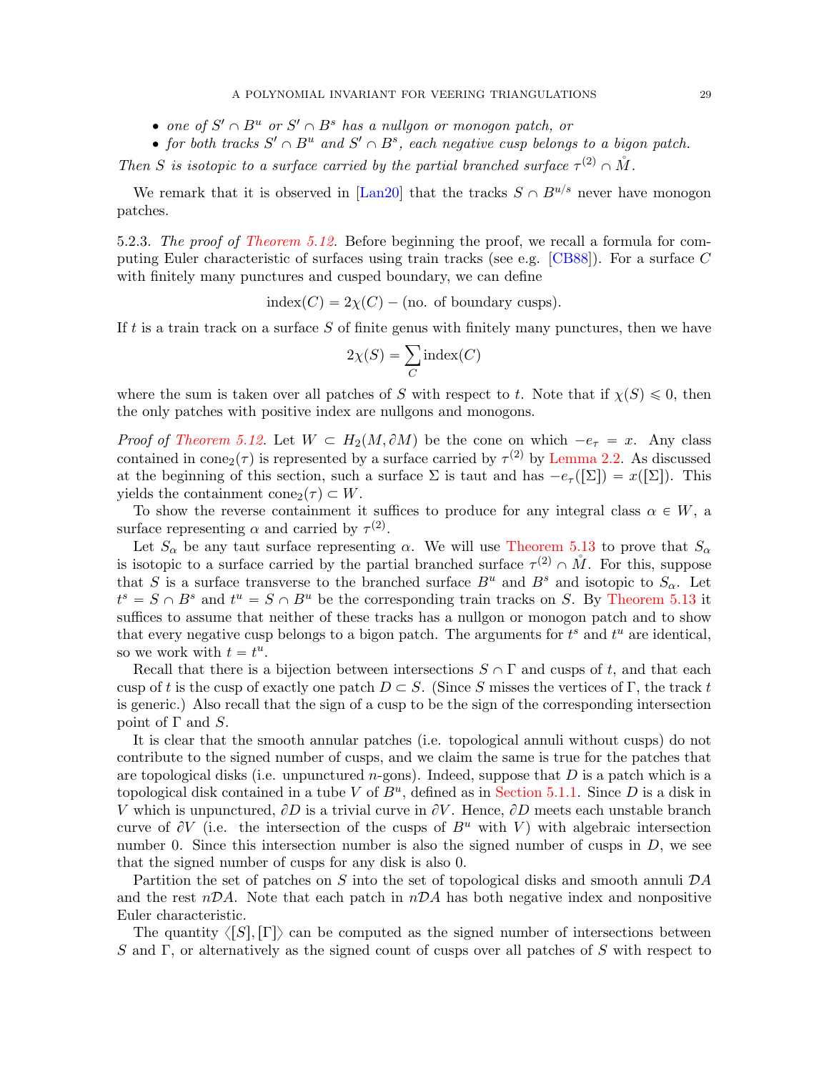- *one of $S' \cap B^u$ or $S' \cap B^s$ has a nullgon or monogon patch, or*
- *for both tracks $S' \cap B^u$ and $S' \cap B^s$, each negative cusp belongs to a bigon patch.*

*Then $S$ is isotopic to a surface carried by the partial branched surface $\tau^{(2)} \cap \mathring{M}$.*

We remark that it is observed in [Lan20] that the tracks $S \cap B^{u/s}$ never have monogon patches.

5.2.3. *The proof of Theorem 5.12.* Before beginning the proof, we recall a formula for computing Euler characteristic of surfaces using train tracks (see e.g. [CB88]). For a surface $C$ with finitely many punctures and cusped boundary, we can define

$$\text{index}(C) = 2\chi(C) - (\text{no. of boundary cusps}).$$

If $t$ is a train track on a surface $S$ of finite genus with finitely many punctures, then we have

$$2\chi(S) = \sum_C \text{index}(C)$$

where the sum is taken over all patches of $S$ with respect to $t$. Note that if $\chi(S) \leqslant 0$, then the only patches with positive index are nullgons and monogons.

*Proof of Theorem 5.12.* Let $W \subset H_2(M, \partial M)$ be the cone on which $-e_\tau = x$. Any class contained in $\text{cone}_2(\tau)$ is represented by a surface carried by $\tau^{(2)}$ by Lemma 2.2. As discussed at the beginning of this section, such a surface $\Sigma$ is taut and has $-e_\tau([\Sigma]) = x([\Sigma])$. This yields the containment $\text{cone}_2(\tau) \subset W$.

To show the reverse containment it suffices to produce for any integral class $\alpha \in W$, a surface representing $\alpha$ and carried by $\tau^{(2)}$.

Let $S_\alpha$ be any taut surface representing $\alpha$. We will use Theorem 5.13 to prove that $S_\alpha$ is isotopic to a surface carried by the partial branched surface $\tau^{(2)} \cap \mathring{M}$. For this, suppose that $S$ is a surface transverse to the branched surface $B^u$ and $B^s$ and isotopic to $S_\alpha$. Let $t^s = S \cap B^s$ and $t^u = S \cap B^u$ be the corresponding train tracks on $S$. By Theorem 5.13 it suffices to assume that neither of these tracks has a nullgon or monogon patch and to show that every negative cusp belongs to a bigon patch. The arguments for $t^s$ and $t^u$ are identical, so we work with $t = t^u$.

Recall that there is a bijection between intersections $S \cap \Gamma$ and cusps of $t$, and that each cusp of $t$ is the cusp of exactly one patch $D \subset S$. (Since $S$ misses the vertices of $\Gamma$, the track $t$ is generic.) Also recall that the sign of a cusp to be the sign of the corresponding intersection point of $\Gamma$ and $S$.

It is clear that the smooth annular patches (i.e. topological annuli without cusps) do not contribute to the signed number of cusps, and we claim the same is true for the patches that are topological disks (i.e. unpunctured $n$-gons). Indeed, suppose that $D$ is a patch which is a topological disk contained in a tube $V$ of $B^u$, defined as in Section 5.1.1. Since $D$ is a disk in $V$ which is unpunctured, $\partial D$ is a trivial curve in $\partial V$. Hence, $\partial D$ meets each unstable branch curve of $\partial V$ (i.e. the intersection of the cusps of $B^u$ with $V$) with algebraic intersection number 0. Since this intersection number is also the signed number of cusps in $D$, we see that the signed number of cusps for any disk is also 0.

Partition the set of patches on $S$ into the set of topological disks and smooth annuli $\mathcal{DA}$ and the rest $n\mathcal{DA}$. Note that each patch in $n\mathcal{DA}$ has both negative index and nonpositive Euler characteristic.

The quantity $\langle [S], [\Gamma] \rangle$ can be computed as the signed number of intersections between $S$ and $\Gamma$, or alternatively as the signed count of cusps over all patches of $S$ with respect to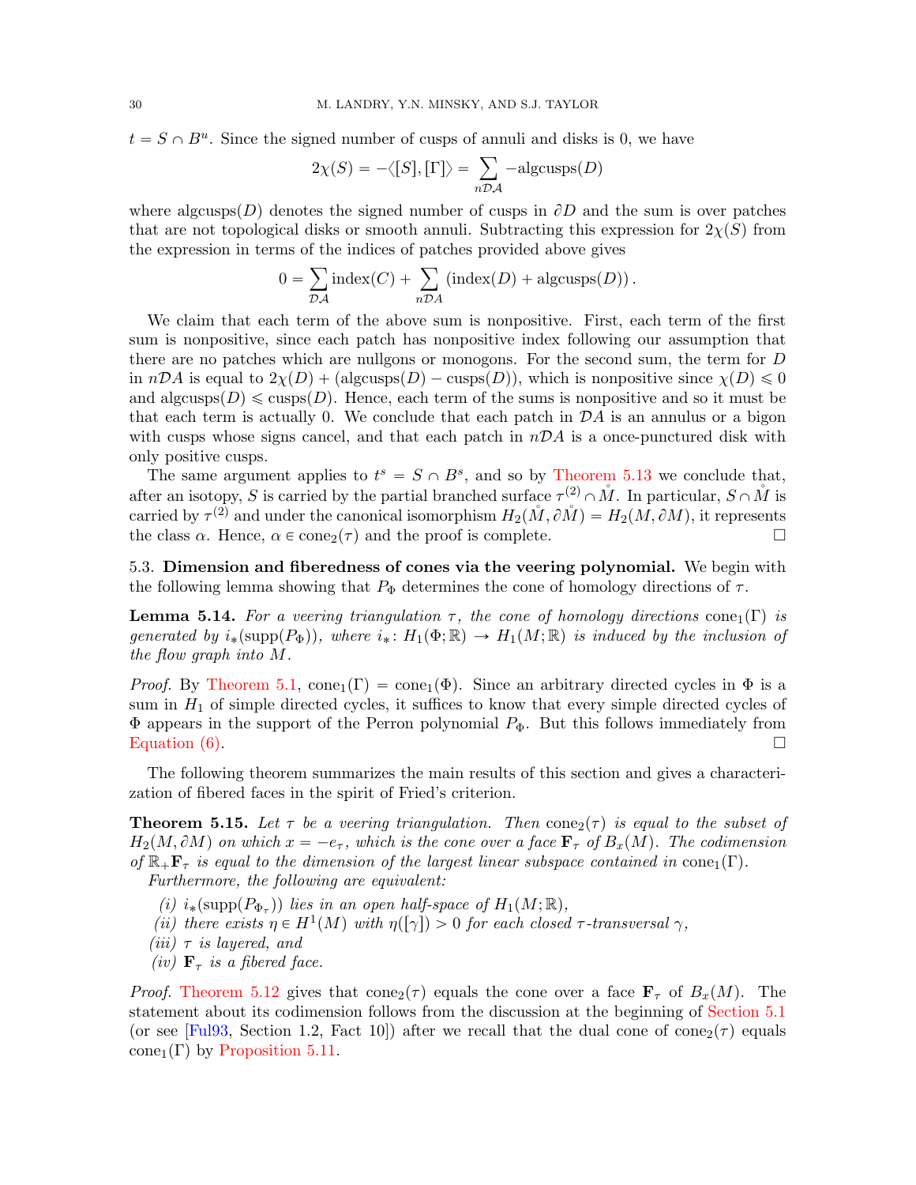$t = S \cap B^u$. Since the signed number of cusps of annuli and disks is 0, we have

$$2\chi(S) = -\langle [S], [\Gamma] \rangle = \sum_{n\mathcal{DA}} -\text{algcusps}(D)$$

where algcusps$(D)$ denotes the signed number of cusps in $\partial D$ and the sum is over patches that are not topological disks or smooth annuli. Subtracting this expression for $2\chi(S)$ from the expression in terms of the indices of patches provided above gives

$$0 = \sum_{\mathcal{DA}} \text{index}(C) + \sum_{n\mathcal{DA}} (\text{index}(D) + \text{algcusps}(D)).$$

We claim that each term of the above sum is nonpositive. First, each term of the first sum is nonpositive, since each patch has nonpositive index following our assumption that there are no patches which are nullgons or monogons. For the second sum, the term for $D$ in $n\mathcal{DA}$ is equal to $2\chi(D) + (\text{algcusps}(D) - \text{cusps}(D))$, which is nonpositive since $\chi(D) \leqslant 0$ and algcusps$(D) \leqslant$ cusps$(D)$. Hence, each term of the sums is nonpositive and so it must be that each term is actually 0. We conclude that each patch in $\mathcal{DA}$ is an annulus or a bigon with cusps whose signs cancel, and that each patch in $n\mathcal{DA}$ is a once-punctured disk with only positive cusps.

The same argument applies to $t^s = S \cap B^s$, and so by Theorem 5.13 we conclude that, after an isotopy, $S$ is carried by the partial branched surface $\tau^{(2)} \cap \mathring{M}$. In particular, $S \cap \mathring{M}$ is carried by $\tau^{(2)}$ and under the canonical isomorphism $H_2(\mathring{M}, \partial \mathring{M}) = H_2(M, \partial M)$, it represents the class $\alpha$. Hence, $\alpha \in \text{cone}_2(\tau)$ and the proof is complete. □

### 5.3. Dimension and fiberedness of cones via the veering polynomial.

We begin with the following lemma showing that $P_\Phi$ determines the cone of homology directions of $\tau$.

**Lemma 5.14.** *For a veering triangulation $\tau$, the cone of homology directions* $\text{cone}_1(\Gamma)$ *is generated by* $i_*(\text{supp}(P_\Phi))$*, where* $i_* \colon H_1(\Phi; \mathbb{R}) \to H_1(M; \mathbb{R})$ *is induced by the inclusion of the flow graph into* $M$*.*

*Proof.* By Theorem 5.1, $\text{cone}_1(\Gamma) = \text{cone}_1(\Phi)$. Since an arbitrary directed cycles in $\Phi$ is a sum in $H_1$ of simple directed cycles, it suffices to know that every simple directed cycles of $\Phi$ appears in the support of the Perron polynomial $P_\Phi$. But this follows immediately from Equation (6). □

The following theorem summarizes the main results of this section and gives a characterization of fibered faces in the spirit of Fried's criterion.

**Theorem 5.15.** *Let $\tau$ be a veering triangulation. Then* $\text{cone}_2(\tau)$ *is equal to the subset of* $H_2(M, \partial M)$ *on which $x = -e_\tau$, which is the cone over a face $\mathbf{F}_\tau$ of $B_x(M)$. The codimension of $\mathbb{R}_+ \mathbf{F}_\tau$ is equal to the dimension of the largest linear subspace contained in* $\text{cone}_1(\Gamma)$*.*

*Furthermore, the following are equivalent:*

*(i)* $i_*(\text{supp}(P_{\Phi_\tau}))$ *lies in an open half-space of $H_1(M; \mathbb{R})$,*

*(ii) there exists $\eta \in H^1(M)$ with $\eta([\gamma]) > 0$ for each closed $\tau$-transversal $\gamma$,*

*(iii) $\tau$ is layered, and*

*(iv) $\mathbf{F}_\tau$ is a fibered face.*

*Proof.* Theorem 5.12 gives that $\text{cone}_2(\tau)$ equals the cone over a face $\mathbf{F}_\tau$ of $B_x(M)$. The statement about its codimension follows from the discussion at the beginning of Section 5.1 (or see [Ful93, Section 1.2, Fact 10]) after we recall that the dual cone of $\text{cone}_2(\tau)$ equals $\text{cone}_1(\Gamma)$ by Proposition 5.11.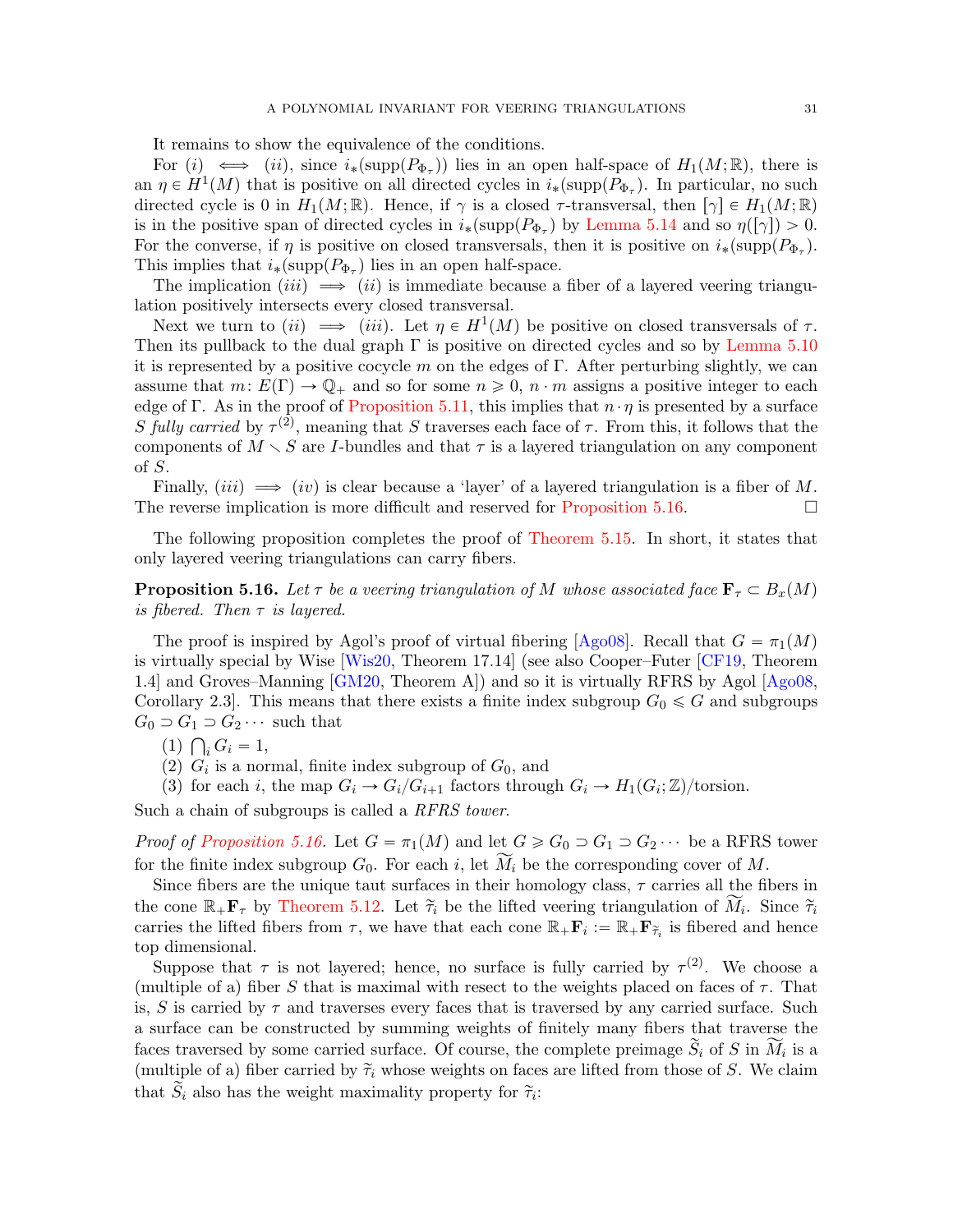It remains to show the equivalence of the conditions.

For $(i) \iff (ii)$, since $i_*(\mathrm{supp}(P_{\Phi_\tau}))$ lies in an open half-space of $H_1(M;\mathbb{R})$, there is an $\eta \in H^1(M)$ that is positive on all directed cycles in $i_*(\mathrm{supp}(P_{\Phi_\tau})$. In particular, no such directed cycle is 0 in $H_1(M;\mathbb{R})$. Hence, if $\gamma$ is a closed $\tau$-transversal, then $[\gamma] \in H_1(M;\mathbb{R})$ is in the positive span of directed cycles in $i_*(\mathrm{supp}(P_{\Phi_\tau})$ by Lemma 5.14 and so $\eta([\gamma]) > 0$. For the converse, if $\eta$ is positive on closed transversals, then it is positive on $i_*(\mathrm{supp}(P_{\Phi_\tau})$. This implies that $i_*(\mathrm{supp}(P_{\Phi_\tau})$ lies in an open half-space.

The implication $(iii) \implies (ii)$ is immediate because a fiber of a layered veering triangulation positively intersects every closed transversal.

Next we turn to $(ii) \implies (iii)$. Let $\eta \in H^1(M)$ be positive on closed transversals of $\tau$. Then its pullback to the dual graph $\Gamma$ is positive on directed cycles and so by Lemma 5.10 it is represented by a positive cocycle $m$ on the edges of $\Gamma$. After perturbing slightly, we can assume that $m \colon E(\Gamma) \to \mathbb{Q}_+$ and so for some $n \geqslant 0$, $n \cdot m$ assigns a positive integer to each edge of $\Gamma$. As in the proof of Proposition 5.11, this implies that $n \cdot \eta$ is presented by a surface $S$ *fully carried* by $\tau^{(2)}$, meaning that $S$ traverses each face of $\tau$. From this, it follows that the components of $M \setminus S$ are $I$-bundles and that $\tau$ is a layered triangulation on any component of $S$.

Finally, $(iii) \implies (iv)$ is clear because a 'layer' of a layered triangulation is a fiber of $M$. The reverse implication is more difficult and reserved for Proposition 5.16. ☐

The following proposition completes the proof of Theorem 5.15. In short, it states that only layered veering triangulations can carry fibers.

**Proposition 5.16.** *Let $\tau$ be a veering triangulation of $M$ whose associated face $\mathbf{F}_\tau \subset B_x(M)$ is fibered. Then $\tau$ is layered.*

The proof is inspired by Agol's proof of virtual fibering [Ago08]. Recall that $G = \pi_1(M)$ is virtually special by Wise [Wis20, Theorem 17.14] (see also Cooper–Futer [CF19, Theorem 1.4] and Groves–Manning [GM20, Theorem A]) and so it is virtually RFRS by Agol [Ago08, Corollary 2.3]. This means that there exists a finite index subgroup $G_0 \leqslant G$ and subgroups $G_0 \supset G_1 \supset G_2 \cdots$ such that

1. $\bigcap_i G_i = 1$,
2. $G_i$ is a normal, finite index subgroup of $G_0$, and
3. for each $i$, the map $G_i \to G_i/G_{i+1}$ factors through $G_i \to H_1(G_i;\mathbb{Z})/\mathrm{torsion}$.

Such a chain of subgroups is called a *RFRS tower*.

*Proof of Proposition 5.16.* Let $G = \pi_1(M)$ and let $G \geqslant G_0 \supset G_1 \supset G_2 \cdots$ be a RFRS tower for the finite index subgroup $G_0$. For each $i$, let $\widetilde{M}_i$ be the corresponding cover of $M$.

Since fibers are the unique taut surfaces in their homology class, $\tau$ carries all the fibers in the cone $\mathbb{R}_+\mathbf{F}_\tau$ by Theorem 5.12. Let $\widetilde{\tau}_i$ be the lifted veering triangulation of $\widetilde{M}_i$. Since $\widetilde{\tau}_i$ carries the lifted fibers from $\tau$, we have that each cone $\mathbb{R}_+\mathbf{F}_i := \mathbb{R}_+\mathbf{F}_{\widetilde{\tau}_i}$ is fibered and hence top dimensional.

Suppose that $\tau$ is not layered; hence, no surface is fully carried by $\tau^{(2)}$. We choose a (multiple of a) fiber $S$ that is maximal with resect to the weights placed on faces of $\tau$. That is, $S$ is carried by $\tau$ and traverses every faces that is traversed by any carried surface. Such a surface can be constructed by summing weights of finitely many fibers that traverse the faces traversed by some carried surface. Of course, the complete preimage $\widetilde{S}_i$ of $S$ in $\widetilde{M}_i$ is a (multiple of a) fiber carried by $\widetilde{\tau}_i$ whose weights on faces are lifted from those of $S$. We claim that $\widetilde{S}_i$ also has the weight maximality property for $\widetilde{\tau}_i$: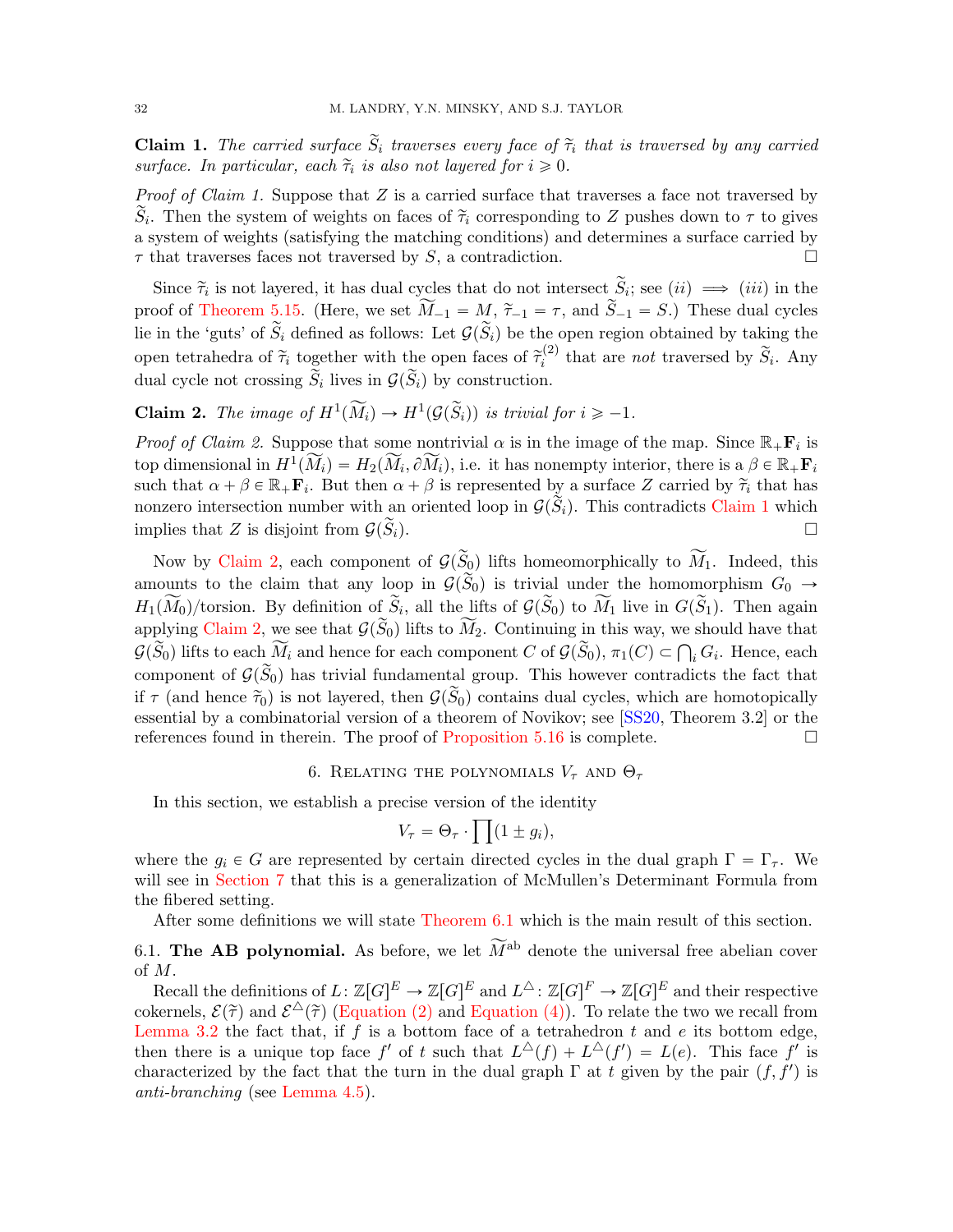**Claim 1.** *The carried surface $\widetilde{S}_i$ traverses every face of $\widetilde{\tau}_i$ that is traversed by any carried surface. In particular, each $\widetilde{\tau}_i$ is also not layered for $i \geqslant 0$.*

*Proof of Claim 1.* Suppose that $Z$ is a carried surface that traverses a face not traversed by $\widetilde{S}_i$. Then the system of weights on faces of $\widetilde{\tau}_i$ corresponding to $Z$ pushes down to $\tau$ to gives a system of weights (satisfying the matching conditions) and determines a surface carried by $\tau$ that traverses faces not traversed by $S$, a contradiction. $\square$

Since $\widetilde{\tau}_i$ is not layered, it has dual cycles that do not intersect $\widetilde{S}_i$; see $(ii) \implies (iii)$ in the proof of Theorem 5.15. (Here, we set $\widetilde{M}_{-1} = M$, $\widetilde{\tau}_{-1} = \tau$, and $\widetilde{S}_{-1} = S$.) These dual cycles lie in the 'guts' of $\widetilde{S}_i$ defined as follows: Let $\mathcal{G}(\widetilde{S}_i)$ be the open region obtained by taking the open tetrahedra of $\widetilde{\tau}_i$ together with the open faces of $\widetilde{\tau}_i^{(2)}$ that are *not* traversed by $\widetilde{S}_i$. Any dual cycle not crossing $\widetilde{S}_i$ lives in $\mathcal{G}(\widetilde{S}_i)$ by construction.

**Claim 2.** *The image of $H^1(\widetilde{M}_i) \to H^1(\mathcal{G}(\widetilde{S}_i))$ is trivial for $i \geqslant -1$.*

*Proof of Claim 2.* Suppose that some nontrivial $\alpha$ is in the image of the map. Since $\mathbb{R}_+\mathbf{F}_i$ is top dimensional in $H^1(\widetilde{M}_i) = H_2(\widetilde{M}_i, \partial \widetilde{M}_i)$, i.e. it has nonempty interior, there is a $\beta \in \mathbb{R}_+\mathbf{F}_i$ such that $\alpha + \beta \in \mathbb{R}_+\mathbf{F}_i$. But then $\alpha + \beta$ is represented by a surface $Z$ carried by $\widetilde{\tau}_i$ that has nonzero intersection number with an oriented loop in $\mathcal{G}(\widetilde{S}_i)$. This contradicts Claim 1 which implies that $Z$ is disjoint from $\mathcal{G}(\widetilde{S}_i)$. $\square$

Now by Claim 2, each component of $\mathcal{G}(\widetilde{S}_0)$ lifts homeomorphically to $\widetilde{M}_1$. Indeed, this amounts to the claim that any loop in $\mathcal{G}(\widetilde{S}_0)$ is trivial under the homomorphism $G_0 \to H_1(\widetilde{M}_0)/\text{torsion}$. By definition of $\widetilde{S}_i$, all the lifts of $\mathcal{G}(\widetilde{S}_0)$ to $\widetilde{M}_1$ live in $G(\widetilde{S}_1)$. Then again applying Claim 2, we see that $\mathcal{G}(\widetilde{S}_0)$ lifts to $\widetilde{M}_2$. Continuing in this way, we should have that $\mathcal{G}(\widetilde{S}_0)$ lifts to each $\widetilde{M}_i$ and hence for each component $C$ of $\mathcal{G}(\widetilde{S}_0)$, $\pi_1(C) \subset \bigcap_i G_i$. Hence, each component of $\mathcal{G}(\widetilde{S}_0)$ has trivial fundamental group. This however contradicts the fact that if $\tau$ (and hence $\widetilde{\tau}_0$) is not layered, then $\mathcal{G}(\widetilde{S}_0)$ contains dual cycles, which are homotopically essential by a combinatorial version of a theorem of Novikov; see [SS20, Theorem 3.2] or the references found in therein. The proof of Proposition 5.16 is complete. $\square$

## 6. Relating the polynomials $V_\tau$ and $\Theta_\tau$

In this section, we establish a precise version of the identity

$$V_\tau = \Theta_\tau \cdot \prod (1 \pm g_i),$$

where the $g_i \in G$ are represented by certain directed cycles in the dual graph $\Gamma = \Gamma_\tau$. We will see in Section 7 that this is a generalization of McMullen's Determinant Formula from the fibered setting.

After some definitions we will state Theorem 6.1 which is the main result of this section.

6.1. **The AB polynomial.** As before, we let $\widetilde{M}^{\text{ab}}$ denote the universal free abelian cover of $M$.

Recall the definitions of $L \colon \mathbb{Z}[G]^E \to \mathbb{Z}[G]^E$ and $L^\triangle \colon \mathbb{Z}[G]^F \to \mathbb{Z}[G]^E$ and their respective cokernels, $\mathcal{E}(\widetilde{\tau})$ and $\mathcal{E}^\triangle(\widetilde{\tau})$ (Equation (2) and Equation (4)). To relate the two we recall from Lemma 3.2 the fact that, if $f$ is a bottom face of a tetrahedron $t$ and $e$ its bottom edge, then there is a unique top face $f'$ of $t$ such that $L^\triangle(f) + L^\triangle(f') = L(e)$. This face $f'$ is characterized by the fact that the turn in the dual graph $\Gamma$ at $t$ given by the pair $(f, f')$ is *anti-branching* (see Lemma 4.5).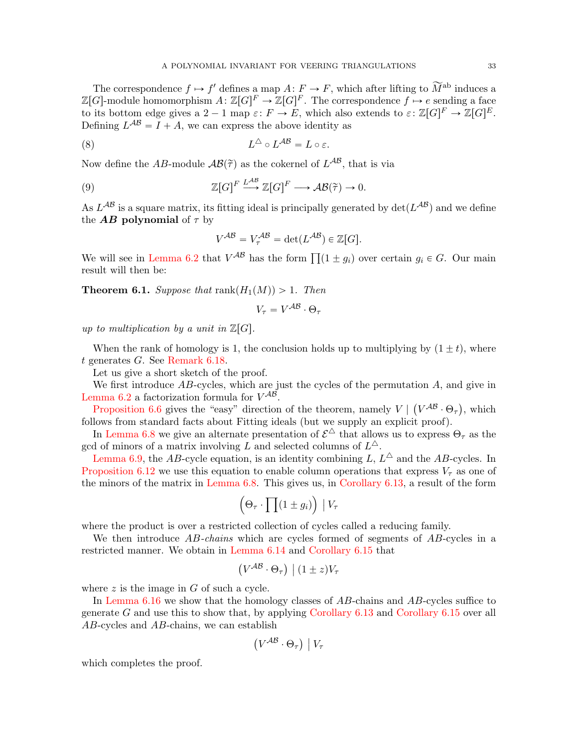The correspondence $f \mapsto f'$ defines a map $A\colon F \to F$, which after lifting to $\widetilde{M}^{\text{ab}}$ induces a $\mathbb{Z}[G]$-module homomorphism $A\colon \mathbb{Z}[G]^F \to \mathbb{Z}[G]^F$. The correspondence $f \mapsto e$ sending a face to its bottom edge gives a $2-1$ map $\varepsilon\colon F \to E$, which also extends to $\varepsilon\colon \mathbb{Z}[G]^F \to \mathbb{Z}[G]^E$. Defining $L^{\mathcal{AB}} = I + A$, we can express the above identity as

$$L^{\triangle} \circ L^{\mathcal{AB}} = L \circ \varepsilon. \tag{8}$$

Now define the $AB$-module $\mathcal{AB}(\widetilde{\tau})$ as the cokernel of $L^{\mathcal{AB}}$, that is via

$$\mathbb{Z}[G]^F \xrightarrow{L^{\mathcal{AB}}} \mathbb{Z}[G]^F \longrightarrow \mathcal{AB}(\widetilde{\tau}) \to 0. \tag{9}$$

As $L^{\mathcal{AB}}$ is a square matrix, its fitting ideal is principally generated by $\det(L^{\mathcal{AB}})$ and we define the ***AB* polynomial** of $\tau$ by

$$V^{\mathcal{AB}} = V^{\mathcal{AB}}_\tau = \det(L^{\mathcal{AB}}) \in \mathbb{Z}[G].$$

We will see in Lemma 6.2 that $V^{\mathcal{AB}}$ has the form $\prod(1 \pm g_i)$ over certain $g_i \in G$. Our main result will then be:

**Theorem 6.1.** *Suppose that* $\operatorname{rank}(H_1(M)) > 1$. *Then*

$$V_\tau = V^{\mathcal{AB}} \cdot \Theta_\tau$$

*up to multiplication by a unit in* $\mathbb{Z}[G]$.

When the rank of homology is 1, the conclusion holds up to multiplying by $(1 \pm t)$, where $t$ generates $G$. See Remark 6.18.

Let us give a short sketch of the proof.

We first introduce $AB$-cycles, which are just the cycles of the permutation $A$, and give in Lemma 6.2 a factorization formula for $V^{\mathcal{AB}}$.

Proposition 6.6 gives the "easy" direction of the theorem, namely $V \mid \left(V^{\mathcal{AB}} \cdot \Theta_\tau\right)$, which follows from standard facts about Fitting ideals (but we supply an explicit proof).

In Lemma 6.8 we give an alternate presentation of $\mathcal{E}^{\triangle}$ that allows us to express $\Theta_\tau$ as the gcd of minors of a matrix involving $L$ and selected columns of $L^{\triangle}$.

Lemma 6.9, the $AB$-cycle equation, is an identity combining $L$, $L^{\triangle}$ and the $AB$-cycles. In Proposition 6.12 we use this equation to enable column operations that express $V_\tau$ as one of the minors of the matrix in Lemma 6.8. This gives us, in Corollary 6.13, a result of the form

$$\left(\Theta_\tau \cdot \prod(1 \pm g_i)\right) \mid V_\tau$$

where the product is over a restricted collection of cycles called a reducing family.

We then introduce $AB$-*chains* which are cycles formed of segments of $AB$-cycles in a restricted manner. We obtain in Lemma 6.14 and Corollary 6.15 that

$$\left(V^{\mathcal{AB}} \cdot \Theta_\tau\right) \mid (1 \pm z) V_\tau$$

where $z$ is the image in $G$ of such a cycle.

In Lemma 6.16 we show that the homology classes of $AB$-chains and $AB$-cycles suffice to generate $G$ and use this to show that, by applying Corollary 6.13 and Corollary 6.15 over all $AB$-cycles and $AB$-chains, we can establish

$$\left(V^{\mathcal{AB}} \cdot \Theta_\tau\right) \mid V_\tau$$

which completes the proof.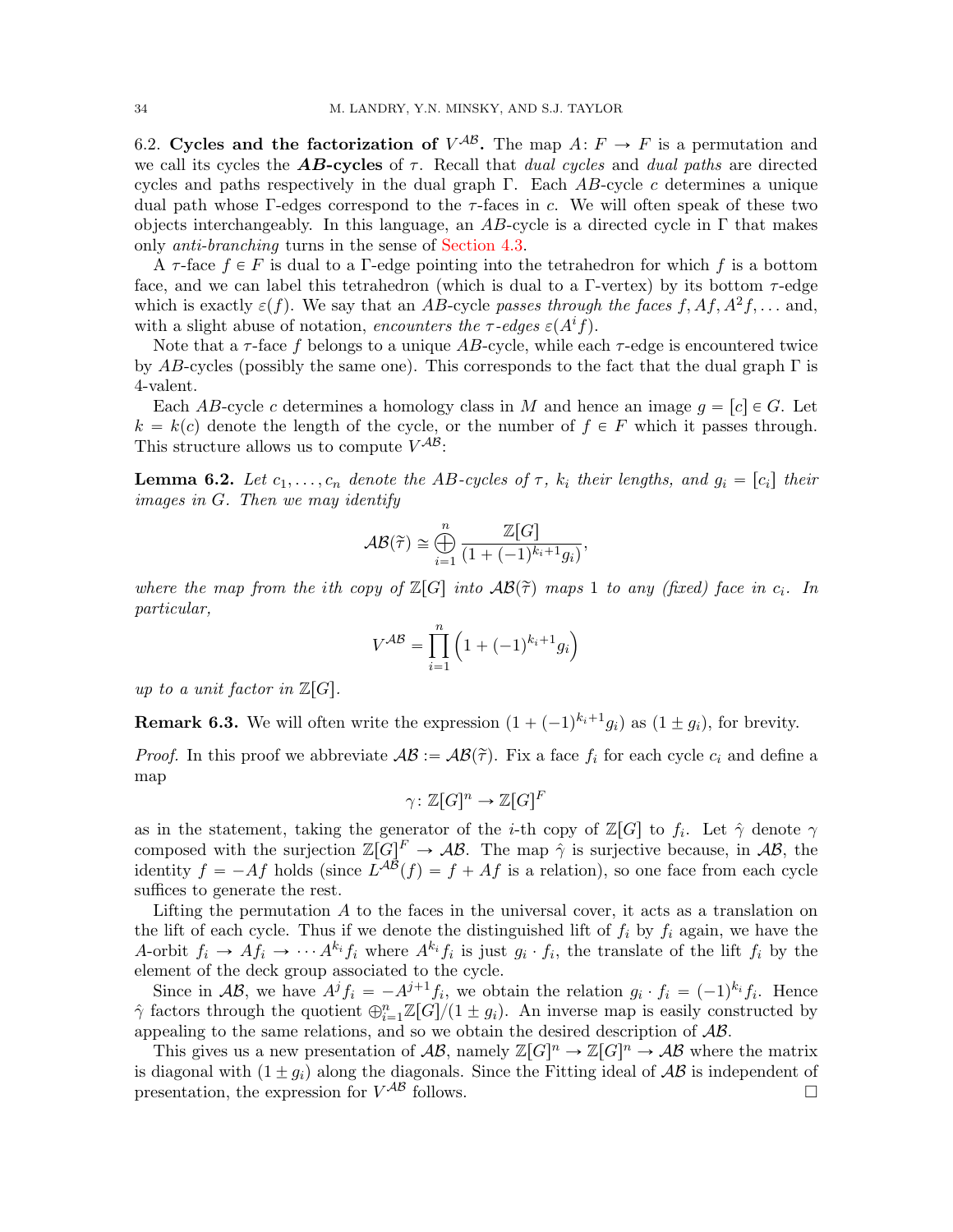6.2. **Cycles and the factorization of $V^{\mathcal{AB}}$.** The map $A \colon F \to F$ is a permutation and we call its cycles the ***AB*-cycles** of $\tau$. Recall that *dual cycles* and *dual paths* are directed cycles and paths respectively in the dual graph $\Gamma$. Each $AB$-cycle $c$ determines a unique dual path whose $\Gamma$-edges correspond to the $\tau$-faces in $c$. We will often speak of these two objects interchangeably. In this language, an $AB$-cycle is a directed cycle in $\Gamma$ that makes only *anti-branching* turns in the sense of Section 4.3.

A $\tau$-face $f \in F$ is dual to a $\Gamma$-edge pointing into the tetrahedron for which $f$ is a bottom face, and we can label this tetrahedron (which is dual to a $\Gamma$-vertex) by its bottom $\tau$-edge which is exactly $\varepsilon(f)$. We say that an $AB$-cycle *passes through the faces* $f, Af, A^2f, \ldots$ and, with a slight abuse of notation, *encounters the $\tau$-edges* $\varepsilon(A^i f)$.

Note that a $\tau$-face $f$ belongs to a unique $AB$-cycle, while each $\tau$-edge is encountered twice by $AB$-cycles (possibly the same one). This corresponds to the fact that the dual graph $\Gamma$ is 4-valent.

Each $AB$-cycle $c$ determines a homology class in $M$ and hence an image $g = [c] \in G$. Let $k = k(c)$ denote the length of the cycle, or the number of $f \in F$ which it passes through. This structure allows us to compute $V^{\mathcal{AB}}$:

**Lemma 6.2.** *Let $c_1, \ldots, c_n$ denote the $AB$-cycles of $\tau$, $k_i$ their lengths, and $g_i = [c_i]$ their images in $G$. Then we may identify*

$$\mathcal{AB}(\widetilde{\tau}) \cong \bigoplus_{i=1}^{n} \frac{\mathbb{Z}[G]}{(1 + (-1)^{k_i+1} g_i)},$$

*where the map from the ith copy of $\mathbb{Z}[G]$ into $\mathcal{AB}(\widetilde{\tau})$ maps 1 to any (fixed) face in $c_i$. In particular,*

$$V^{\mathcal{AB}} = \prod_{i=1}^{n} \left(1 + (-1)^{k_i+1} g_i\right)$$

*up to a unit factor in $\mathbb{Z}[G]$.*

**Remark 6.3.** We will often write the expression $(1 + (-1)^{k_i+1} g_i)$ as $(1 \pm g_i)$, for brevity.

*Proof.* In this proof we abbreviate $\mathcal{AB} := \mathcal{AB}(\widetilde{\tau})$. Fix a face $f_i$ for each cycle $c_i$ and define a map

$$\gamma \colon \mathbb{Z}[G]^n \to \mathbb{Z}[G]^F$$

as in the statement, taking the generator of the $i$-th copy of $\mathbb{Z}[G]$ to $f_i$. Let $\hat{\gamma}$ denote $\gamma$ composed with the surjection $\mathbb{Z}[G]^F \to \mathcal{AB}$. The map $\hat{\gamma}$ is surjective because, in $\mathcal{AB}$, the identity $f = -Af$ holds (since $L^{\mathcal{AB}}(f) = f + Af$ is a relation), so one face from each cycle suffices to generate the rest.

Lifting the permutation $A$ to the faces in the universal cover, it acts as a translation on the lift of each cycle. Thus if we denote the distinguished lift of $f_i$ by $f_i$ again, we have the $A$-orbit $f_i \to Af_i \to \cdots A^{k_i} f_i$ where $A^{k_i} f_i$ is just $g_i \cdot f_i$, the translate of the lift $f_i$ by the element of the deck group associated to the cycle.

Since in $\mathcal{AB}$, we have $A^j f_i = -A^{j+1} f_i$, we obtain the relation $g_i \cdot f_i = (-1)^{k_i} f_i$. Hence $\hat{\gamma}$ factors through the quotient $\oplus_{i=1}^{n} \mathbb{Z}[G]/(1 \pm g_i)$. An inverse map is easily constructed by appealing to the same relations, and so we obtain the desired description of $\mathcal{AB}$.

This gives us a new presentation of $\mathcal{AB}$, namely $\mathbb{Z}[G]^n \to \mathbb{Z}[G]^n \to \mathcal{AB}$ where the matrix is diagonal with $(1 \pm g_i)$ along the diagonals. Since the Fitting ideal of $\mathcal{AB}$ is independent of presentation, the expression for $V^{\mathcal{AB}}$ follows. $\square$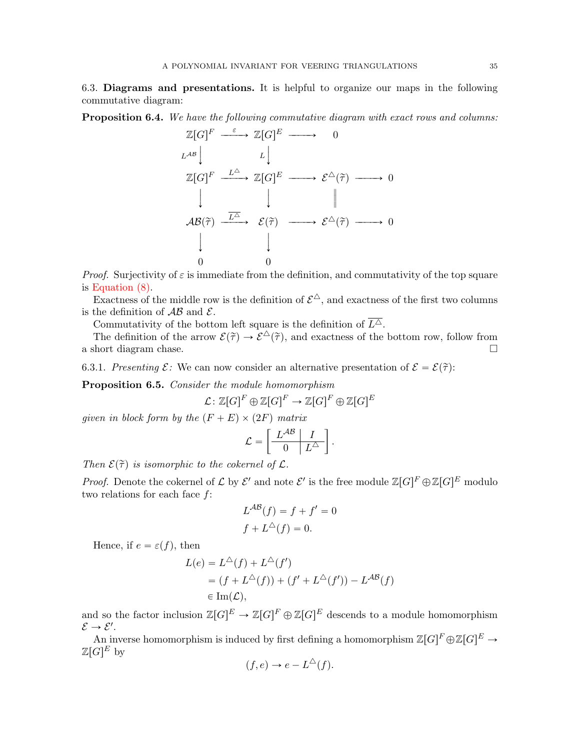6.3. **Diagrams and presentations.** It is helpful to organize our maps in the following commutative diagram:

**Proposition 6.4.** *We have the following commutative diagram with exact rows and columns:*

$$
\begin{array}{ccccccc}
\mathbb{Z}[G]^F & \xrightarrow{\varepsilon} & \mathbb{Z}[G]^E & \longrightarrow & 0 & & \\
\Big\downarrow{\scriptstyle L^{\mathcal{AB}}} & & \Big\downarrow{\scriptstyle L} & & & & \\
\mathbb{Z}[G]^F & \xrightarrow{L^{\triangle}} & \mathbb{Z}[G]^E & \longrightarrow & \mathcal{E}^{\triangle}(\widetilde{\tau}) & \longrightarrow & 0 \\
\Big\downarrow & & \Big\downarrow & & \Big\| & & \\
\mathcal{AB}(\widetilde{\tau}) & \xrightarrow{\overline{L^{\triangle}}} & \mathcal{E}(\widetilde{\tau}) & \longrightarrow & \mathcal{E}^{\triangle}(\widetilde{\tau}) & \longrightarrow & 0 \\
\Big\downarrow & & \Big\downarrow & & & & \\
0 & & 0 & & & &
\end{array}
$$

*Proof.* Surjectivity of $\varepsilon$ is immediate from the definition, and commutativity of the top square is Equation (8).

Exactness of the middle row is the definition of $\mathcal{E}^{\triangle}$, and exactness of the first two columns is the definition of $\mathcal{AB}$ and $\mathcal{E}$.

Commutativity of the bottom left square is the definition of $\overline{L^{\triangle}}$.

The definition of the arrow $\mathcal{E}(\widetilde{\tau}) \to \mathcal{E}^{\triangle}(\widetilde{\tau})$, and exactness of the bottom row, follow from a short diagram chase. □

6.3.1. *Presenting $\mathcal{E}$:* We can now consider an alternative presentation of $\mathcal{E} = \mathcal{E}(\widetilde{\tau})$:

**Proposition 6.5.** *Consider the module homomorphism*

$$\mathcal{L}\colon \mathbb{Z}[G]^F \oplus \mathbb{Z}[G]^F \to \mathbb{Z}[G]^F \oplus \mathbb{Z}[G]^E$$

*given in block form by the $(F+E)\times(2F)$ matrix*

$$\mathcal{L} = \left[\begin{array}{c|c} L^{\mathcal{AB}} & I \\ \hline 0 & L^{\triangle} \end{array}\right].$$

*Then $\mathcal{E}(\widetilde{\tau})$ is isomorphic to the cokernel of $\mathcal{L}$.*

*Proof.* Denote the cokernel of $\mathcal{L}$ by $\mathcal{E}'$ and note $\mathcal{E}'$ is the free module $\mathbb{Z}[G]^F \oplus \mathbb{Z}[G]^E$ modulo two relations for each face $f$:

$$L^{\mathcal{AB}}(f) = f + f' = 0$$
$$f + L^{\triangle}(f) = 0.$$

Hence, if $e = \varepsilon(f)$, then

$$
\begin{aligned}
L(e) &= L^{\triangle}(f) + L^{\triangle}(f') \\
&= (f + L^{\triangle}(f)) + (f' + L^{\triangle}(f')) - L^{\mathcal{AB}}(f) \\
&\in \operatorname{Im}(\mathcal{L}),
\end{aligned}
$$

and so the factor inclusion $\mathbb{Z}[G]^E \to \mathbb{Z}[G]^F \oplus \mathbb{Z}[G]^E$ descends to a module homomorphism $\mathcal{E} \to \mathcal{E}'$.

An inverse homomorphism is induced by first defining a homomorphism $\mathbb{Z}[G]^F \oplus \mathbb{Z}[G]^E \to \mathbb{Z}[G]^E$ by

$$(f, e) \to e - L^{\triangle}(f).$$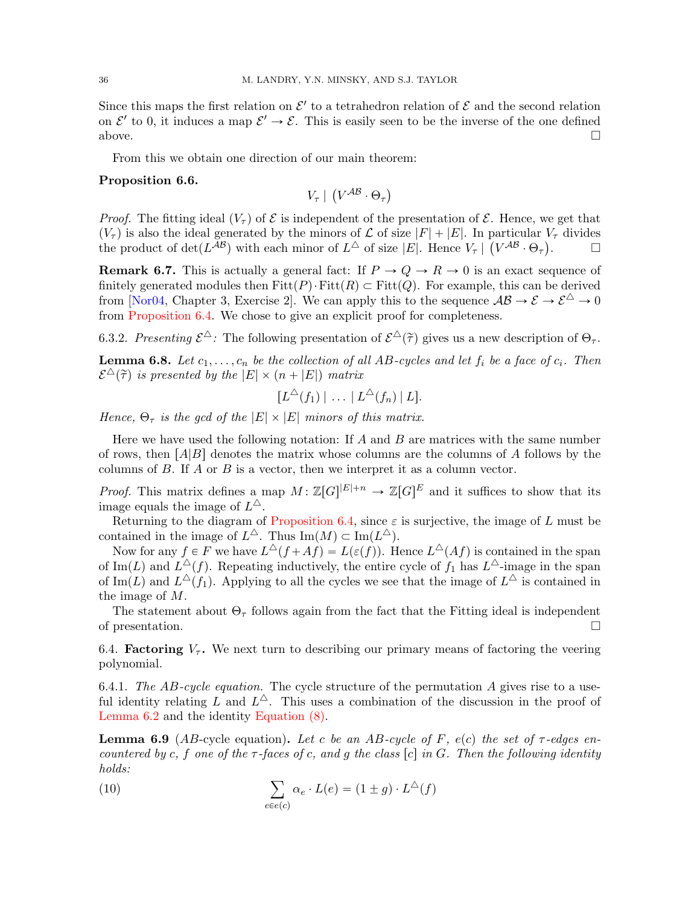Since this maps the first relation on $\mathcal{E}'$ to a tetrahedron relation of $\mathcal{E}$ and the second relation on $\mathcal{E}'$ to 0, it induces a map $\mathcal{E}' \to \mathcal{E}$. This is easily seen to be the inverse of the one defined above. $\square$

From this we obtain one direction of our main theorem:

**Proposition 6.6.**

$$V_\tau \mid \left(V^{\mathcal{AB}} \cdot \Theta_\tau\right)$$

*Proof.* The fitting ideal $(V_\tau)$ of $\mathcal{E}$ is independent of the presentation of $\mathcal{E}$. Hence, we get that $(V_\tau)$ is also the ideal generated by the minors of $\mathcal{L}$ of size $|F| + |E|$. In particular $V_\tau$ divides the product of $\det(L^{\mathcal{AB}})$ with each minor of $L^\triangle$ of size $|E|$. Hence $V_\tau \mid \left(V^{\mathcal{AB}} \cdot \Theta_\tau\right)$. $\square$

**Remark 6.7.** This is actually a general fact: If $P \to Q \to R \to 0$ is an exact sequence of finitely generated modules then $\mathrm{Fitt}(P) \cdot \mathrm{Fitt}(R) \subset \mathrm{Fitt}(Q)$. For example, this can be derived from [Nor04, Chapter 3, Exercise 2]. We can apply this to the sequence $\mathcal{AB} \to \mathcal{E} \to \mathcal{E}^\triangle \to 0$ from Proposition 6.4. We chose to give an explicit proof for completeness.

6.3.2. *Presenting $\mathcal{E}^\triangle$:* The following presentation of $\mathcal{E}^\triangle(\widetilde{\tau})$ gives us a new description of $\Theta_\tau$.

**Lemma 6.8.** *Let $c_1, \ldots, c_n$ be the collection of all AB-cycles and let $f_i$ be a face of $c_i$. Then $\mathcal{E}^\triangle(\widetilde{\tau})$ is presented by the $|E| \times (n + |E|)$ matrix*

$$[L^\triangle(f_1) \mid \ldots \mid L^\triangle(f_n) \mid L].$$

*Hence, $\Theta_\tau$ is the gcd of the $|E| \times |E|$ minors of this matrix.*

Here we have used the following notation: If $A$ and $B$ are matrices with the same number of rows, then $[A|B]$ denotes the matrix whose columns are the columns of $A$ follows by the columns of $B$. If $A$ or $B$ is a vector, then we interpret it as a column vector.

*Proof.* This matrix defines a map $M \colon \mathbb{Z}[G]^{|E|+n} \to \mathbb{Z}[G]^E$ and it suffices to show that its image equals the image of $L^\triangle$.

Returning to the diagram of Proposition 6.4, since $\varepsilon$ is surjective, the image of $L$ must be contained in the image of $L^\triangle$. Thus $\mathrm{Im}(M) \subset \mathrm{Im}(L^\triangle)$.

Now for any $f \in F$ we have $L^\triangle(f + Af) = L(\varepsilon(f))$. Hence $L^\triangle(Af)$ is contained in the span of $\mathrm{Im}(L)$ and $L^\triangle(f)$. Repeating inductively, the entire cycle of $f_1$ has $L^\triangle$-image in the span of $\mathrm{Im}(L)$ and $L^\triangle(f_1)$. Applying to all the cycles we see that the image of $L^\triangle$ is contained in the image of $M$.

The statement about $\Theta_\tau$ follows again from the fact that the Fitting ideal is independent of presentation. $\square$

## 6.4. Factoring $V_\tau$.

We next turn to describing our primary means of factoring the veering polynomial.

6.4.1. *The AB-cycle equation.* The cycle structure of the permutation $A$ gives rise to a useful identity relating $L$ and $L^\triangle$. This uses a combination of the discussion in the proof of Lemma 6.2 and the identity Equation (8).

**Lemma 6.9** (*AB*-cycle equation)**.** *Let $c$ be an AB-cycle of $F$, $e(c)$ the set of $\tau$-edges encountered by $c$, $f$ one of the $\tau$-faces of $c$, and $g$ the class $[c]$ in $G$. Then the following identity holds:*

$$\sum_{e \in e(c)} \alpha_e \cdot L(e) = (1 \pm g) \cdot L^\triangle(f) \tag{10}$$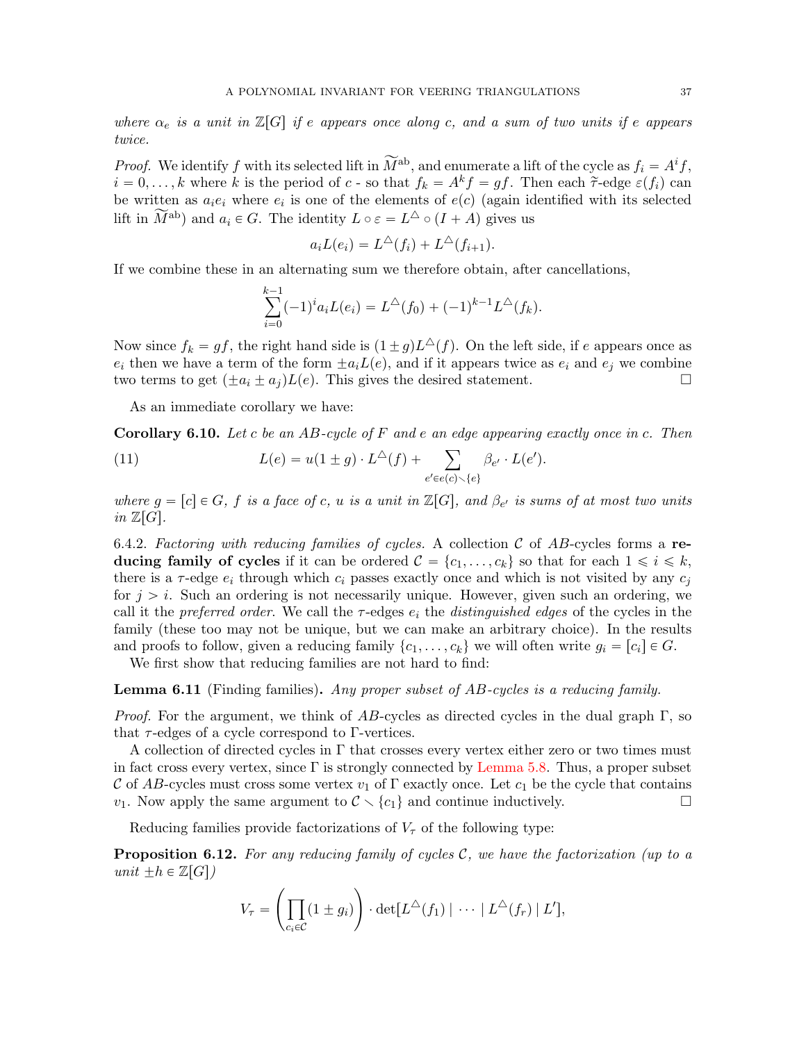*where $\alpha_e$ is a unit in $\mathbb{Z}[G]$ if $e$ appears once along $c$, and a sum of two units if $e$ appears twice.*

*Proof.* We identify $f$ with its selected lift in $\widetilde{M}^{\mathrm{ab}}$, and enumerate a lift of the cycle as $f_i = A^i f$, $i = 0, \dots, k$ where $k$ is the period of $c$ - so that $f_k = A^k f = gf$. Then each $\widetilde{\tau}$-edge $\varepsilon(f_i)$ can be written as $a_i e_i$ where $e_i$ is one of the elements of $e(c)$ (again identified with its selected lift in $\widetilde{M}^{\mathrm{ab}}$) and $a_i \in G$. The identity $L \circ \varepsilon = L^\triangle \circ (I + A)$ gives us

$$a_i L(e_i) = L^\triangle(f_i) + L^\triangle(f_{i+1}).$$

If we combine these in an alternating sum we therefore obtain, after cancellations,

$$\sum_{i=0}^{k-1} (-1)^i a_i L(e_i) = L^\triangle(f_0) + (-1)^{k-1} L^\triangle(f_k).$$

Now since $f_k = gf$, the right hand side is $(1 \pm g) L^\triangle(f)$. On the left side, if $e$ appears once as $e_i$ then we have a term of the form $\pm a_i L(e)$, and if it appears twice as $e_i$ and $e_j$ we combine two terms to get $(\pm a_i \pm a_j) L(e)$. This gives the desired statement. $\square$

As an immediate corollary we have:

**Corollary 6.10.** *Let $c$ be an $AB$-cycle of $F$ and $e$ an edge appearing exactly once in $c$. Then*

$$L(e) = u(1 \pm g) \cdot L^\triangle(f) + \sum_{e' \in e(c) \smallsetminus \{e\}} \beta_{e'} \cdot L(e'). \tag{11}$$

*where $g = [c] \in G$, $f$ is a face of $c$, $u$ is a unit in $\mathbb{Z}[G]$, and $\beta_{e'}$ is sums of at most two units in $\mathbb{Z}[G]$.*

6.4.2. *Factoring with reducing families of cycles.* A collection $\mathcal{C}$ of $AB$-cycles forms a **reducing family of cycles** if it can be ordered $\mathcal{C} = \{c_1, \dots, c_k\}$ so that for each $1 \leqslant i \leqslant k$, there is a $\tau$-edge $e_i$ through which $c_i$ passes exactly once and which is not visited by any $c_j$ for $j > i$. Such an ordering is not necessarily unique. However, given such an ordering, we call it the *preferred order*. We call the $\tau$-edges $e_i$ the *distinguished edges* of the cycles in the family (these too may not be unique, but we can make an arbitrary choice). In the results and proofs to follow, given a reducing family $\{c_1, \dots, c_k\}$ we will often write $g_i = [c_i] \in G$.

We first show that reducing families are not hard to find:

**Lemma 6.11** (Finding families)**.** *Any proper subset of $AB$-cycles is a reducing family.*

*Proof.* For the argument, we think of $AB$-cycles as directed cycles in the dual graph $\Gamma$, so that $\tau$-edges of a cycle correspond to $\Gamma$-vertices.

A collection of directed cycles in $\Gamma$ that crosses every vertex either zero or two times must in fact cross every vertex, since $\Gamma$ is strongly connected by Lemma 5.8. Thus, a proper subset $\mathcal{C}$ of $AB$-cycles must cross some vertex $v_1$ of $\Gamma$ exactly once. Let $c_1$ be the cycle that contains $v_1$. Now apply the same argument to $\mathcal{C} \smallsetminus \{c_1\}$ and continue inductively. $\square$

Reducing families provide factorizations of $V_\tau$ of the following type:

**Proposition 6.12.** *For any reducing family of cycles $\mathcal{C}$, we have the factorization (up to a unit $\pm h \in \mathbb{Z}[G]$)*

$$V_\tau = \left( \prod_{c_i \in \mathcal{C}} (1 \pm g_i) \right) \cdot \det[L^\triangle(f_1) \mid \cdots \mid L^\triangle(f_r) \mid L'],$$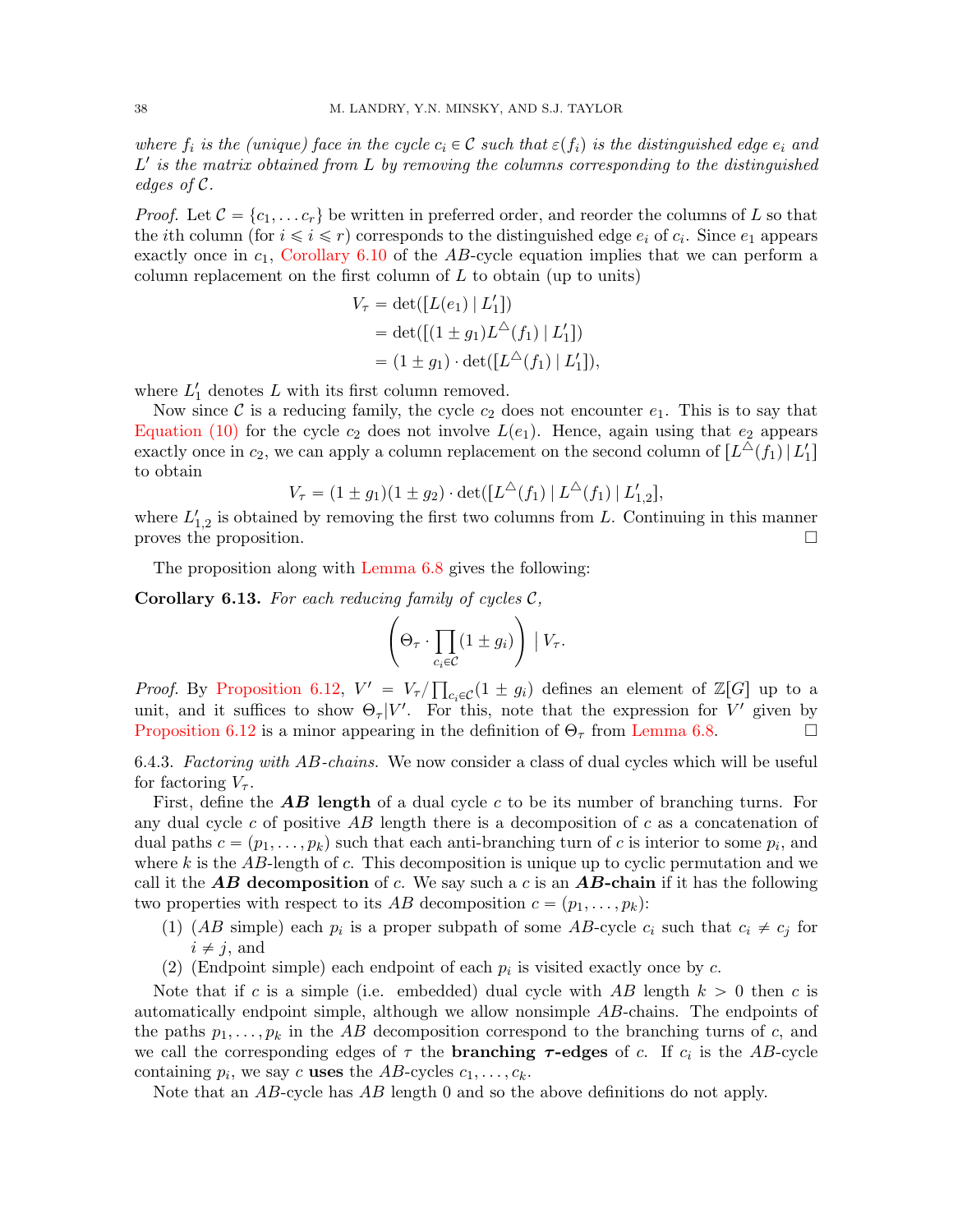*where $f_i$ is the (unique) face in the cycle $c_i \in \mathcal{C}$ such that $\varepsilon(f_i)$ is the distinguished edge $e_i$ and $L'$ is the matrix obtained from $L$ by removing the columns corresponding to the distinguished edges of $\mathcal{C}$.*

*Proof.* Let $\mathcal{C} = \{c_1, \dots c_r\}$ be written in preferred order, and reorder the columns of $L$ so that the $i$th column (for $i \leqslant i \leqslant r$) corresponds to the distinguished edges $e_i$ of $c_i$. Since $e_1$ appears exactly once in $c_1$, Corollary 6.10 of the $AB$-cycle equation implies that we can perform a column replacement on the first column of $L$ to obtain (up to units)

$$\begin{aligned} V_\tau &= \det([L(e_1) \mid L'_1]) \\ &= \det([(1 \pm g_1) L^{\triangle}(f_1) \mid L'_1]) \\ &= (1 \pm g_1) \cdot \det([L^{\triangle}(f_1) \mid L'_1]), \end{aligned}$$

where $L'_1$ denotes $L$ with its first column removed.

Now since $\mathcal{C}$ is a reducing family, the cycle $c_2$ does not encounter $e_1$. This is to say that Equation (10) for the cycle $c_2$ does not involve $L(e_1)$. Hence, again using that $e_2$ appears exactly once in $c_2$, we can apply a column replacement on the second column of $[L^{\triangle}(f_1) \,|\, L'_1]$ to obtain

$$V_\tau = (1 \pm g_1)(1 \pm g_2) \cdot \det([L^{\triangle}(f_1) \mid L^{\triangle}(f_1) \mid L'_{1,2}],$$

where $L'_{1,2}$ is obtained by removing the first two columns from $L$. Continuing in this manner proves the proposition. $\square$

The proposition along with Lemma 6.8 gives the following:

**Corollary 6.13.** *For each reducing family of cycles $\mathcal{C}$,*

$$\left( \Theta_\tau \cdot \prod_{c_i \in \mathcal{C}} (1 \pm g_i) \right) \mid V_\tau.$$

*Proof.* By Proposition 6.12, $V' = V_\tau / \prod_{c_i \in \mathcal{C}} (1 \pm g_i)$ defines an element of $\mathbb{Z}[G]$ up to a unit, and it suffices to show $\Theta_\tau | V'$. For this, note that the expression for $V'$ given by Proposition 6.12 is a minor appearing in the definition of $\Theta_\tau$ from Lemma 6.8. $\square$

6.4.3. *Factoring with AB-chains.* We now consider a class of dual cycles which will be useful for factoring $V_\tau$.

First, define the ***AB* length** of a dual cycle $c$ to be its number of branching turns. For any dual cycle $c$ of positive $AB$ length there is a decomposition of $c$ as a concatenation of dual paths $c = (p_1, \dots, p_k)$ such that each anti-branching turn of $c$ is interior to some $p_i$, and where $k$ is the $AB$-length of $c$. This decomposition is unique up to cyclic permutation and we call it the ***AB* decomposition** of $c$. We say such a $c$ is an ***AB*-chain** if it has the following two properties with respect to its $AB$ decomposition $c = (p_1, \dots, p_k)$:

1. ($AB$ simple) each $p_i$ is a proper subpath of some $AB$-cycle $c_i$ such that $c_i \neq c_j$ for $i \neq j$, and
2. (Endpoint simple) each endpoint of each $p_i$ is visited exactly once by $c$.

Note that if $c$ is a simple (i.e. embedded) dual cycle with $AB$ length $k > 0$ then $c$ is automatically endpoint simple, although we allow nonsimple $AB$-chains. The endpoints of the paths $p_1, \dots, p_k$ in the $AB$ decomposition correspond to the branching turns of $c$, and we call the corresponding edges of $\tau$ the **branching $\tau$-edges** of $c$. If $c_i$ is the $AB$-cycle containing $p_i$, we say $c$ **uses** the $AB$-cycles $c_1, \dots, c_k$.

Note that an $AB$-cycle has $AB$ length 0 and so the above definitions do not apply.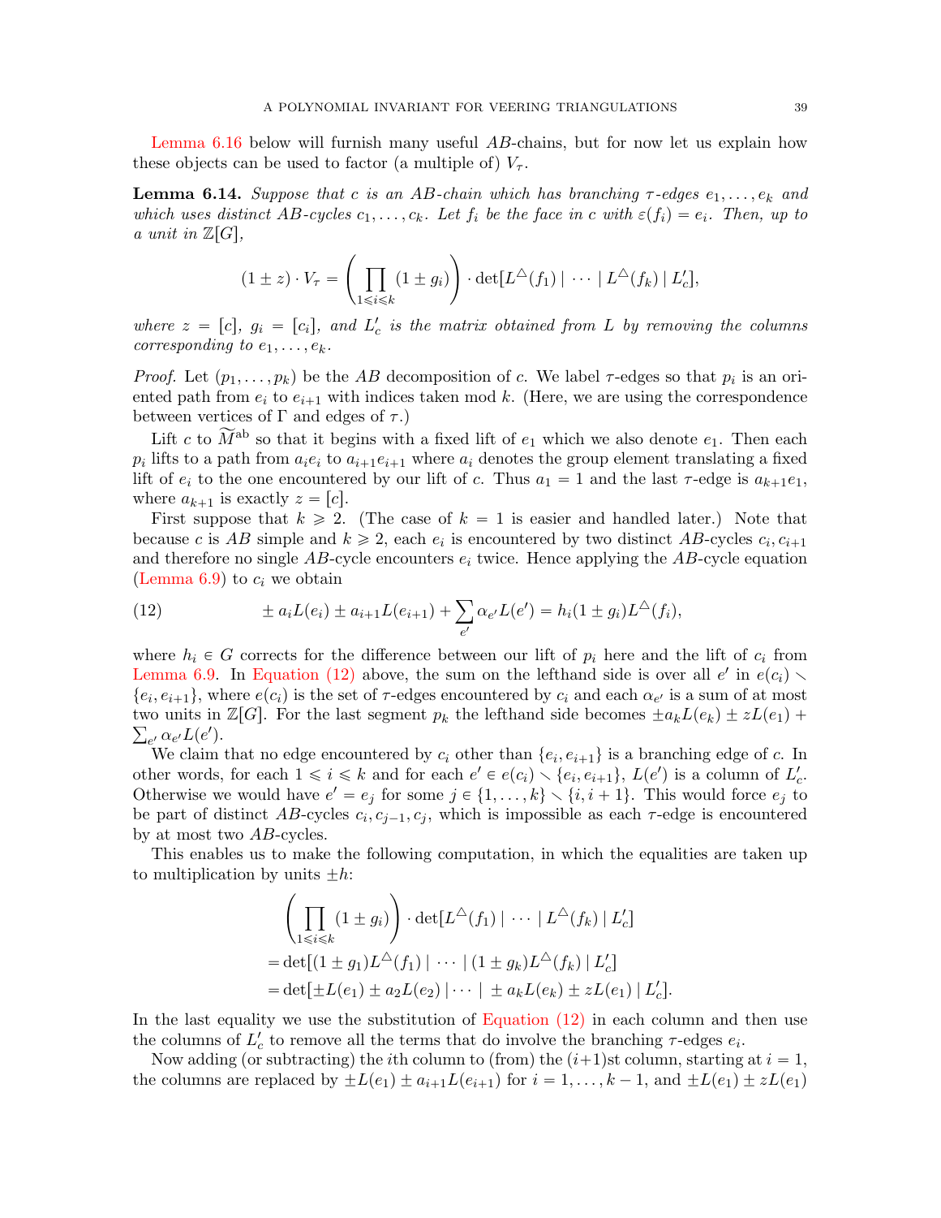Lemma 6.16 below will furnish many useful $AB$-chains, but for now let us explain how these objects can be used to factor (a multiple of) $V_\tau$.

**Lemma 6.14.** *Suppose that $c$ is an $AB$-chain which has branching $\tau$-edges $e_1, \ldots, e_k$ and which uses distinct $AB$-cycles $c_1, \ldots, c_k$. Let $f_i$ be the face in $c$ with $\varepsilon(f_i) = e_i$. Then, up to a unit in $\mathbb{Z}[G]$,*

$$(1 \pm z) \cdot V_\tau = \left( \prod_{1 \leqslant i \leqslant k} (1 \pm g_i) \right) \cdot \det[L^\triangle(f_1) \mid \cdots \mid L^\triangle(f_k) \mid L'_c],$$

*where $z = [c]$, $g_i = [c_i]$, and $L'_c$ is the matrix obtained from $L$ by removing the columns corresponding to $e_1, \ldots, e_k$.*

*Proof.* Let $(p_1, \ldots, p_k)$ be the $AB$ decomposition of $c$. We label $\tau$-edges so that $p_i$ is an oriented path from $e_i$ to $e_{i+1}$ with indices taken mod $k$. (Here, we are using the correspondence between vertices of $\Gamma$ and edges of $\tau$.)

Lift $c$ to $\widetilde{M}^{\mathrm{ab}}$ so that it begins with a fixed lift of $e_1$ which we also denote $e_1$. Then each $p_i$ lifts to a path from $a_i e_i$ to $a_{i+1} e_{i+1}$ where $a_i$ denotes the group element translating a fixed lift of $e_i$ to the one encountered by our lift of $c$. Thus $a_1 = 1$ and the last $\tau$-edge is $a_{k+1} e_1$, where $a_{k+1}$ is exactly $z = [c]$.

First suppose that $k \geqslant 2$. (The case of $k = 1$ is easier and handled later.) Note that because $c$ is $AB$ simple and $k \geqslant 2$, each $e_i$ is encountered by two distinct $AB$-cycles $c_i, c_{i+1}$ and therefore no single $AB$-cycle encounters $e_i$ twice. Hence applying the $AB$-cycle equation (Lemma 6.9) to $c_i$ we obtain

$$\pm a_i L(e_i) \pm a_{i+1} L(e_{i+1}) + \sum_{e'} \alpha_{e'} L(e') = h_i (1 \pm g_i) L^\triangle(f_i), \tag{12}$$

where $h_i \in G$ corrects for the difference between our lift of $p_i$ here and the lift of $c_i$ from Lemma 6.9. In Equation (12) above, the sum on the lefthand side is over all $e'$ in $e(c_i) \smallsetminus \{e_i, e_{i+1}\}$, where $e(c_i)$ is the set of $\tau$-edges encountered by $c_i$ and each $\alpha_{e'}$ is a sum of at most two units in $\mathbb{Z}[G]$. For the last segment $p_k$ the lefthand side becomes $\pm a_k L(e_k) \pm z L(e_1) + \sum_{e'} \alpha_{e'} L(e')$.

We claim that no edge encountered by $c_i$ other than $\{e_i, e_{i+1}\}$ is a branching edge of $c$. In other words, for each $1 \leqslant i \leqslant k$ and for each $e' \in e(c_i) \smallsetminus \{e_i, e_{i+1}\}$, $L(e')$ is a column of $L'_c$. Otherwise we would have $e' = e_j$ for some $j \in \{1, \ldots, k\} \smallsetminus \{i, i+1\}$. This would force $e_j$ to be part of distinct $AB$-cycles $c_i, c_{j-1}, c_j$, which is impossible as each $\tau$-edge is encountered by at most two $AB$-cycles.

This enables us to make the following computation, in which the equalities are taken up to multiplication by units $\pm h$:

$$\begin{aligned}
&\left( \prod_{1 \leqslant i \leqslant k} (1 \pm g_i) \right) \cdot \det[L^\triangle(f_1) \mid \cdots \mid L^\triangle(f_k) \mid L'_c] \\
&= \det[(1 \pm g_1) L^\triangle(f_1) \mid \cdots \mid (1 \pm g_k) L^\triangle(f_k) \mid L'_c] \\
&= \det[\pm L(e_1) \pm a_2 L(e_2) \mid \cdots \mid \pm a_k L(e_k) \pm z L(e_1) \mid L'_c].
\end{aligned}$$

In the last equality we use the substitution of Equation (12) in each column and then use the columns of $L'_c$ to remove all the terms that do involve the branching $\tau$-edges $e_i$.

Now adding (or subtracting) the $i$th column to (from) the $(i+1)$st column, starting at $i = 1$, the columns are replaced by $\pm L(e_1) \pm a_{i+1} L(e_{i+1})$ for $i = 1, \ldots, k-1$, and $\pm L(e_1) \pm z L(e_1)$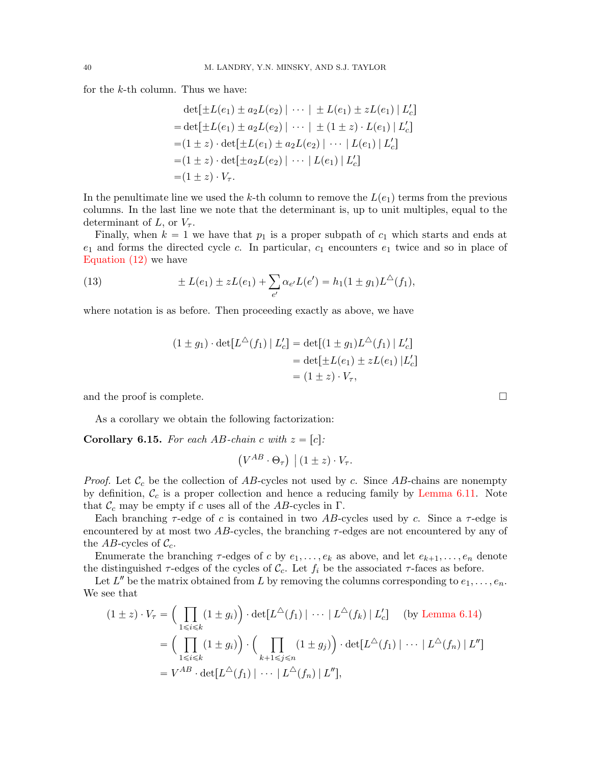for the $k$-th column. Thus we have:

$$
\begin{aligned}
&\det[\pm L(e_1) \pm a_2 L(e_2) \mid \cdots \mid \pm L(e_1) \pm z L(e_1) \mid L'_c] \\
=&\det[\pm L(e_1) \pm a_2 L(e_2) \mid \cdots \mid \pm (1 \pm z) \cdot L(e_1) \mid L'_c] \\
=&(1 \pm z) \cdot \det[\pm L(e_1) \pm a_2 L(e_2) \mid \cdots \mid L(e_1) \mid L'_c] \\
=&(1 \pm z) \cdot \det[\pm a_2 L(e_2) \mid \cdots \mid L(e_1) \mid L'_c] \\
=&(1 \pm z) \cdot V_\tau.
\end{aligned}
$$

In the penultimate line we used the $k$-th column to remove the $L(e_1)$ terms from the previous columns. In the last line we note that the determinant is, up to unit multiples, equal to the determinant of $L$, or $V_\tau$.

Finally, when $k = 1$ we have that $p_1$ is a proper subpath of $c_1$ which starts and ends at $e_1$ and forms the directed cycle $c$. In particular, $c_1$ encounters $e_1$ twice and so in place of Equation (12) we have

$$
\pm L(e_1) \pm z L(e_1) + \sum_{e'} \alpha_{e'} L(e') = h_1(1 \pm g_1) L^\triangle(f_1), \tag{13}
$$

where notation is as before. Then proceeding exactly as above, we have

$$
\begin{aligned}
(1 \pm g_1) \cdot \det[L^\triangle(f_1) \mid L'_c] &= \det[(1 \pm g_1) L^\triangle(f_1) \mid L'_c] \\
&= \det[\pm L(e_1) \pm z L(e_1) \mid L'_c] \\
&= (1 \pm z) \cdot V_\tau,
\end{aligned}
$$

and the proof is complete. □

As a corollary we obtain the following factorization:

**Corollary 6.15.** *For each AB-chain $c$ with $z = [c]$:*

$$
\left(V^{AB} \cdot \Theta_\tau\right) \;\Big|\; (1 \pm z) \cdot V_\tau.
$$

*Proof.* Let $\mathcal{C}_c$ be the collection of $AB$-cycles not used by $c$. Since $AB$-chains are nonempty by definition, $\mathcal{C}_c$ is a proper collection and hence a reducing family by Lemma 6.11. Note that $\mathcal{C}_c$ may be empty if $c$ uses all of the $AB$-cycles in $\Gamma$.

Each branching $\tau$-edge of $c$ is contained in two $AB$-cycles used by $c$. Since a $\tau$-edge is encountered by at most two $AB$-cycles, the branching $\tau$-edges are not encountered by any of the $AB$-cycles of $\mathcal{C}_c$.

Enumerate the branching $\tau$-edges of $c$ by $e_1, \ldots, e_k$ as above, and let $e_{k+1}, \ldots, e_n$ denote the distinguished $\tau$-edges of the cycles of $\mathcal{C}_c$. Let $f_i$ be the associated $\tau$-faces as before.

Let $L''$ be the matrix obtained from $L$ by removing the columns corresponding to $e_1, \ldots, e_n$. We see that

$$
\begin{aligned}
(1 \pm z) \cdot V_\tau &= \Big(\prod_{1 \leqslant i \leqslant k} (1 \pm g_i)\Big) \cdot \det[L^\triangle(f_1) \mid \cdots \mid L^\triangle(f_k) \mid L'_c] \quad \text{(by Lemma 6.14)} \\
&= \Big(\prod_{1 \leqslant i \leqslant k} (1 \pm g_i)\Big) \cdot \Big(\prod_{k+1 \leqslant j \leqslant n} (1 \pm g_j)\Big) \cdot \det[L^\triangle(f_1) \mid \cdots \mid L^\triangle(f_n) \mid L''] \\
&= V^{AB} \cdot \det[L^\triangle(f_1) \mid \cdots \mid L^\triangle(f_n) \mid L''],
\end{aligned}
$$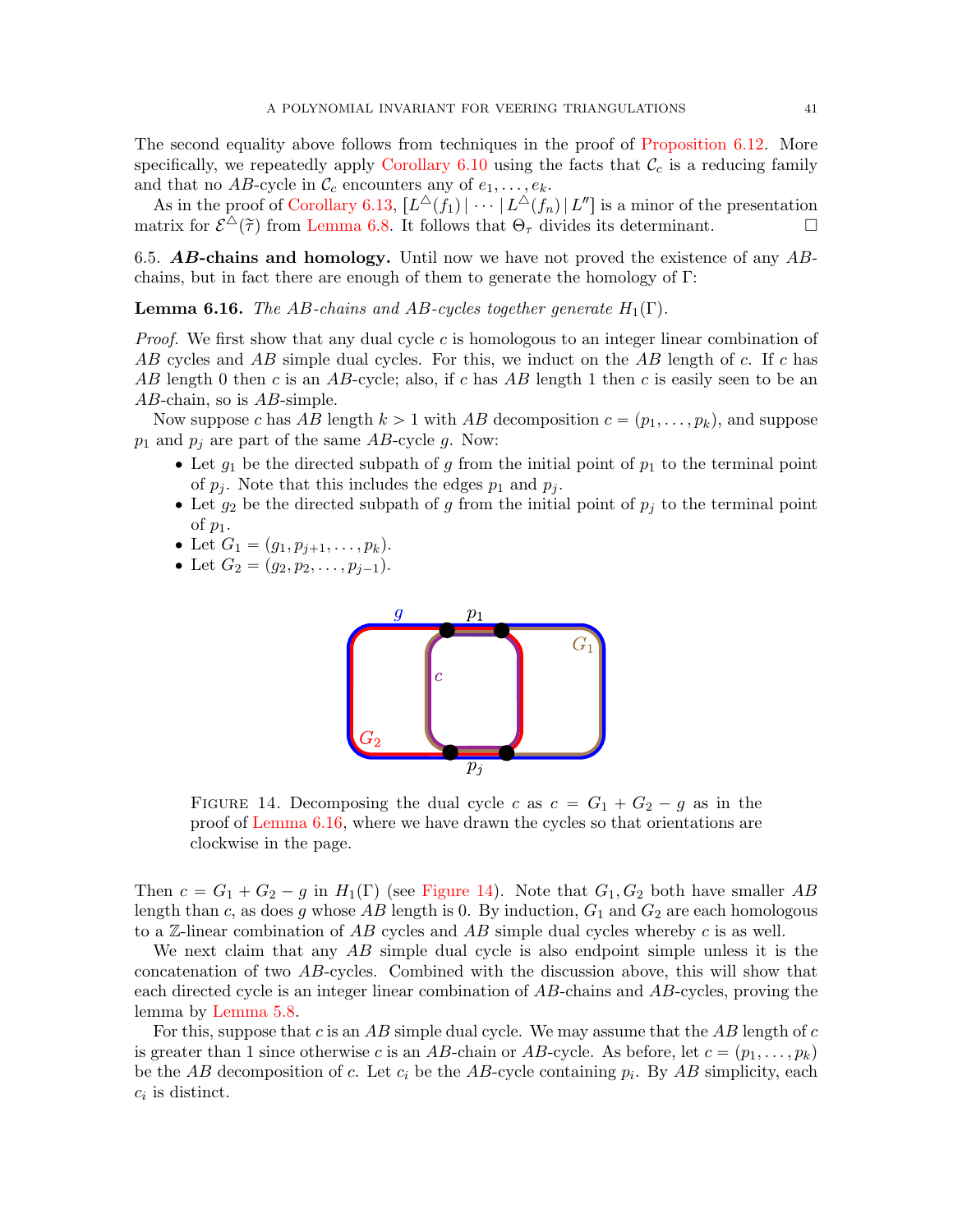The second equality above follows from techniques in the proof of Proposition 6.12. More specifically, we repeatedly apply Corollary 6.10 using the facts that $\mathcal{C}_c$ is a reducing family and that no $AB$-cycle in $\mathcal{C}_c$ encounters any of $e_1, \ldots, e_k$.

As in the proof of Corollary 6.13, $[L^\triangle(f_1) \mid \cdots \mid L^\triangle(f_n) \mid L'']$ is a minor of the presentation matrix for $\mathcal{E}^\triangle(\widetilde{\tau})$ from Lemma 6.8. It follows that $\Theta_\tau$ divides its determinant. $\square$

## 6.5. *AB*-chains and homology.

Until now we have not proved the existence of any $AB$-chains, but in fact there are enough of them to generate the homology of $\Gamma$:

**Lemma 6.16.** *The $AB$-chains and $AB$-cycles together generate $H_1(\Gamma)$.*

*Proof.* We first show that any dual cycle $c$ is homologous to an integer linear combination of $AB$ cycles and $AB$ simple dual cycles. For this, we induct on the $AB$ length of $c$. If $c$ has $AB$ length 0 then $c$ is an $AB$-cycle; also, if $c$ has $AB$ length 1 then $c$ is easily seen to be an $AB$-chain, so is $AB$-simple.

Now suppose $c$ has $AB$ length $k > 1$ with $AB$ decomposition $c = (p_1, \ldots, p_k)$, and suppose $p_1$ and $p_j$ are part of the same $AB$-cycle $g$. Now:

- Let $g_1$ be the directed subpath of $g$ from the initial point of $p_1$ to the terminal point of $p_j$. Note that this includes the edges $p_1$ and $p_j$.
- Let $g_2$ be the directed subpath of $g$ from the initial point of $p_j$ to the terminal point of $p_1$.
- Let $G_1 = (g_1, p_{j+1}, \ldots, p_k)$.
- Let $G_2 = (g_2, p_2, \ldots, p_{j-1})$.

FIGURE 14. Decomposing the dual cycle $c$ as $c = G_1 + G_2 - g$ as in the proof of Lemma 6.16, where we have drawn the cycles so that orientations are clockwise in the page.

Then $c = G_1 + G_2 - g$ in $H_1(\Gamma)$ (see Figure 14). Note that $G_1, G_2$ both have smaller $AB$ length than $c$, as does $g$ whose $AB$ length is 0. By induction, $G_1$ and $G_2$ are each homologous to a $\mathbb{Z}$-linear combination of $AB$ cycles and $AB$ simple dual cycles whereby $c$ is as well.

We next claim that any $AB$ simple dual cycle is also endpoint simple unless it is the concatenation of two $AB$-cycles. Combined with the discussion above, this will show that each directed cycle is an integer linear combination of $AB$-chains and $AB$-cycles, proving the lemma by Lemma 5.8.

For this, suppose that $c$ is an $AB$ simple dual cycle. We may assume that the $AB$ length of $c$ is greater than 1 since otherwise $c$ is an $AB$-chain or $AB$-cycle. As before, let $c = (p_1, \ldots, p_k)$ be the $AB$ decomposition of $c$. Let $c_i$ be the $AB$-cycle containing $p_i$. By $AB$ simplicity, each $c_i$ is distinct.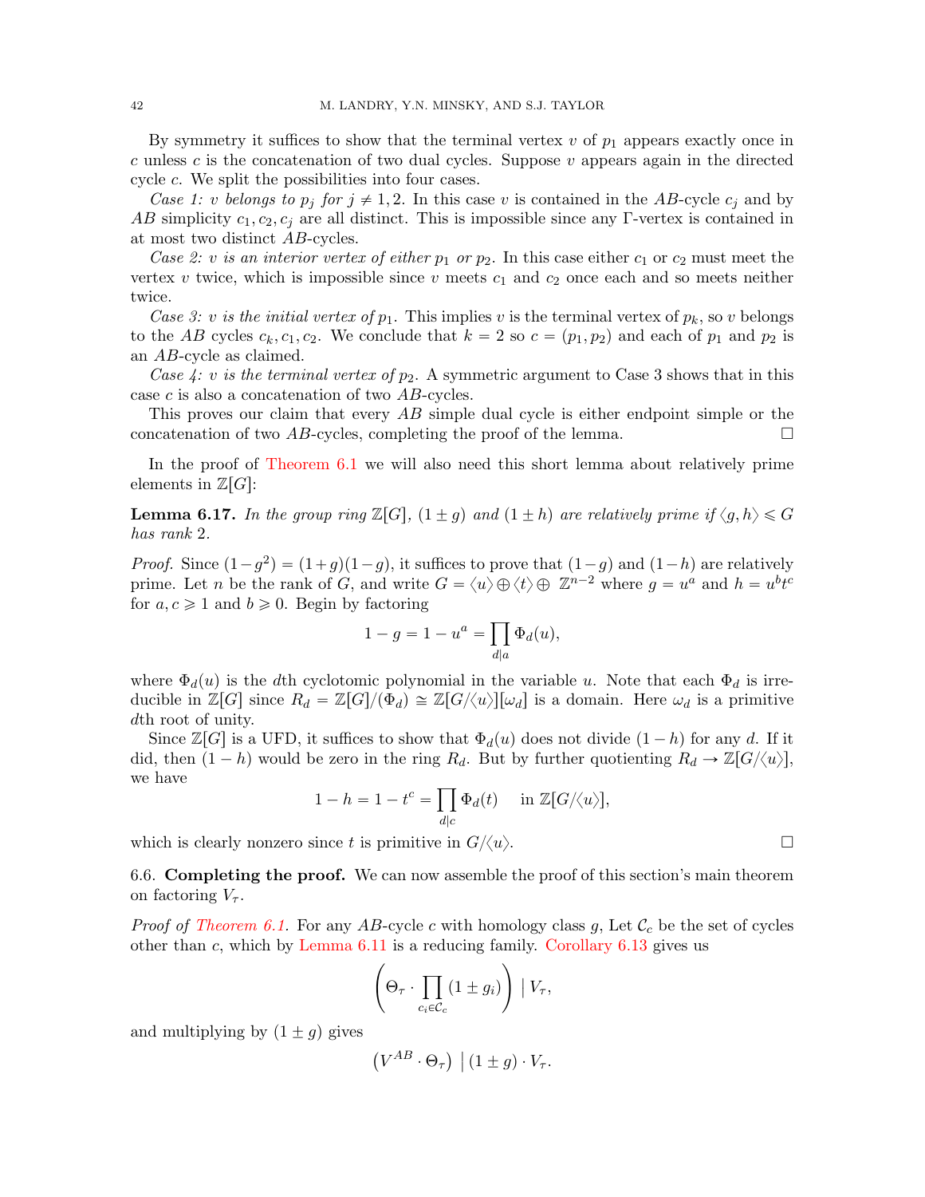By symmetry it suffices to show that the terminal vertex $v$ of $p_1$ appears exactly once in $c$ unless $c$ is the concatenation of two dual cycles. Suppose $v$ appears again in the directed cycle $c$. We split the possibilities into four cases.

*Case 1: $v$ belongs to $p_j$ for $j \neq 1, 2$.* In this case $v$ is contained in the $AB$-cycle $c_j$ and by $AB$ simplicity $c_1, c_2, c_j$ are all distinct. This is impossible since any $\Gamma$-vertex is contained in at most two distinct $AB$-cycles.

*Case 2: $v$ is an interior vertex of either $p_1$ or $p_2$.* In this case either $c_1$ or $c_2$ must meet the vertex $v$ twice, which is impossible since $v$ meets $c_1$ and $c_2$ once each and so meets neither twice.

*Case 3: $v$ is the initial vertex of $p_1$.* This implies $v$ is the terminal vertex of $p_k$, so $v$ belongs to the $AB$ cycles $c_k, c_1, c_2$. We conclude that $k = 2$ so $c = (p_1, p_2)$ and each of $p_1$ and $p_2$ is an $AB$-cycle as claimed.

*Case 4: $v$ is the terminal vertex of $p_2$.* A symmetric argument to Case 3 shows that in this case $c$ is also a concatenation of two $AB$-cycles.

This proves our claim that every $AB$ simple dual cycle is either endpoint simple or the concatenation of two $AB$-cycles, completing the proof of the lemma. □

In the proof of Theorem 6.1 we will also need this short lemma about relatively prime elements in $\mathbb{Z}[G]$:

**Lemma 6.17.** *In the group ring $\mathbb{Z}[G]$, $(1 \pm g)$ and $(1 \pm h)$ are relatively prime if $\langle g, h\rangle \leqslant G$ has rank 2.*

*Proof.* Since $(1-g^2) = (1+g)(1-g)$, it suffices to prove that $(1-g)$ and $(1-h)$ are relatively prime. Let $n$ be the rank of $G$, and write $G = \langle u\rangle \oplus \langle t\rangle \oplus \mathbb{Z}^{n-2}$ where $g = u^a$ and $h = u^b t^c$ for $a, c \geqslant 1$ and $b \geqslant 0$. Begin by factoring

$$1 - g = 1 - u^a = \prod_{d | a} \Phi_d(u),$$

where $\Phi_d(u)$ is the $d$th cyclotomic polynomial in the variable $u$. Note that each $\Phi_d$ is irreducible in $\mathbb{Z}[G]$ since $R_d = \mathbb{Z}[G]/(\Phi_d) \cong \mathbb{Z}[G/\langle u\rangle][\omega_d]$ is a domain. Here $\omega_d$ is a primitive $d$th root of unity.

Since $\mathbb{Z}[G]$ is a UFD, it suffices to show that $\Phi_d(u)$ does not divide $(1-h)$ for any $d$. If it did, then $(1-h)$ would be zero in the ring $R_d$. But by further quotienting $R_d \to \mathbb{Z}[G/\langle u\rangle]$, we have

$$1 - h = 1 - t^c = \prod_{d|c} \Phi_d(t) \quad \text{ in } \mathbb{Z}[G/\langle u\rangle],$$

which is clearly nonzero since $t$ is primitive in $G/\langle u\rangle$. □

### 6.6. Completing the proof.

We can now assemble the proof of this section's main theorem on factoring $V_\tau$.

*Proof of Theorem 6.1.* For any $AB$-cycle $c$ with homology class $g$, Let $\mathcal{C}_c$ be the set of cycles other than $c$, which by Lemma 6.11 is a reducing family. Corollary 6.13 gives us

$$\left(\Theta_\tau \cdot \prod_{c_i \in \mathcal{C}_c} (1 \pm g_i)\right) \,\Big|\, V_\tau,$$

and multiplying by $(1 \pm g)$ gives

$$\left(V^{AB} \cdot \Theta_\tau\right) \,\Big|\, (1 \pm g) \cdot V_\tau.$$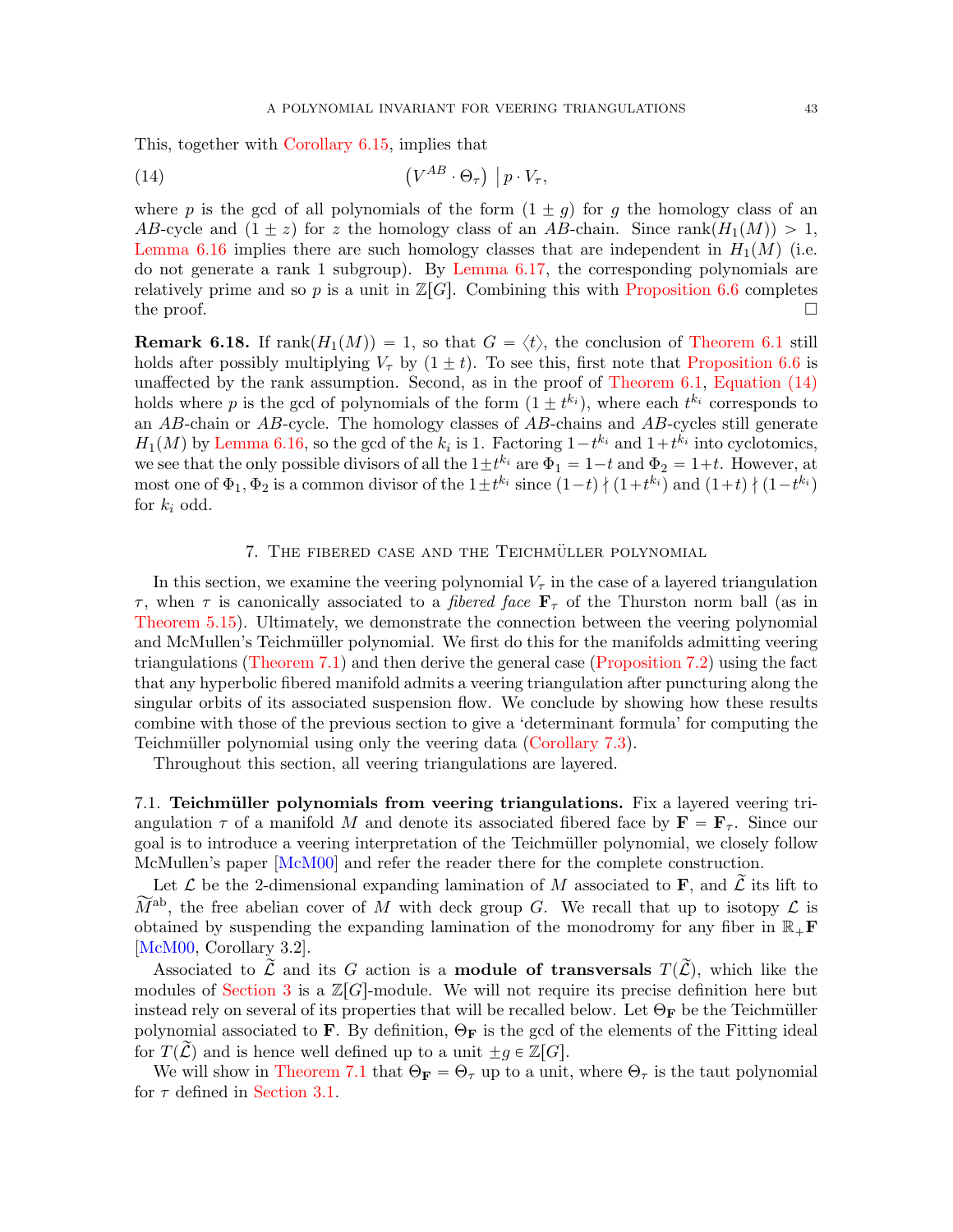This, together with Corollary 6.15, implies that

$$\left(V^{AB} \cdot \Theta_\tau\right) \,\big|\, p \cdot V_\tau, \tag{14}$$

where $p$ is the gcd of all polynomials of the form $(1 \pm g)$ for $g$ the homology class of an $AB$-cycle and $(1 \pm z)$ for $z$ the homology class of an $AB$-chain. Since $\mathrm{rank}(H_1(M)) > 1$, Lemma 6.16 implies there are such homology classes that are independent in $H_1(M)$ (i.e. do not generate a rank 1 subgroup). By Lemma 6.17, the corresponding polynomials are relatively prime and so $p$ is a unit in $\mathbb{Z}[G]$. Combining this with Proposition 6.6 completes the proof. $\square$

**Remark 6.18.** If $\mathrm{rank}(H_1(M)) = 1$, so that $G = \langle t \rangle$, the conclusion of Theorem 6.1 still holds after possibly multiplying $V_\tau$ by $(1 \pm t)$. To see this, first note that Proposition 6.6 is unaffected by the rank assumption. Second, as in the proof of Theorem 6.1, Equation (14) holds where $p$ is the gcd of polynomials of the form $(1 \pm t^{k_i})$, where each $t^{k_i}$ corresponds to an $AB$-chain or $AB$-cycle. The homology classes of $AB$-chains and $AB$-cycles still generate $H_1(M)$ by Lemma 6.16, so the gcd of the $k_i$ is 1. Factoring $1 - t^{k_i}$ and $1 + t^{k_i}$ into cyclotomics, we see that the only possible divisors of all the $1 \pm t^{k_i}$ are $\Phi_1 = 1 - t$ and $\Phi_2 = 1 + t$. However, at most one of $\Phi_1, \Phi_2$ is a common divisor of the $1 \pm t^{k_i}$ since $(1-t) \nmid (1+t^{k_i})$ and $(1+t) \nmid (1-t^{k_i})$ for $k_i$ odd.

## 7. The fibered case and the Teichmüller polynomial

In this section, we examine the veering polynomial $V_\tau$ in the case of a layered triangulation $\tau$, when $\tau$ is canonically associated to a *fibered face* $\mathbf{F}_\tau$ of the Thurston norm ball (as in Theorem 5.15). Ultimately, we demonstrate the connection between the veering polynomial and McMullen's Teichmüller polynomial. We first do this for the manifolds admitting veering triangulations (Theorem 7.1) and then derive the general case (Proposition 7.2) using the fact that any hyperbolic fibered manifold admits a veering triangulation after puncturing along the singular orbits of its associated suspension flow. We conclude by showing how these results combine with those of the previous section to give a 'determinant formula' for computing the Teichmüller polynomial using only the veering data (Corollary 7.3).

Throughout this section, all veering triangulations are layered.

### 7.1. Teichmüller polynomials from veering triangulations.

Fix a layered veering triangulation $\tau$ of a manifold $M$ and denote its associated fibered face by $\mathbf{F} = \mathbf{F}_\tau$. Since our goal is to introduce a veering interpretation of the Teichmüller polynomial, we closely follow McMullen's paper [McM00] and refer the reader there for the complete construction.

Let $\mathcal{L}$ be the 2-dimensional expanding lamination of $M$ associated to $\mathbf{F}$, and $\widetilde{\mathcal{L}}$ its lift to $\widetilde{M}^{\mathrm{ab}}$, the free abelian cover of $M$ with deck group $G$. We recall that up to isotopy $\mathcal{L}$ is obtained by suspending the expanding lamination of the monodromy for any fiber in $\mathbb{R}_+\mathbf{F}$ [McM00, Corollary 3.2].

Associated to $\widetilde{\mathcal{L}}$ and its $G$ action is a **module of transversals** $T(\widetilde{\mathcal{L}})$, which like the modules of Section 3 is a $\mathbb{Z}[G]$-module. We will not require its precise definition here but instead rely on several of its properties that will be recalled below. Let $\Theta_\mathbf{F}$ be the Teichmüller polynomial associated to $\mathbf{F}$. By definition, $\Theta_\mathbf{F}$ is the gcd of the elements of the Fitting ideal for $T(\widetilde{\mathcal{L}})$ and is hence well defined up to a unit $\pm g \in \mathbb{Z}[G]$.

We will show in Theorem 7.1 that $\Theta_\mathbf{F} = \Theta_\tau$ up to a unit, where $\Theta_\tau$ is the taut polynomial for $\tau$ defined in Section 3.1.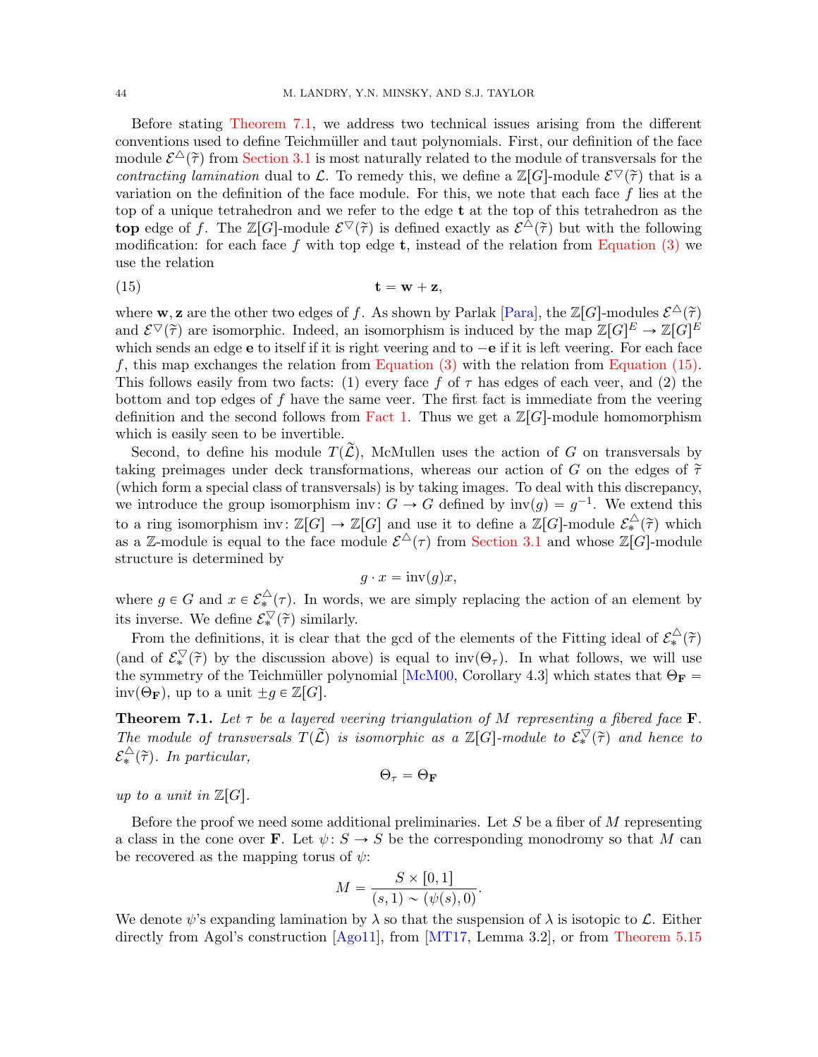Before stating Theorem 7.1, we address two technical issues arising from the different conventions used to define Teichmüller and taut polynomials. First, our definition of the face module $\mathcal{E}^{\triangle}(\tilde{\tau})$ from Section 3.1 is most naturally related to the module of transversals for the *contracting lamination* dual to $\mathcal{L}$. To remedy this, we define a $\mathbb{Z}[G]$-module $\mathcal{E}^{\triangledown}(\tilde{\tau})$ that is a variation on the definition of the face module. For this, we note that each face $f$ lies at the top of a unique tetrahedron and we refer to the edge $\mathbf{t}$ at the top of this tetrahedron as the **top** edge of $f$. The $\mathbb{Z}[G]$-module $\mathcal{E}^{\triangledown}(\tilde{\tau})$ is defined exactly as $\mathcal{E}^{\triangle}(\tilde{\tau})$ but with the following modification: for each face $f$ with top edge $\mathbf{t}$, instead of the relation from Equation (3) we use the relation

$$\mathbf{t} = \mathbf{w} + \mathbf{z}, \tag{15}$$

where $\mathbf{w}, \mathbf{z}$ are the other two edges of $f$. As shown by Parlak [Para], the $\mathbb{Z}[G]$-modules $\mathcal{E}^{\triangle}(\tilde{\tau})$ and $\mathcal{E}^{\triangledown}(\tilde{\tau})$ are isomorphic. Indeed, an isomorphism is induced by the map $\mathbb{Z}[G]^E \to \mathbb{Z}[G]^E$ which sends an edge $\mathbf{e}$ to itself if it is right veering and to $-\mathbf{e}$ if it is left veering. For each face $f$, this map exchanges the relation from Equation (3) with the relation from Equation (15). This follows easily from two facts: (1) every face $f$ of $\tau$ has edges of each veer, and (2) the bottom and top edges of $f$ have the same veer. The first fact is immediate from the veering definition and the second follows from Fact 1. Thus we get a $\mathbb{Z}[G]$-module homomorphism which is easily seen to be invertible.

Second, to define his module $T(\widetilde{\mathcal{L}})$, McMullen uses the action of $G$ on transversals by taking preimages under deck transformations, whereas our action of $G$ on the edges of $\tilde{\tau}$ (which form a special class of transversals) is by taking images. To deal with this discrepancy, we introduce the group isomorphism $\mathrm{inv}\colon G \to G$ defined by $\mathrm{inv}(g) = g^{-1}$. We extend this to a ring isomorphism $\mathrm{inv}\colon \mathbb{Z}[G] \to \mathbb{Z}[G]$ and use it to define a $\mathbb{Z}[G]$-module $\mathcal{E}^{\triangle}_{*}(\tilde{\tau})$ which as a $\mathbb{Z}$-module is equal to the face module $\mathcal{E}^{\triangle}(\tau)$ from Section 3.1 and whose $\mathbb{Z}[G]$-module structure is determined by

$$g \cdot x = \mathrm{inv}(g)x,$$

where $g \in G$ and $x \in \mathcal{E}^{\triangle}_{*}(\tau)$. In words, we are simply replacing the action of an element by its inverse. We define $\mathcal{E}^{\triangledown}_{*}(\tilde{\tau})$ similarly.

From the definitions, it is clear that the gcd of the elements of the Fitting ideal of $\mathcal{E}^{\triangle}_{*}(\tilde{\tau})$ (and of $\mathcal{E}^{\triangledown}_{*}(\tilde{\tau})$ by the discussion above) is equal to $\mathrm{inv}(\Theta_\tau)$. In what follows, we will use the symmetry of the Teichmüller polynomial [McM00, Corollary 4.3] which states that $\Theta_{\mathbf{F}} = \mathrm{inv}(\Theta_{\mathbf{F}})$, up to a unit $\pm g \in \mathbb{Z}[G]$.

**Theorem 7.1.** *Let $\tau$ be a layered veering triangulation of $M$ representing a fibered face $\mathbf{F}$. The module of transversals $T(\widetilde{\mathcal{L}})$ is isomorphic as a $\mathbb{Z}[G]$-module to $\mathcal{E}^{\triangledown}_{*}(\tilde{\tau})$ and hence to $\mathcal{E}^{\triangle}_{*}(\tilde{\tau})$. In particular,*

$$\Theta_\tau = \Theta_{\mathbf{F}}$$

*up to a unit in $\mathbb{Z}[G]$.*

Before the proof we need some additional preliminaries. Let $S$ be a fiber of $M$ representing a class in the cone over $\mathbf{F}$. Let $\psi\colon S \to S$ be the corresponding monodromy so that $M$ can be recovered as the mapping torus of $\psi$:

$$M = \frac{S \times [0,1]}{(s,1) \sim (\psi(s),0)}.$$

We denote $\psi$'s expanding lamination by $\lambda$ so that the suspension of $\lambda$ is isotopic to $\mathcal{L}$. Either directly from Agol's construction [Ago11], from [MT17, Lemma 3.2], or from Theorem 5.15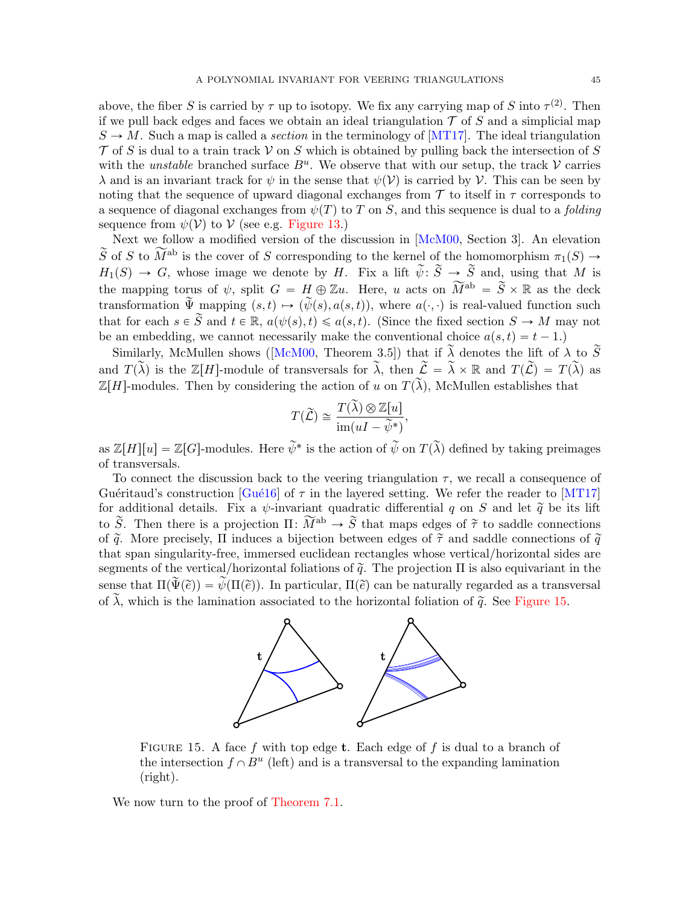above, the fiber $S$ is carried by $\tau$ up to isotopy. We fix any carrying map of $S$ into $\tau^{(2)}$. Then if we pull back edges and faces we obtain an ideal triangulation $\mathcal{T}$ of $S$ and a simplicial map $S \to M$. Such a map is called a *section* in the terminology of [MT17]. The ideal triangulation $\mathcal{T}$ of $S$ is dual to a train track $\mathcal{V}$ on $S$ which is obtained by pulling back the intersection of $S$ with the *unstable* branched surface $B^u$. We observe that with our setup, the track $\mathcal{V}$ carries $\lambda$ and is an invariant track for $\psi$ in the sense that $\psi(\mathcal{V})$ is carried by $\mathcal{V}$. This can be seen by noting that the sequence of upward diagonal exchanges from $\mathcal{T}$ to itself in $\tau$ corresponds to a sequence of diagonal exchanges from $\psi(T)$ to $T$ on $S$, and this sequence is dual to a *folding* sequence from $\psi(\mathcal{V})$ to $\mathcal{V}$ (see e.g. Figure 13.)

Next we follow a modified version of the discussion in [McM00, Section 3]. An elevation $\widetilde{S}$ of $S$ to $\widetilde{M}^{\text{ab}}$ is the cover of $S$ corresponding to the kernel of the homomorphism $\pi_1(S) \to H_1(S) \to G$, whose image we denote by $H$. Fix a lift $\widetilde{\psi}\colon \widetilde{S} \to \widetilde{S}$ and, using that $M$ is the mapping torus of $\psi$, split $G = H \oplus \mathbb{Z}u$. Here, $u$ acts on $\widetilde{M}^{\text{ab}} = \widetilde{S} \times \mathbb{R}$ as the deck transformation $\widetilde{\Psi}$ mapping $(s,t) \mapsto (\widetilde{\psi}(s), a(s,t))$, where $a(\cdot,\cdot)$ is real-valued function such that for each $s \in \widetilde{S}$ and $t \in \mathbb{R}$, $a(\psi(s),t) \leqslant a(s,t)$. (Since the fixed section $S \to M$ may not be an embedding, we cannot necessarily make the conventional choice $a(s,t) = t-1$.)

Similarly, McMullen shows ([McM00, Theorem 3.5]) that if $\widetilde{\lambda}$ denotes the lift of $\lambda$ to $\widetilde{S}$ and $T(\widetilde{\lambda})$ is the $\mathbb{Z}[H]$-module of transversals for $\widetilde{\lambda}$, then $\widetilde{\mathcal{L}} = \widetilde{\lambda} \times \mathbb{R}$ and $T(\widetilde{\mathcal{L}}) = T(\widetilde{\lambda})$ as $\mathbb{Z}[H]$-modules. Then by considering the action of $u$ on $T(\widetilde{\lambda})$, McMullen establishes that

$$T(\widetilde{\mathcal{L}}) \cong \frac{T(\widetilde{\lambda}) \otimes \mathbb{Z}[u]}{\operatorname{im}(uI - \widetilde{\psi}^*)},$$

as $\mathbb{Z}[H][u] = \mathbb{Z}[G]$-modules. Here $\widetilde{\psi}^*$ is the action of $\widetilde{\psi}$ on $T(\widetilde{\lambda})$ defined by taking preimages of transversals.

To connect the discussion back to the veering triangulation $\tau$, we recall a consequence of Guéritaud's construction [Gué16] of $\tau$ in the layered setting. We refer the reader to [MT17] for additional details. Fix a $\psi$-invariant quadratic differential $q$ on $S$ and let $\widetilde{q}$ be its lift to $\widetilde{S}$. Then there is a projection $\Pi\colon \widetilde{M}^{\text{ab}} \to \widetilde{S}$ that maps edges of $\widetilde{\tau}$ to saddle connections of $\widetilde{q}$. More precisely, $\Pi$ induces a bijection between edges of $\widetilde{\tau}$ and saddle connections of $\widetilde{q}$ that span singularity-free, immersed euclidean rectangles whose vertical/horizontal sides are segments of the vertical/horizontal foliations of $\widetilde{q}$. The projection $\Pi$ is also equivariant in the sense that $\Pi(\widetilde{\Psi}(\widetilde{e})) = \widetilde{\psi}(\Pi(\widetilde{e}))$. In particular, $\Pi(\widetilde{e})$ can be naturally regarded as a transversal of $\widetilde{\lambda}$, which is the lamination associated to the horizontal foliation of $\widetilde{q}$. See Figure 15.

FIGURE 15. A face $f$ with top edge $\mathbf{t}$. Each edge of $f$ is dual to a branch of the intersection $f \cap B^u$ (left) and is a transversal to the expanding lamination (right).

We now turn to the proof of Theorem 7.1.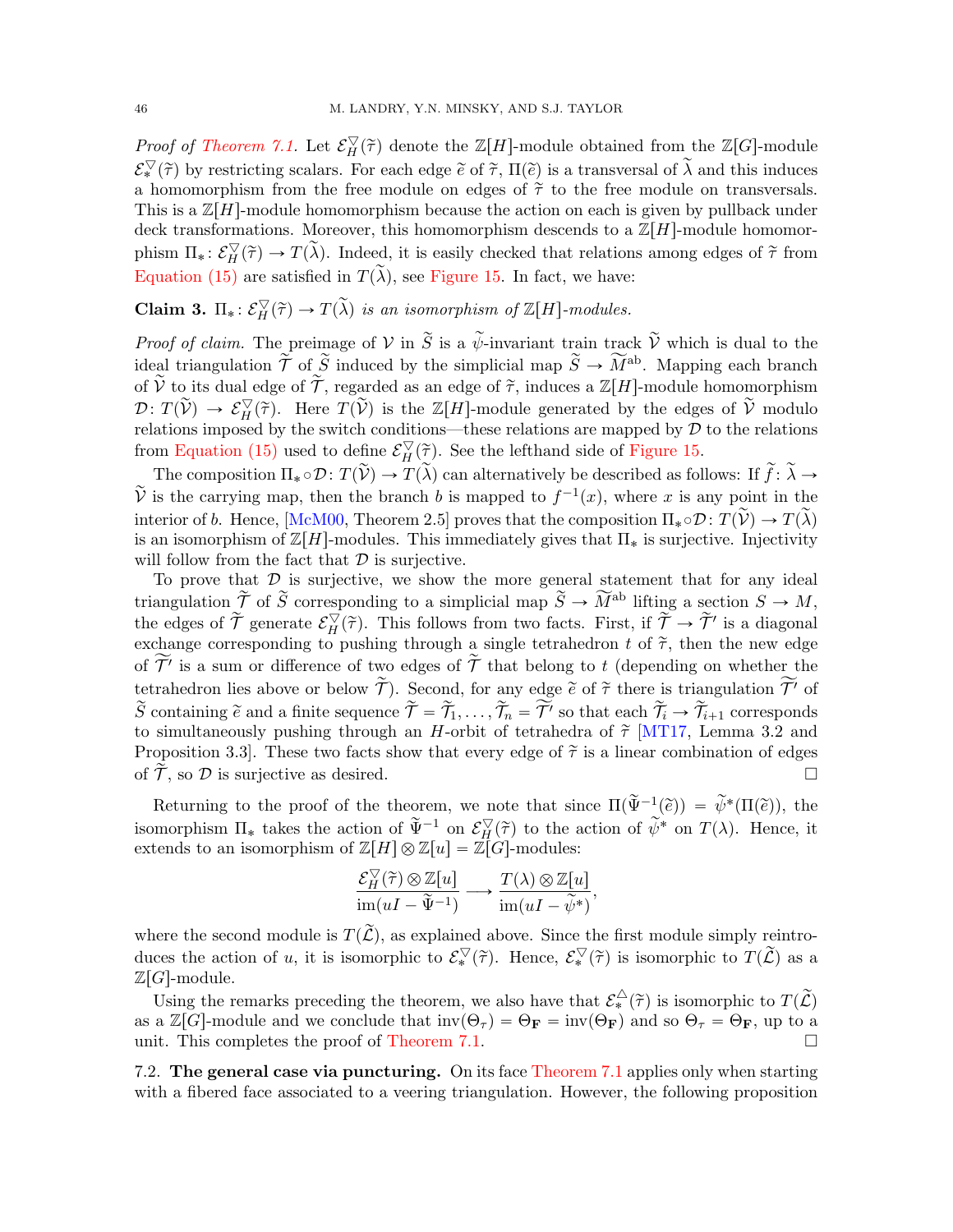*Proof of Theorem 7.1.* Let $\mathcal{E}_H^\triangledown(\tilde\tau)$ denote the $\mathbb{Z}[H]$-module obtained from the $\mathbb{Z}[G]$-module $\mathcal{E}_*^\triangledown(\tilde\tau)$ by restricting scalars. For each edge $\tilde e$ of $\tilde\tau$, $\Pi(\tilde e)$ is a transversal of $\tilde\lambda$ and this induces a homomorphism from the free module on edges of $\tilde\tau$ to the free module on transversals. This is a $\mathbb{Z}[H]$-module homomorphism because the action on each is given by pullback under deck transformations. Moreover, this homomorphism descends to a $\mathbb{Z}[H]$-module homomorphism $\Pi_*\colon \mathcal{E}_H^\triangledown(\tilde\tau) \to T(\tilde\lambda)$. Indeed, it is easily checked that relations among edges of $\tilde\tau$ from Equation (15) are satisfied in $T(\tilde\lambda)$, see Figure 15. In fact, we have:

**Claim 3.** *$\Pi_*\colon \mathcal{E}_H^\triangledown(\tilde\tau) \to T(\tilde\lambda)$ is an isomorphism of $\mathbb{Z}[H]$-modules.*

*Proof of claim.* The preimage of $\mathcal{V}$ in $\tilde S$ is a $\tilde\psi$-invariant train track $\tilde{\mathcal{V}}$ which is dual to the ideal triangulation $\tilde{\mathcal{T}}$ of $\tilde S$ induced by the simplicial map $\tilde S \to \widetilde{M}^{\mathrm{ab}}$. Mapping each branch of $\tilde{\mathcal{V}}$ to its dual edge of $\tilde{\mathcal{T}}$, regarded as an edge of $\tilde\tau$, induces a $\mathbb{Z}[H]$-module homomorphism $\mathcal{D}\colon T(\tilde{\mathcal{V}}) \to \mathcal{E}_H^\triangledown(\tilde\tau)$. Here $T(\tilde{\mathcal{V}})$ is the $\mathbb{Z}[H]$-module generated by the edges of $\tilde{\mathcal{V}}$ modulo relations imposed by the switch conditions—these relations are mapped by $\mathcal{D}$ to the relations from Equation (15) used to define $\mathcal{E}_H^\triangledown(\tilde\tau)$. See the lefthand side of Figure 15.

The composition $\Pi_*\circ\mathcal{D}\colon T(\tilde{\mathcal{V}}) \to T(\tilde\lambda)$ can alternatively be described as follows: If $\tilde f\colon \tilde\lambda \to \tilde{\mathcal{V}}$ is the carrying map, then the branch $b$ is mapped to $f^{-1}(x)$, where $x$ is any point in the interior of $b$. Hence, [McM00, Theorem 2.5] proves that the composition $\Pi_*\circ\mathcal{D}\colon T(\tilde{\mathcal{V}}) \to T(\tilde\lambda)$ is an isomorphism of $\mathbb{Z}[H]$-modules. This immediately gives that $\Pi_*$ is surjective. Injectivity will follow from the fact that $\mathcal{D}$ is surjective.

To prove that $\mathcal{D}$ is surjective, we show the more general statement that for any ideal triangulation $\tilde{\mathcal{T}}$ of $\tilde S$ corresponding to a simplicial map $\tilde S \to \widetilde{M}^{\mathrm{ab}}$ lifting a section $S \to M$, the edges of $\tilde{\mathcal{T}}$ generate $\mathcal{E}_H^\triangledown(\tilde\tau)$. This follows from two facts. First, if $\tilde{\mathcal{T}} \to \tilde{\mathcal{T}}'$ is a diagonal exchange corresponding to pushing through a single tetrahedron $t$ of $\tilde\tau$, then the new edge of $\tilde{\mathcal{T}}'$ is a sum or difference of two edges of $\tilde{\mathcal{T}}$ that belong to $t$ (depending on whether the tetrahedron lies above or below $\tilde{\mathcal{T}}$). Second, for any edge $\tilde e$ of $\tilde\tau$ there is triangulation $\tilde{\mathcal{T}}'$ of $\tilde S$ containing $\tilde e$ and a finite sequence $\tilde{\mathcal{T}} = \tilde{\mathcal{T}}_1, \ldots, \tilde{\mathcal{T}}_n = \tilde{\mathcal{T}}'$ so that each $\tilde{\mathcal{T}}_i \to \tilde{\mathcal{T}}_{i+1}$ corresponds to simultaneously pushing through an $H$-orbit of tetrahedra of $\tilde\tau$ [MT17, Lemma 3.2 and Proposition 3.3]. These two facts show that every edge of $\tilde\tau$ is a linear combination of edges of $\tilde{\mathcal{T}}$, so $\mathcal{D}$ is surjective as desired. $\square$

Returning to the proof of the theorem, we note that since $\Pi(\tilde\Psi^{-1}(\tilde e)) = \tilde\psi^*(\Pi(\tilde e))$, the isomorphism $\Pi_*$ takes the action of $\tilde\Psi^{-1}$ on $\mathcal{E}_H^\triangledown(\tilde\tau)$ to the action of $\tilde\psi^*$ on $T(\lambda)$. Hence, it extends to an isomorphism of $\mathbb{Z}[H]\otimes\mathbb{Z}[u] = \mathbb{Z}[G]$-modules:

$$\frac{\mathcal{E}_H^\triangledown(\tilde\tau)\otimes\mathbb{Z}[u]}{\mathrm{im}(uI - \tilde\Psi^{-1})} \longrightarrow \frac{T(\lambda)\otimes\mathbb{Z}[u]}{\mathrm{im}(uI - \tilde\psi^*)},$$

where the second module is $T(\tilde{\mathcal{L}})$, as explained above. Since the first module simply reintroduces the action of $u$, it is isomorphic to $\mathcal{E}_*^\triangledown(\tilde\tau)$. Hence, $\mathcal{E}_*^\triangledown(\tilde\tau)$ is isomorphic to $T(\tilde{\mathcal{L}})$ as a $\mathbb{Z}[G]$-module.

Using the remarks preceding the theorem, we also have that $\mathcal{E}_*^\triangle(\tilde\tau)$ is isomorphic to $T(\tilde{\mathcal{L}})$ as a $\mathbb{Z}[G]$-module and we conclude that $\mathrm{inv}(\Theta_\tau) = \Theta_{\mathbf{F}} = \mathrm{inv}(\Theta_{\mathbf{F}})$ and so $\Theta_\tau = \Theta_{\mathbf{F}}$, up to a unit. This completes the proof of Theorem 7.1. $\square$

7.2. **The general case via puncturing.** On its face Theorem 7.1 applies only when starting with a fibered face associated to a veering triangulation. However, the following proposition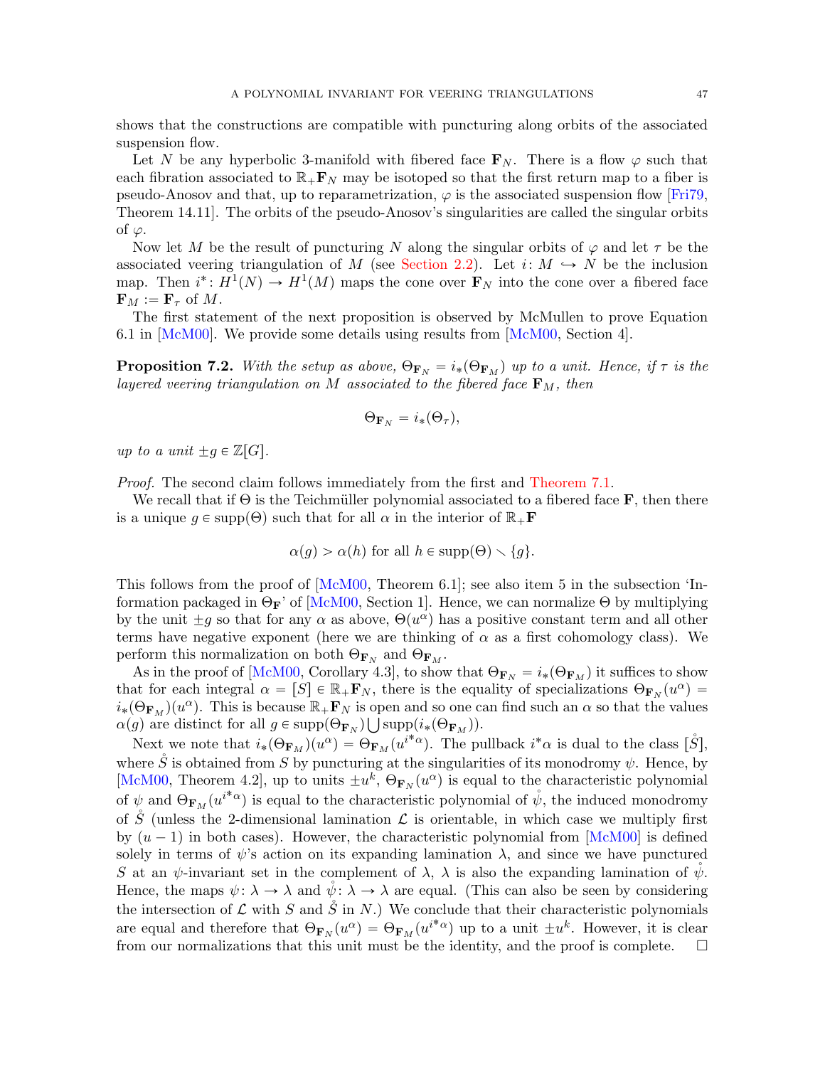shows that the constructions are compatible with puncturing along orbits of the associated suspension flow.

Let $N$ be any hyperbolic 3-manifold with fibered face $\mathbf{F}_N$. There is a flow $\varphi$ such that each fibration associated to $\mathbb{R}_+\mathbf{F}_N$ may be isotoped so that the first return map to a fiber is pseudo-Anosov and that, up to reparametrization, $\varphi$ is the associated suspension flow [Fri79, Theorem 14.11]. The orbits of the pseudo-Anosov's singularities are called the singular orbits of $\varphi$.

Now let $M$ be the result of puncturing $N$ along the singular orbits of $\varphi$ and let $\tau$ be the associated veering triangulation of $M$ (see Section 2.2). Let $i\colon M \hookrightarrow N$ be the inclusion map. Then $i^*\colon H^1(N) \to H^1(M)$ maps the cone over $\mathbf{F}_N$ into the cone over a fibered face $\mathbf{F}_M := \mathbf{F}_\tau$ of $M$.

The first statement of the next proposition is observed by McMullen to prove Equation 6.1 in [McM00]. We provide some details using results from [McM00, Section 4].

**Proposition 7.2.** *With the setup as above, $\Theta_{\mathbf{F}_N} = i_*(\Theta_{\mathbf{F}_M})$ up to a unit. Hence, if $\tau$ is the layered veering triangulation on $M$ associated to the fibered face $\mathbf{F}_M$, then*

$$\Theta_{\mathbf{F}_N} = i_*(\Theta_\tau),$$

*up to a unit $\pm g \in \mathbb{Z}[G]$.*

*Proof.* The second claim follows immediately from the first and Theorem 7.1.

We recall that if $\Theta$ is the Teichmüller polynomial associated to a fibered face $\mathbf{F}$, then there is a unique $g \in \operatorname{supp}(\Theta)$ such that for all $\alpha$ in the interior of $\mathbb{R}_+\mathbf{F}$

$$\alpha(g) > \alpha(h) \text{ for all } h \in \operatorname{supp}(\Theta) \smallsetminus \{g\}.$$

This follows from the proof of [McM00, Theorem 6.1]; see also item 5 in the subsection 'Information packaged in $\Theta_{\mathbf{F}}$' of [McM00, Section 1]. Hence, we can normalize $\Theta$ by multiplying by the unit $\pm g$ so that for any $\alpha$ as above, $\Theta(u^\alpha)$ has a positive constant term and all other terms have negative exponent (here we are thinking of $\alpha$ as a first cohomology class). We perform this normalization on both $\Theta_{\mathbf{F}_N}$ and $\Theta_{\mathbf{F}_M}$.

As in the proof of [McM00, Corollary 4.3], to show that $\Theta_{\mathbf{F}_N} = i_*(\Theta_{\mathbf{F}_M})$ it suffices to show that for each integral $\alpha = [S] \in \mathbb{R}_+\mathbf{F}_N$, there is the equality of specializations $\Theta_{\mathbf{F}_N}(u^\alpha) = i_*(\Theta_{\mathbf{F}_M})(u^\alpha)$. This is because $\mathbb{R}_+\mathbf{F}_N$ is open and so one can find such an $\alpha$ so that the values $\alpha(g)$ are distinct for all $g \in \operatorname{supp}(\Theta_{\mathbf{F}_N}) \bigcup \operatorname{supp}(i_*(\Theta_{\mathbf{F}_M}))$.

Next we note that $i_*(\Theta_{\mathbf{F}_M})(u^\alpha) = \Theta_{\mathbf{F}_M}(u^{i^*\alpha})$. The pullback $i^*\alpha$ is dual to the class $[\mathring{S}]$, where $\mathring{S}$ is obtained from $S$ by puncturing at the singularities of its monodromy $\psi$. Hence, by [McM00, Theorem 4.2], up to units $\pm u^k$, $\Theta_{\mathbf{F}_N}(u^\alpha)$ is equal to the characteristic polynomial of $\psi$ and $\Theta_{\mathbf{F}_M}(u^{i^*\alpha})$ is equal to the characteristic polynomial of $\mathring{\psi}$, the induced monodromy of $\mathring{S}$ (unless the 2-dimensional lamination $\mathcal{L}$ is orientable, in which case we multiply first by $(u-1)$ in both cases). However, the characteristic polynomial from [McM00] is defined solely in terms of $\psi$'s action on its expanding lamination $\lambda$, and since we have punctured $S$ at an $\psi$-invariant set in the complement of $\lambda$, $\lambda$ is also the expanding lamination of $\mathring{\psi}$. Hence, the maps $\psi\colon \lambda \to \lambda$ and $\mathring{\psi}\colon \lambda \to \lambda$ are equal. (This can also be seen by considering the intersection of $\mathcal{L}$ with $S$ and $\mathring{S}$ in $N$.) We conclude that their characteristic polynomials are equal and therefore that $\Theta_{\mathbf{F}_N}(u^\alpha) = \Theta_{\mathbf{F}_M}(u^{i^*\alpha})$ up to a unit $\pm u^k$. However, it is clear from our normalizations that this unit must be the identity, and the proof is complete. $\square$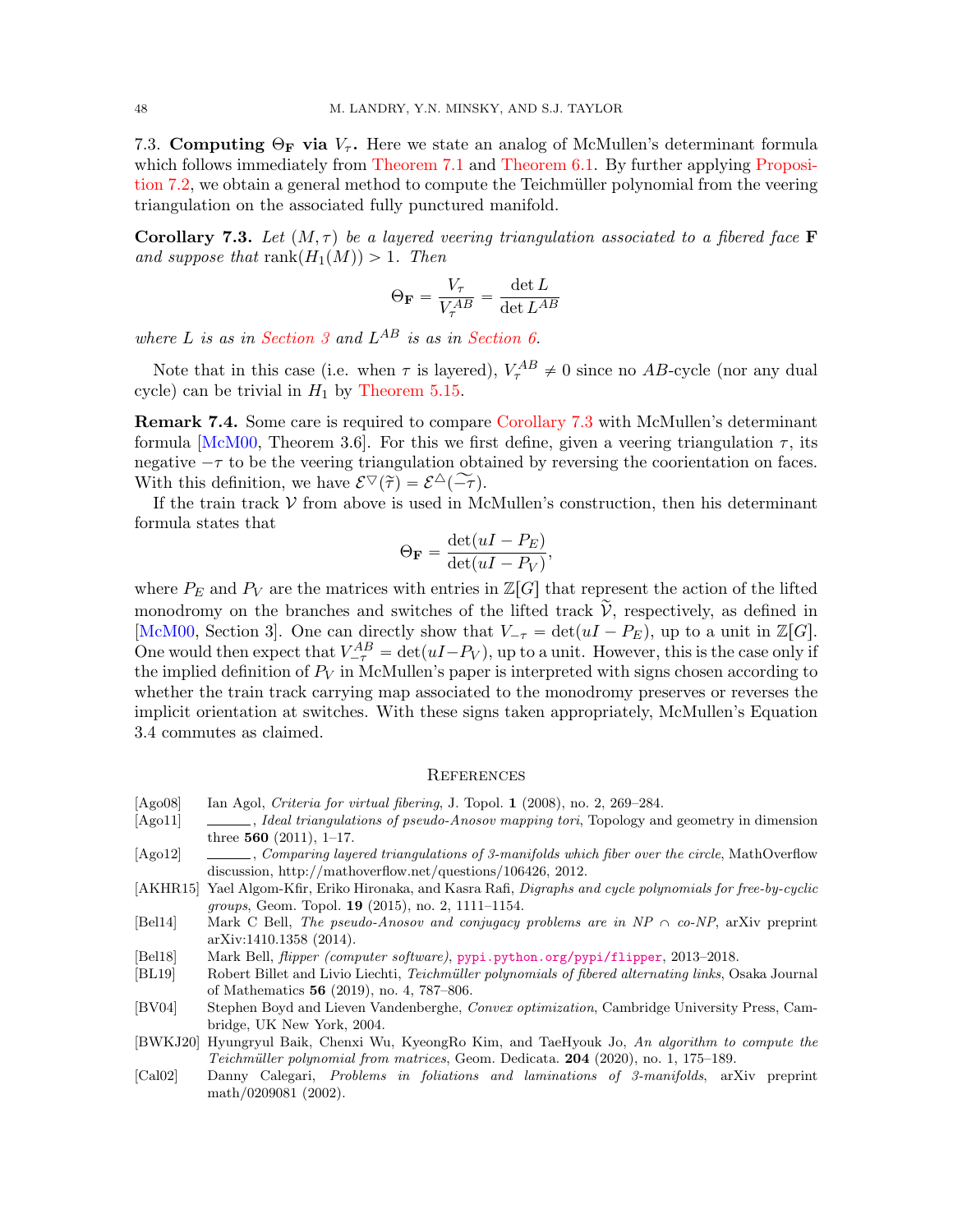7.3. **Computing $\Theta_{\mathbf{F}}$ via $V_\tau$.** Here we state an analog of McMullen's determinant formula which follows immediately from Theorem 7.1 and Theorem 6.1. By further applying Proposition 7.2, we obtain a general method to compute the Teichmüller polynomial from the veering triangulation on the associated fully punctured manifold.

**Corollary 7.3.** *Let $(M,\tau)$ be a layered veering triangulation associated to a fibered face $\mathbf{F}$ and suppose that $\operatorname{rank}(H_1(M)) > 1$. Then*

$$\Theta_{\mathbf{F}} = \frac{V_\tau}{V_\tau^{AB}} = \frac{\det L}{\det L^{AB}}$$

*where $L$ is as in Section 3 and $L^{AB}$ is as in Section 6.*

Note that in this case (i.e. when $\tau$ is layered), $V_\tau^{AB} \neq 0$ since no $AB$-cycle (nor any dual cycle) can be trivial in $H_1$ by Theorem 5.15.

**Remark 7.4.** Some care is required to compare Corollary 7.3 with McMullen's determinant formula [McM00, Theorem 3.6]. For this we first define, given a veering triangulation $\tau$, its negative $-\tau$ to be the veering triangulation obtained by reversing the coorientation on faces. With this definition, we have $\mathcal{E}^{\triangledown}(\widetilde{\tau}) = \mathcal{E}^{\vartriangle}(\widetilde{-\tau})$.

If the train track $\mathcal{V}$ from above is used in McMullen's construction, then his determinant formula states that

$$\Theta_{\mathbf{F}} = \frac{\det(uI - P_E)}{\det(uI - P_V)},$$

where $P_E$ and $P_V$ are the matrices with entries in $\mathbb{Z}[G]$ that represent the action of the lifted monodromy on the branches and switches of the lifted track $\widetilde{\mathcal{V}}$, respectively, as defined in [McM00, Section 3]. One can directly show that $V_{-\tau} = \det(uI - P_E)$, up to a unit in $\mathbb{Z}[G]$. One would then expect that $V_{-\tau}^{AB} = \det(uI - P_V)$, up to a unit. However, this is the case only if the implied definition of $P_V$ in McMullen's paper is interpreted with signs chosen according to whether the train track carrying map associated to the monodromy preserves or reverses the implicit orientation at switches. With these signs taken appropriately, McMullen's Equation 3.4 commutes as claimed.

## References

[Ago08] Ian Agol, *Criteria for virtual fibering*, J. Topol. **1** (2008), no. 2, 269–284.

[Ago11] ______, *Ideal triangulations of pseudo-Anosov mapping tori*, Topology and geometry in dimension three **560** (2011), 1–17.

[Ago12] ______, *Comparing layered triangulations of 3-manifolds which fiber over the circle*, MathOverflow discussion, http://mathoverflow.net/questions/106426, 2012.

[AKHR15] Yael Algom-Kfir, Eriko Hironaka, and Kasra Rafi, *Digraphs and cycle polynomials for free-by-cyclic groups*, Geom. Topol. **19** (2015), no. 2, 1111–1154.

[Bel14] Mark C Bell, *The pseudo-Anosov and conjugacy problems are in NP $\cap$ co-NP*, arXiv preprint arXiv:1410.1358 (2014).

[Bel18] Mark Bell, *flipper (computer software)*, pypi.python.org/pypi/flipper, 2013–2018.

[BL19] Robert Billet and Livio Liechti, *Teichmüller polynomials of fibered alternating links*, Osaka Journal of Mathematics **56** (2019), no. 4, 787–806.

[BV04] Stephen Boyd and Lieven Vandenberghe, *Convex optimization*, Cambridge University Press, Cambridge, UK New York, 2004.

[BWKJ20] Hyungryul Baik, Chenxi Wu, KyeongRo Kim, and TaeHyouk Jo, *An algorithm to compute the Teichmüller polynomial from matrices*, Geom. Dedicata. **204** (2020), no. 1, 175–189.

[Cal02] Danny Calegari, *Problems in foliations and laminations of 3-manifolds*, arXiv preprint math/0209081 (2002).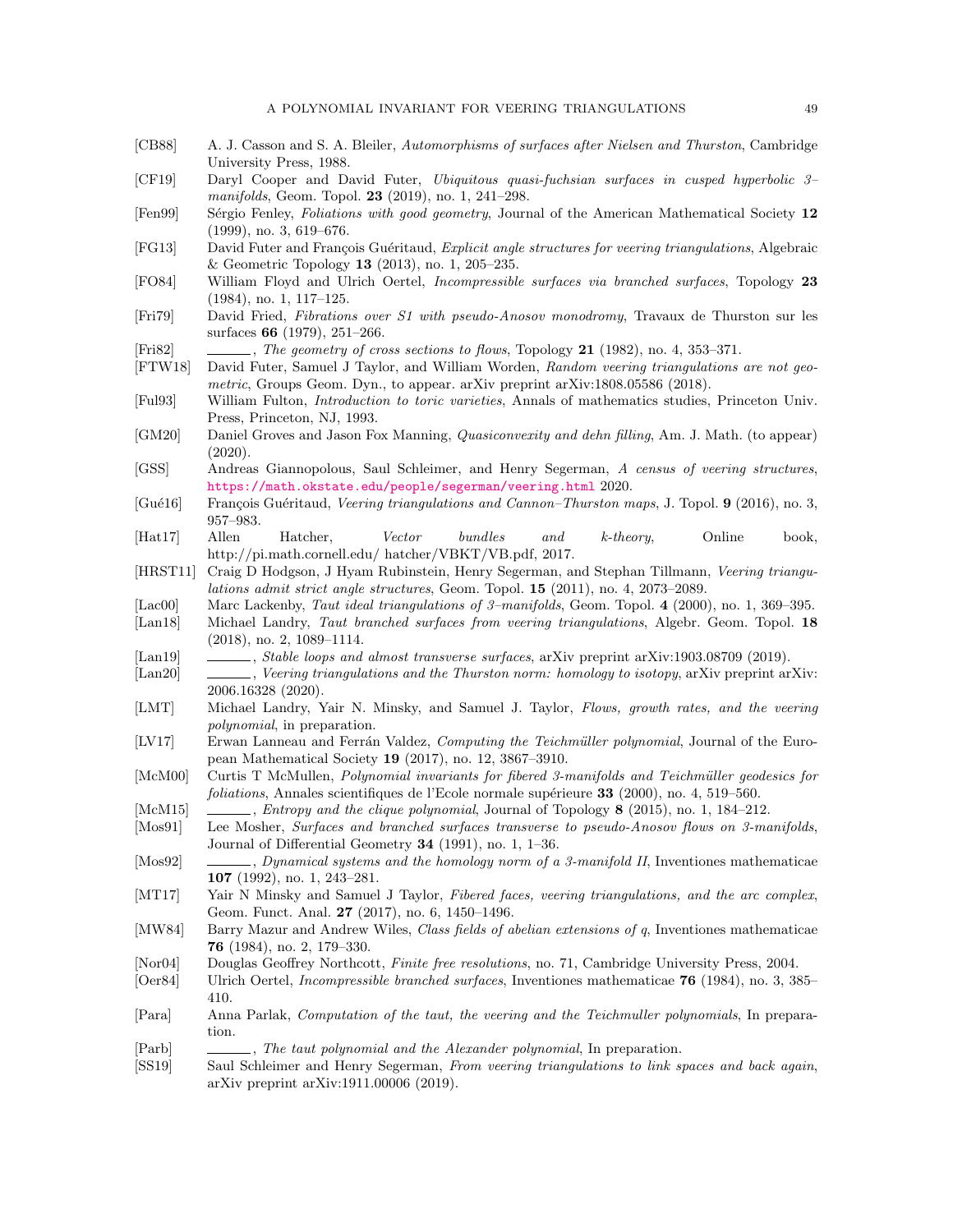[CB88] A. J. Casson and S. A. Bleiler, *Automorphisms of surfaces after Nielsen and Thurston*, Cambridge University Press, 1988.

[CF19] Daryl Cooper and David Futer, *Ubiquitous quasi-fuchsian surfaces in cusped hyperbolic 3–manifolds*, Geom. Topol. **23** (2019), no. 1, 241–298.

[Fen99] Sérgio Fenley, *Foliations with good geometry*, Journal of the American Mathematical Society **12** (1999), no. 3, 619–676.

[FG13] David Futer and François Guéritaud, *Explicit angle structures for veering triangulations*, Algebraic & Geometric Topology **13** (2013), no. 1, 205–235.

[FO84] William Floyd and Ulrich Oertel, *Incompressible surfaces via branched surfaces*, Topology **23** (1984), no. 1, 117–125.

[Fri79] David Fried, *Fibrations over S1 with pseudo-Anosov monodromy*, Travaux de Thurston sur les surfaces **66** (1979), 251–266.

[Fri82] ______, *The geometry of cross sections to flows*, Topology **21** (1982), no. 4, 353–371.

[FTW18] David Futer, Samuel J Taylor, and William Worden, *Random veering triangulations are not geometric*, Groups Geom. Dyn., to appear. arXiv preprint arXiv:1808.05586 (2018).

[Ful93] William Fulton, *Introduction to toric varieties*, Annals of mathematics studies, Princeton Univ. Press, Princeton, NJ, 1993.

[GM20] Daniel Groves and Jason Fox Manning, *Quasiconvexity and dehn filling*, Am. J. Math. (to appear) (2020).

[GSS] Andreas Giannopolous, Saul Schleimer, and Henry Segerman, *A census of veering structures*, https://math.okstate.edu/people/segerman/veering.html 2020.

[Gué16] François Guéritaud, *Veering triangulations and Cannon–Thurston maps*, J. Topol. **9** (2016), no. 3, 957–983.

[Hat17] Allen Hatcher, *Vector bundles and k-theory*, Online book, http://pi.math.cornell.edu/ hatcher/VBKT/VB.pdf, 2017.

[HRST11] Craig D Hodgson, J Hyam Rubinstein, Henry Segerman, and Stephan Tillmann, *Veering triangulations admit strict angle structures*, Geom. Topol. **15** (2011), no. 4, 2073–2089.

[Lac00] Marc Lackenby, *Taut ideal triangulations of 3–manifolds*, Geom. Topol. **4** (2000), no. 1, 369–395.

[Lan18] Michael Landry, *Taut branched surfaces from veering triangulations*, Algebr. Geom. Topol. **18** (2018), no. 2, 1089–1114.

[Lan19] ______, *Stable loops and almost transverse surfaces*, arXiv preprint arXiv:1903.08709 (2019).

[Lan20] ______, *Veering triangulations and the Thurston norm: homology to isotopy*, arXiv preprint arXiv: 2006.16328 (2020).

[LMT] Michael Landry, Yair N. Minsky, and Samuel J. Taylor, *Flows, growth rates, and the veering polynomial*, in preparation.

[LV17] Erwan Lanneau and Ferrán Valdez, *Computing the Teichmüller polynomial*, Journal of the European Mathematical Society **19** (2017), no. 12, 3867–3910.

[McM00] Curtis T McMullen, *Polynomial invariants for fibered 3-manifolds and Teichmüller geodesics for foliations*, Annales scientifiques de l'Ecole normale supérieure **33** (2000), no. 4, 519–560.

[McM15] ______, *Entropy and the clique polynomial*, Journal of Topology **8** (2015), no. 1, 184–212.

[Mos91] Lee Mosher, *Surfaces and branched surfaces transverse to pseudo-Anosov flows on 3-manifolds*, Journal of Differential Geometry **34** (1991), no. 1, 1–36.

[Mos92] ______, *Dynamical systems and the homology norm of a 3-manifold II*, Inventiones mathematicae **107** (1992), no. 1, 243–281.

[MT17] Yair N Minsky and Samuel J Taylor, *Fibered faces, veering triangulations, and the arc complex*, Geom. Funct. Anal. **27** (2017), no. 6, 1450–1496.

[MW84] Barry Mazur and Andrew Wiles, *Class fields of abelian extensions of q*, Inventiones mathematicae **76** (1984), no. 2, 179–330.

[Nor04] Douglas Geoffrey Northcott, *Finite free resolutions*, no. 71, Cambridge University Press, 2004.

[Oer84] Ulrich Oertel, *Incompressible branched surfaces*, Inventiones mathematicae **76** (1984), no. 3, 385–410.

[Para] Anna Parlak, *Computation of the taut, the veering and the Teichmuller polynomials*, In preparation.

[Parb] ______, *The taut polynomial and the Alexander polynomial*, In preparation.

[SS19] Saul Schleimer and Henry Segerman, *From veering triangulations to link spaces and back again*, arXiv preprint arXiv:1911.00006 (2019).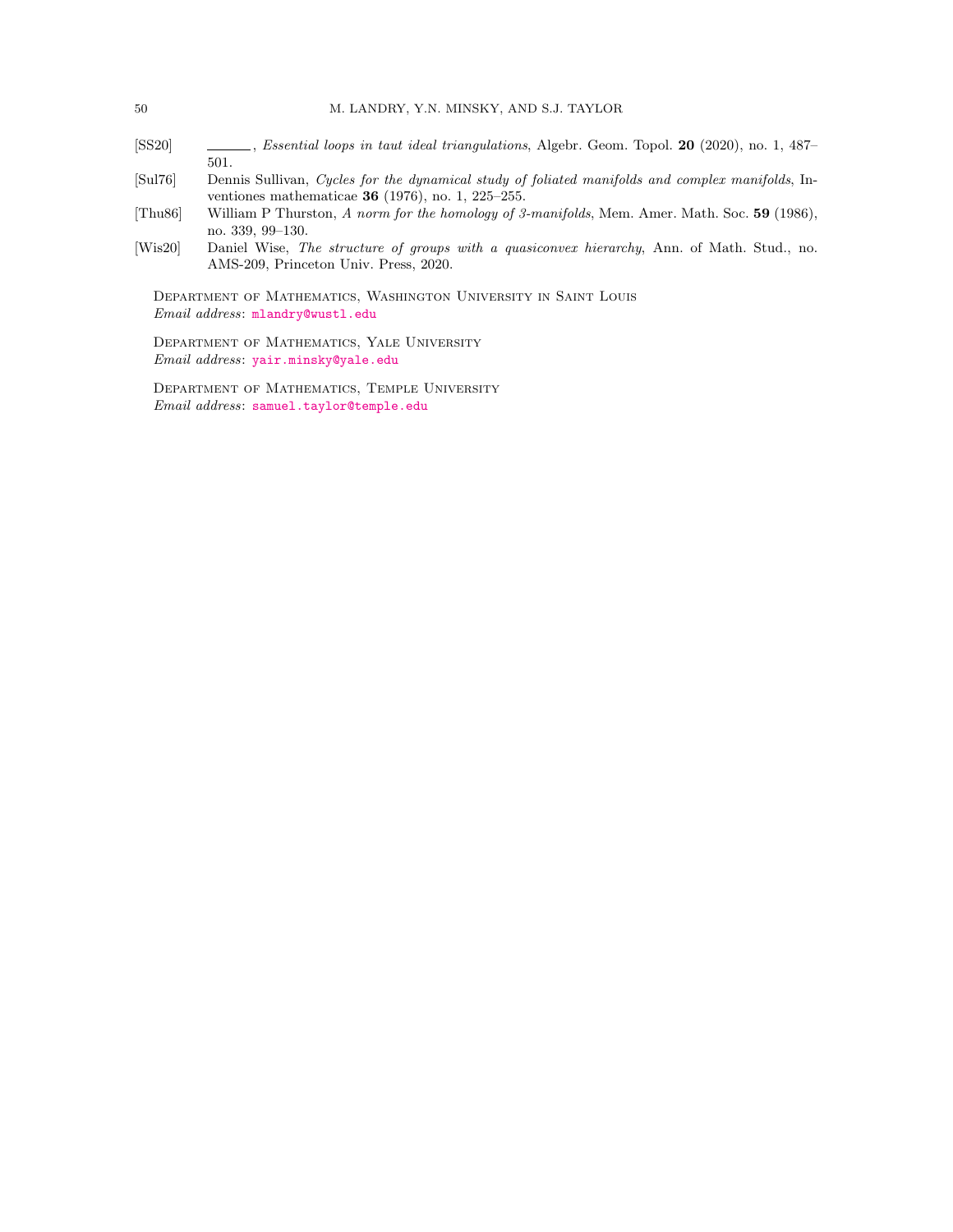[SS20] ______, *Essential loops in taut ideal triangulations*, Algebr. Geom. Topol. **20** (2020), no. 1, 487–501.

[Sul76] Dennis Sullivan, *Cycles for the dynamical study of foliated manifolds and complex manifolds*, Inventiones mathematicae **36** (1976), no. 1, 225–255.

[Thu86] William P Thurston, *A norm for the homology of 3-manifolds*, Mem. Amer. Math. Soc. **59** (1986), no. 339, 99–130.

[Wis20] Daniel Wise, *The structure of groups with a quasiconvex hierarchy*, Ann. of Math. Stud., no. AMS-209, Princeton Univ. Press, 2020.

Department of Mathematics, Washington University in Saint Louis
*Email address*: mlandry@wustl.edu

Department of Mathematics, Yale University
*Email address*: yair.minsky@yale.edu

Department of Mathematics, Temple University
*Email address*: samuel.taylor@temple.edu